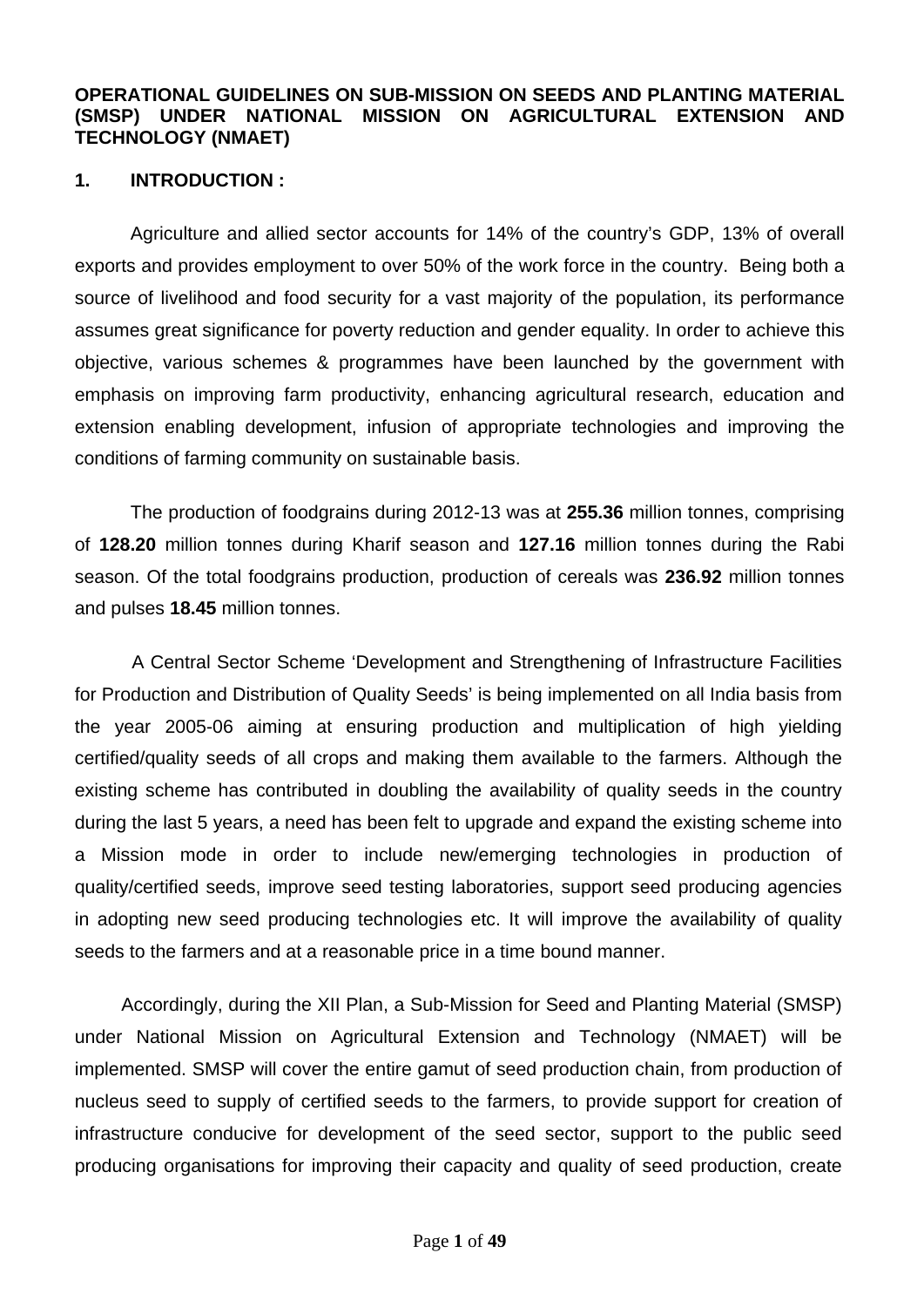# OPERATIONAL GUIDELINES ON SUB-MISSION ON SEEDS AND PLANTING MATERIAL (SMSP) UNDER NATIONAL MISSION ON AGRICULTURAL EXTENSION AND TECHNOLOGY (NMAET)

## 1. INTRODUCTION :

Agriculture and allied sector accounts for 14% of the country's GDP, 13% of overall exports and provides employment to over 50% of the work force in the country. Being both a source of livelihood and food security for a vast majority of the population, its performance assumes great significance for poverty reduction and gender equality. In order to achieve this objective, various schemes & programmes have been launched by the government with emphasis on improving farm productivity, enhancing agricultural research, education and extension enabling development, infusion of appropriate technologies and improving the conditions of farming community on sustainable basis.

The production of foodgrains during 2012-13 was at **255.36** million tonnes, comprising of **128.20** million tonnes during Kharif season and **127.16** million tonnes during the Rabi season. Of the total foodgrains production, production of cereals was **236.92** million tonnes and pulses **18.45** million tonnes.

A Central Sector Scheme 'Development and Strengthening of Infrastructure Facilities for Production and Distribution of Quality Seeds' is being implemented on all India basis from the year 2005-06 aiming at ensuring production and multiplication of high yielding certified/quality seeds of all crops and making them available to the farmers. Although the existing scheme has contributed in doubling the availability of quality seeds in the country during the last 5 years, a need has been felt to upgrade and expand the existing scheme into a Mission mode in order to include new/emerging technologies in production of quality/certified seeds, improve seed testing laboratories, support seed producing agencies in adopting new seed producing technologies etc. It will improve the availability of quality seeds to the farmers and at a reasonable price in a time bound manner.

Accordingly, during the XII Plan, a Sub-Mission for Seed and Planting Material (SMSP) under National Mission on Agricultural Extension and Technology (NMAET) will be implemented. SMSP will cover the entire gamut of seed production chain, from production of nucleus seed to supply of certified seeds to the farmers, to provide support for creation of infrastructure conducive for development of the seed sector, support to the public seed producing organisations for improving their capacity and quality of seed production, create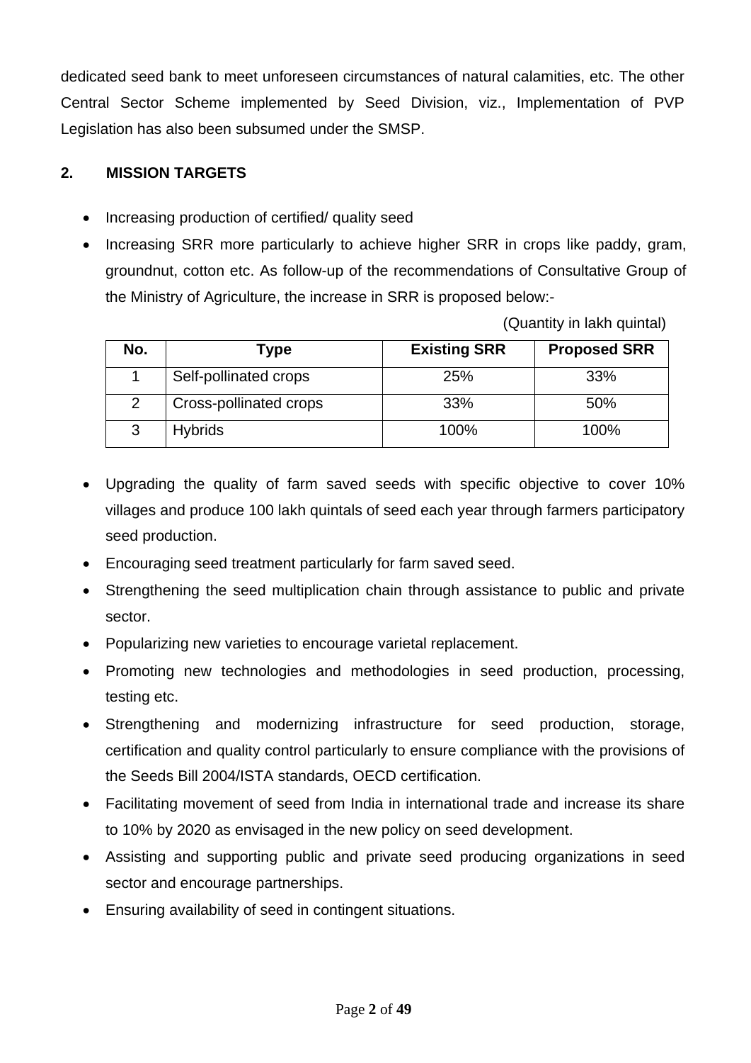dedicated seed bank to meet unforeseen circumstances of natural calamities, etc. The other Central Sector Scheme implemented by Seed Division, viz., Implementation of PVP Legislation has also been subsumed under the SMSP.

## 2. MISSION TARGETS

- Increasing production of certified/ quality seed
- Increasing SRR more particularly to achieve higher SRR in crops like paddy, gram, groundnut, cotton etc. As follow-up of the recommendations of Consultative Group of the Ministry of Agriculture, the increase in SRR is proposed below:-

(Quantity in lakh quintal)

| No. | Type | Existing SRR | Proposed SRR |
|---|---|---|---|
| 1 | Self-pollinated crops | 25% | 33% |
| 2 | Cross-pollinated crops | 33% | 50% |
| 3 | Hybrids | 100% | 100% |

- Upgrading the quality of farm saved seeds with specific objective to cover 10% villages and produce 100 lakh quintals of seed each year through farmers participatory seed production.
- Encouraging seed treatment particularly for farm saved seed.
- Strengthening the seed multiplication chain through assistance to public and private sector.
- Popularizing new varieties to encourage varietal replacement.
- Promoting new technologies and methodologies in seed production, processing, testing etc.
- Strengthening and modernizing infrastructure for seed production, storage, certification and quality control particularly to ensure compliance with the provisions of the Seeds Bill 2004/ISTA standards, OECD certification.
- Facilitating movement of seed from India in international trade and increase its share to 10% by 2020 as envisaged in the new policy on seed development.
- Assisting and supporting public and private seed producing organizations in seed sector and encourage partnerships.
- Ensuring availability of seed in contingent situations.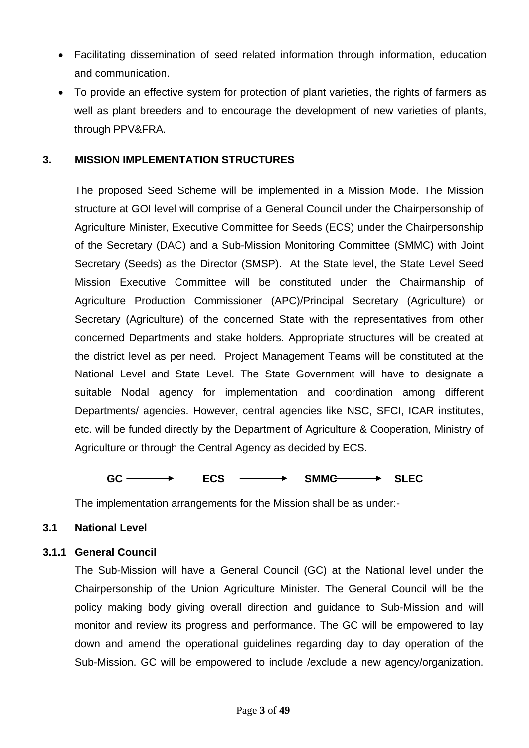- Facilitating dissemination of seed related information through information, education and communication.
- To provide an effective system for protection of plant varieties, the rights of farmers as well as plant breeders and to encourage the development of new varieties of plants, through PPV&FRA.

## 3. MISSION IMPLEMENTATION STRUCTURES

The proposed Seed Scheme will be implemented in a Mission Mode. The Mission structure at GOI level will comprise of a General Council under the Chairpersonship of Agriculture Minister, Executive Committee for Seeds (ECS) under the Chairpersonship of the Secretary (DAC) and a Sub-Mission Monitoring Committee (SMMC) with Joint Secretary (Seeds) as the Director (SMSP). At the State level, the State Level Seed Mission Executive Committee will be constituted under the Chairmanship of Agriculture Production Commissioner (APC)/Principal Secretary (Agriculture) or Secretary (Agriculture) of the concerned State with the representatives from other concerned Departments and stake holders. Appropriate structures will be created at the district level as per need. Project Management Teams will be constituted at the National Level and State Level. The State Government will have to designate a suitable Nodal agency for implementation and coordination among different Departments/ agencies. However, central agencies like NSC, SFCI, ICAR institutes, etc. will be funded directly by the Department of Agriculture & Cooperation, Ministry of Agriculture or through the Central Agency as decided by ECS.

**GC** ⟶ **ECS** ⟶ **SMMC** ⟶ **SLEC**

The implementation arrangements for the Mission shall be as under:-

### 3.1 National Level

#### 3.1.1 General Council

The Sub-Mission will have a General Council (GC) at the National level under the Chairpersonship of the Union Agriculture Minister. The General Council will be the policy making body giving overall direction and guidance to Sub-Mission and will monitor and review its progress and performance. The GC will be empowered to lay down and amend the operational guidelines regarding day to day operation of the Sub-Mission. GC will be empowered to include /exclude a new agency/organization.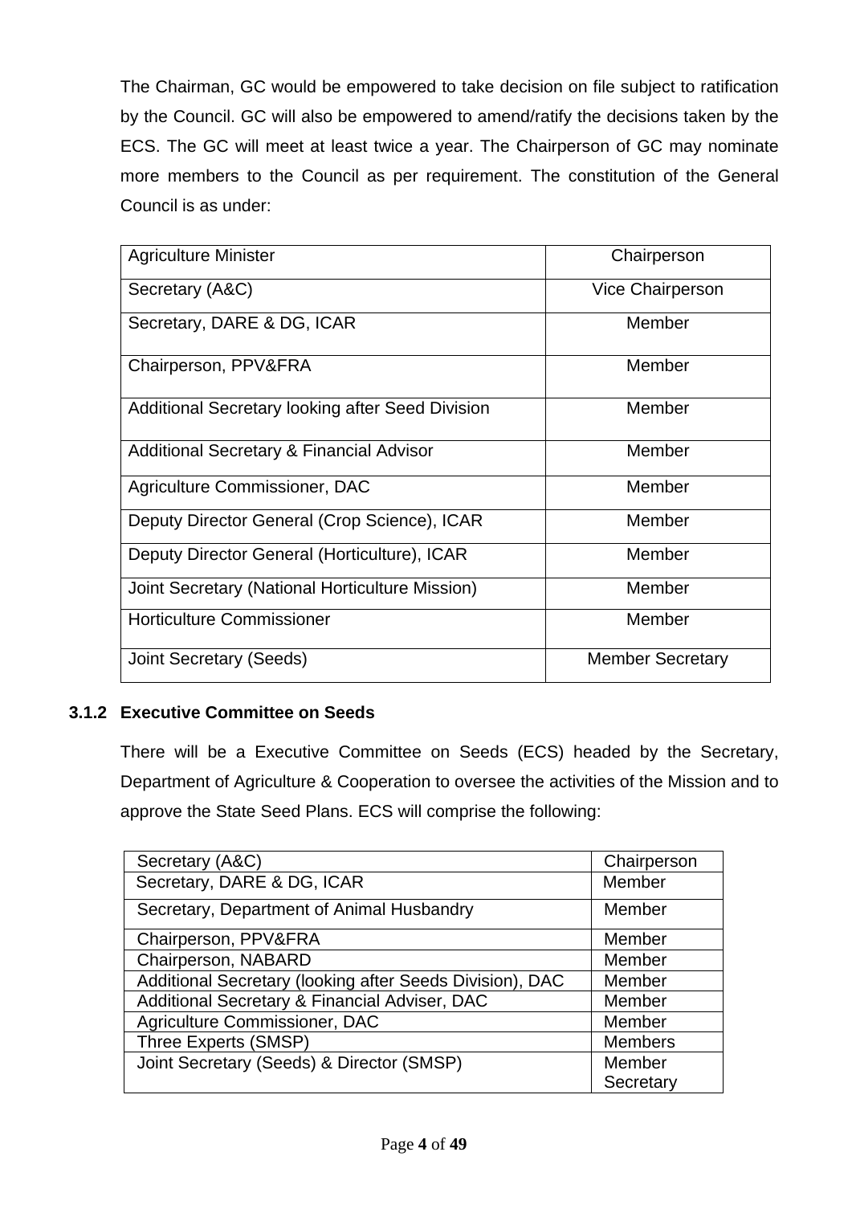The Chairman, GC would be empowered to take decision on file subject to ratification by the Council. GC will also be empowered to amend/ratify the decisions taken by the ECS. The GC will meet at least twice a year. The Chairperson of GC may nominate more members to the Council as per requirement. The constitution of the General Council is as under:

| | |
|---|---|
| Agriculture Minister | Chairperson |
| Secretary (A&C) | Vice Chairperson |
| Secretary, DARE & DG, ICAR | Member |
| Chairperson, PPV&FRA | Member |
| Additional Secretary looking after Seed Division | Member |
| Additional Secretary & Financial Advisor | Member |
| Agriculture Commissioner, DAC | Member |
| Deputy Director General (Crop Science), ICAR | Member |
| Deputy Director General (Horticulture), ICAR | Member |
| Joint Secretary (National Horticulture Mission) | Member |
| Horticulture Commissioner | Member |
| Joint Secretary (Seeds) | Member Secretary |

### 3.1.2 Executive Committee on Seeds

There will be a Executive Committee on Seeds (ECS) headed by the Secretary, Department of Agriculture & Cooperation to oversee the activities of the Mission and to approve the State Seed Plans. ECS will comprise the following:

| | |
|---|---|
| Secretary (A&C) | Chairperson |
| Secretary, DARE & DG, ICAR | Member |
| Secretary, Department of Animal Husbandry | Member |
| Chairperson, PPV&FRA | Member |
| Chairperson, NABARD | Member |
| Additional Secretary (looking after Seeds Division), DAC | Member |
| Additional Secretary & Financial Adviser, DAC | Member |
| Agriculture Commissioner, DAC | Member |
| Three Experts (SMSP) | Members |
| Joint Secretary (Seeds) & Director (SMSP) | Member Secretary |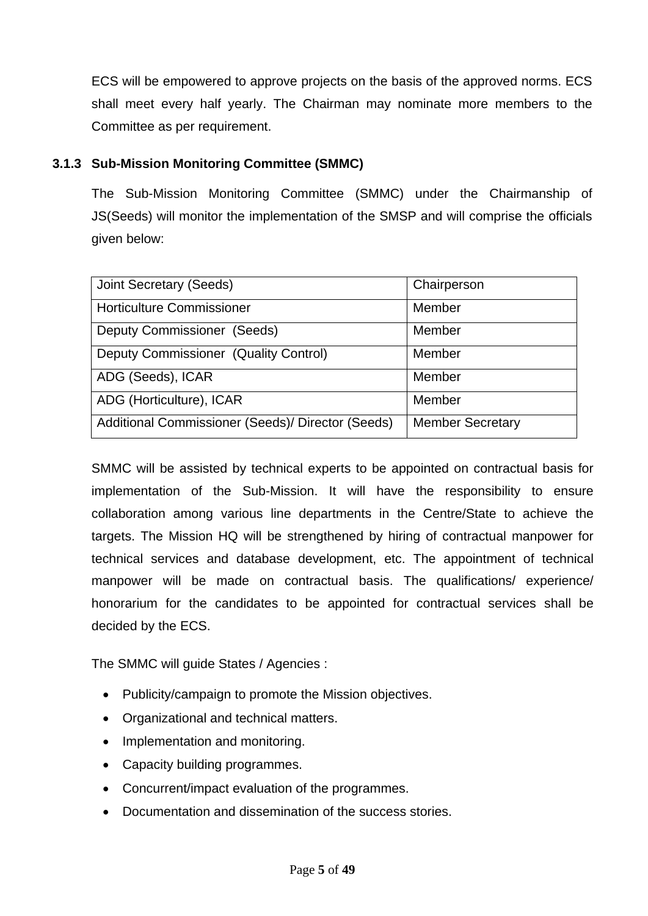ECS will be empowered to approve projects on the basis of the approved norms. ECS shall meet every half yearly. The Chairman may nominate more members to the Committee as per requirement.

### 3.1.3 Sub-Mission Monitoring Committee (SMMC)

The Sub-Mission Monitoring Committee (SMMC) under the Chairmanship of JS(Seeds) will monitor the implementation of the SMSP and will comprise the officials given below:

| Joint Secretary (Seeds) | Chairperson |
|---|---|
| Horticulture Commissioner | Member |
| Deputy Commissioner (Seeds) | Member |
| Deputy Commissioner (Quality Control) | Member |
| ADG (Seeds), ICAR | Member |
| ADG (Horticulture), ICAR | Member |
| Additional Commissioner (Seeds)/ Director (Seeds) | Member Secretary |

SMMC will be assisted by technical experts to be appointed on contractual basis for implementation of the Sub-Mission. It will have the responsibility to ensure collaboration among various line departments in the Centre/State to achieve the targets. The Mission HQ will be strengthened by hiring of contractual manpower for technical services and database development, etc. The appointment of technical manpower will be made on contractual basis. The qualifications/ experience/ honorarium for the candidates to be appointed for contractual services shall be decided by the ECS.

The SMMC will guide States / Agencies :

- Publicity/campaign to promote the Mission objectives.
- Organizational and technical matters.
- Implementation and monitoring.
- Capacity building programmes.
- Concurrent/impact evaluation of the programmes.
- Documentation and dissemination of the success stories.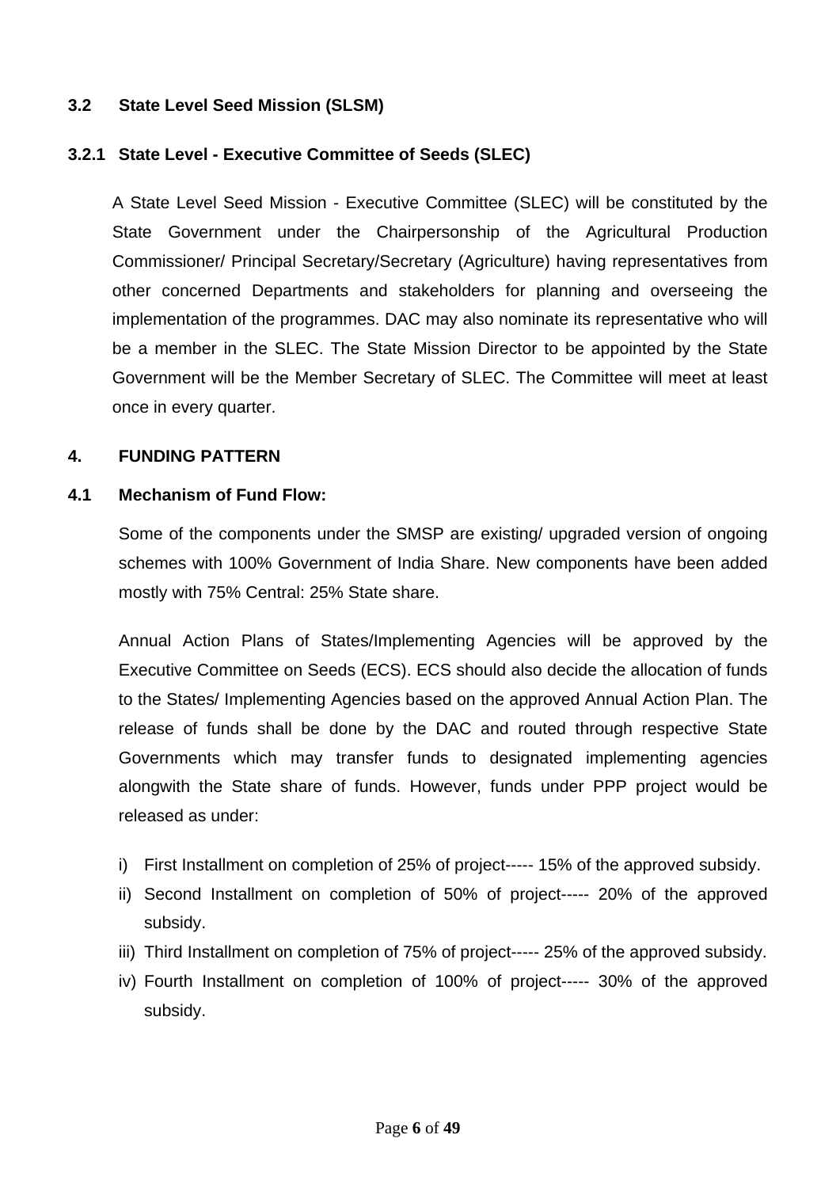### 3.2 State Level Seed Mission (SLSM)

#### 3.2.1 State Level - Executive Committee of Seeds (SLEC)

A State Level Seed Mission - Executive Committee (SLEC) will be constituted by the State Government under the Chairpersonship of the Agricultural Production Commissioner/ Principal Secretary/Secretary (Agriculture) having representatives from other concerned Departments and stakeholders for planning and overseeing the implementation of the programmes. DAC may also nominate its representative who will be a member in the SLEC. The State Mission Director to be appointed by the State Government will be the Member Secretary of SLEC. The Committee will meet at least once in every quarter.

## 4. FUNDING PATTERN

### 4.1 Mechanism of Fund Flow:

Some of the components under the SMSP are existing/ upgraded version of ongoing schemes with 100% Government of India Share. New components have been added mostly with 75% Central: 25% State share.

Annual Action Plans of States/Implementing Agencies will be approved by the Executive Committee on Seeds (ECS). ECS should also decide the allocation of funds to the States/ Implementing Agencies based on the approved Annual Action Plan. The release of funds shall be done by the DAC and routed through respective State Governments which may transfer funds to designated implementing agencies alongwith the State share of funds. However, funds under PPP project would be released as under:

i) First Installment on completion of 25% of project----- 15% of the approved subsidy.
ii) Second Installment on completion of 50% of project----- 20% of the approved subsidy.
iii) Third Installment on completion of 75% of project----- 25% of the approved subsidy.
iv) Fourth Installment on completion of 100% of project----- 30% of the approved subsidy.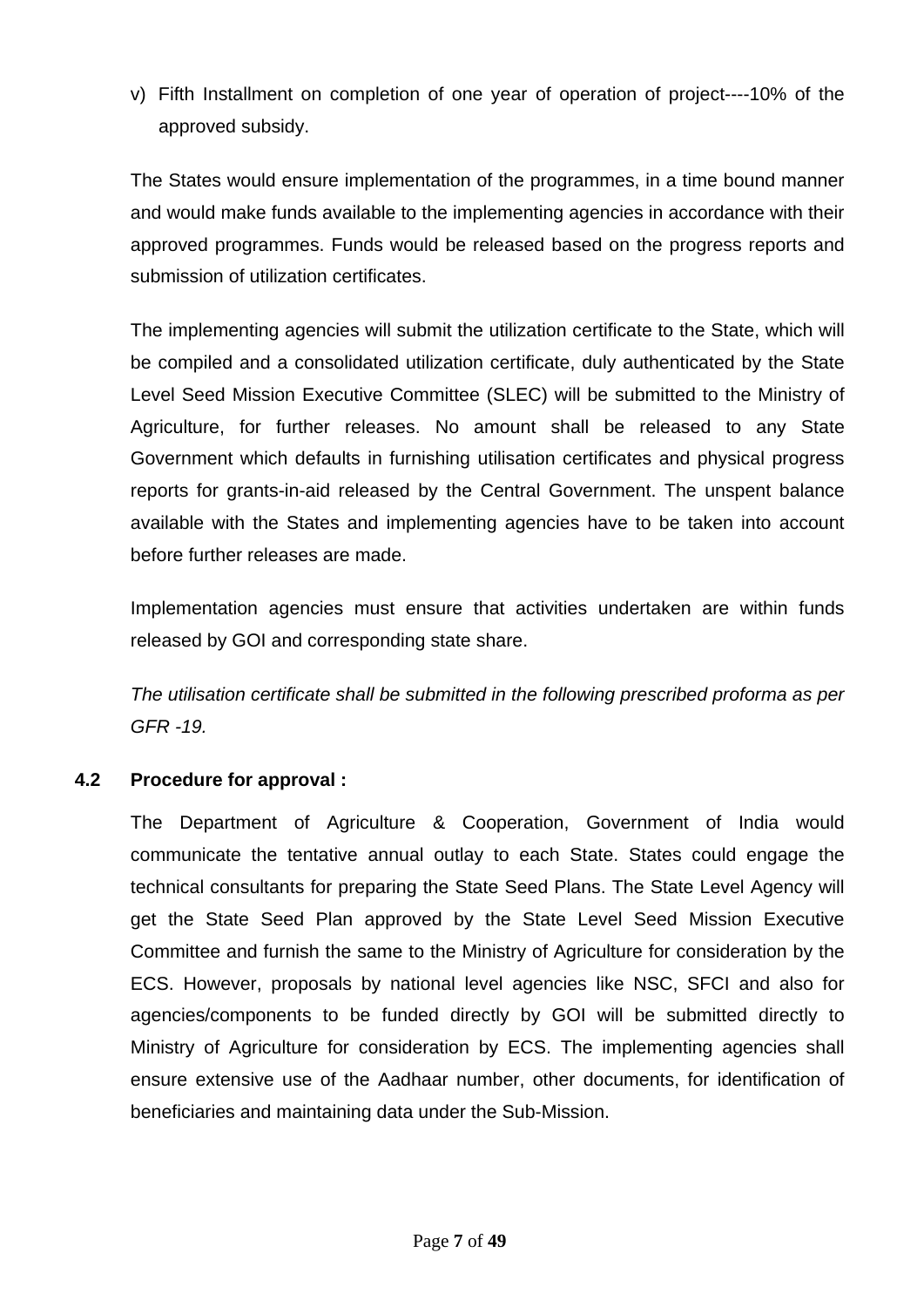v) Fifth Installment on completion of one year of operation of project----10% of the approved subsidy.

The States would ensure implementation of the programmes, in a time bound manner and would make funds available to the implementing agencies in accordance with their approved programmes. Funds would be released based on the progress reports and submission of utilization certificates.

The implementing agencies will submit the utilization certificate to the State, which will be compiled and a consolidated utilization certificate, duly authenticated by the State Level Seed Mission Executive Committee (SLEC) will be submitted to the Ministry of Agriculture, for further releases. No amount shall be released to any State Government which defaults in furnishing utilisation certificates and physical progress reports for grants-in-aid released by the Central Government. The unspent balance available with the States and implementing agencies have to be taken into account before further releases are made.

Implementation agencies must ensure that activities undertaken are within funds released by GOI and corresponding state share.

*The utilisation certificate shall be submitted in the following prescribed proforma as per GFR -19.*

**4.2 Procedure for approval :**

The Department of Agriculture & Cooperation, Government of India would communicate the tentative annual outlay to each State. States could engage the technical consultants for preparing the State Seed Plans. The State Level Agency will get the State Seed Plan approved by the State Level Seed Mission Executive Committee and furnish the same to the Ministry of Agriculture for consideration by the ECS. However, proposals by national level agencies like NSC, SFCI and also for agencies/components to be funded directly by GOI will be submitted directly to Ministry of Agriculture for consideration by ECS. The implementing agencies shall ensure extensive use of the Aadhaar number, other documents, for identification of beneficiaries and maintaining data under the Sub-Mission.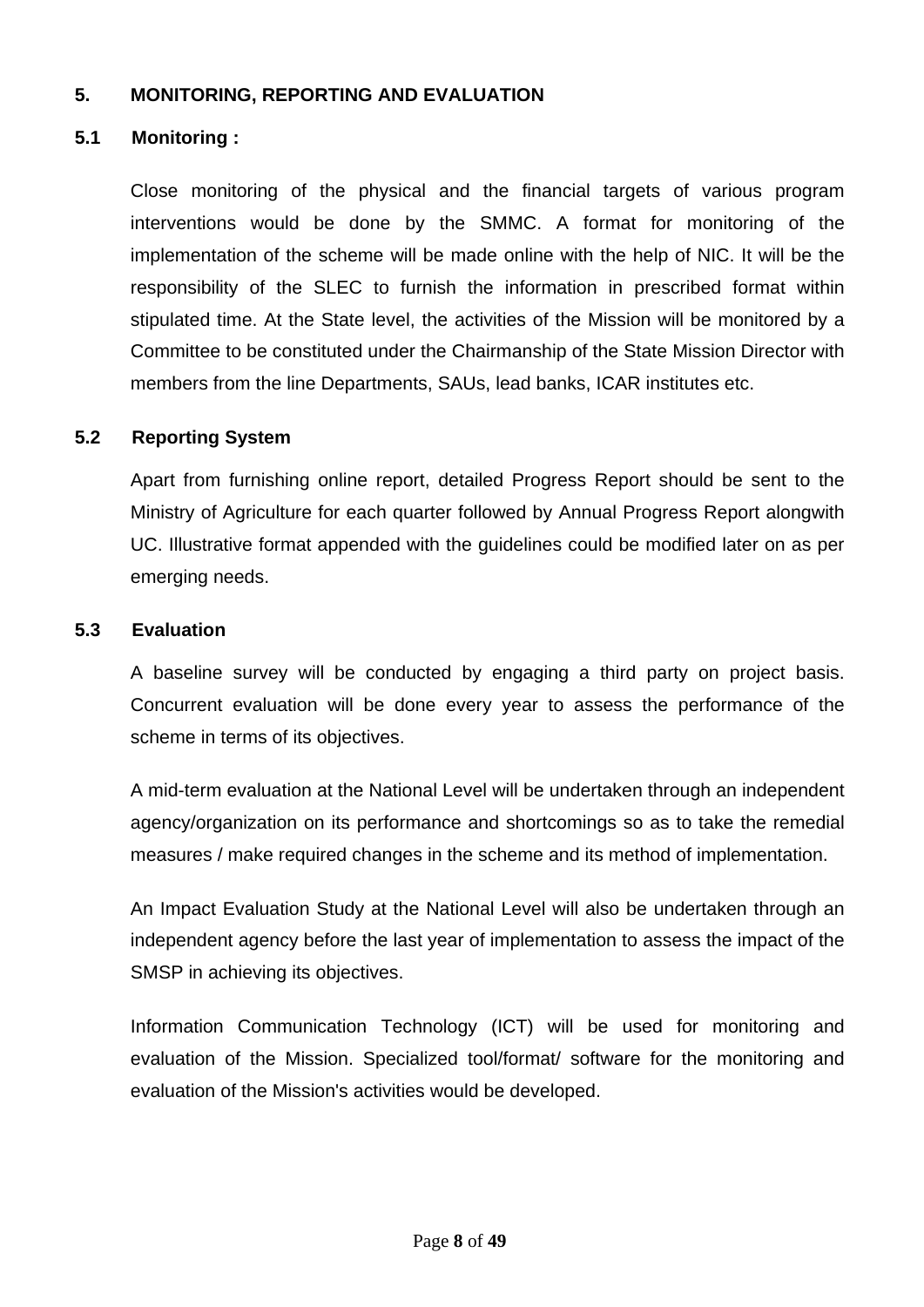## 5. MONITORING, REPORTING AND EVALUATION

### 5.1 Monitoring :

Close monitoring of the physical and the financial targets of various program interventions would be done by the SMMC. A format for monitoring of the implementation of the scheme will be made online with the help of NIC. It will be the responsibility of the SLEC to furnish the information in prescribed format within stipulated time. At the State level, the activities of the Mission will be monitored by a Committee to be constituted under the Chairmanship of the State Mission Director with members from the line Departments, SAUs, lead banks, ICAR institutes etc.

### 5.2 Reporting System

Apart from furnishing online report, detailed Progress Report should be sent to the Ministry of Agriculture for each quarter followed by Annual Progress Report alongwith UC. Illustrative format appended with the guidelines could be modified later on as per emerging needs.

### 5.3 Evaluation

A baseline survey will be conducted by engaging a third party on project basis. Concurrent evaluation will be done every year to assess the performance of the scheme in terms of its objectives.

A mid-term evaluation at the National Level will be undertaken through an independent agency/organization on its performance and shortcomings so as to take the remedial measures / make required changes in the scheme and its method of implementation.

An Impact Evaluation Study at the National Level will also be undertaken through an independent agency before the last year of implementation to assess the impact of the SMSP in achieving its objectives.

Information Communication Technology (ICT) will be used for monitoring and evaluation of the Mission. Specialized tool/format/ software for the monitoring and evaluation of the Mission's activities would be developed.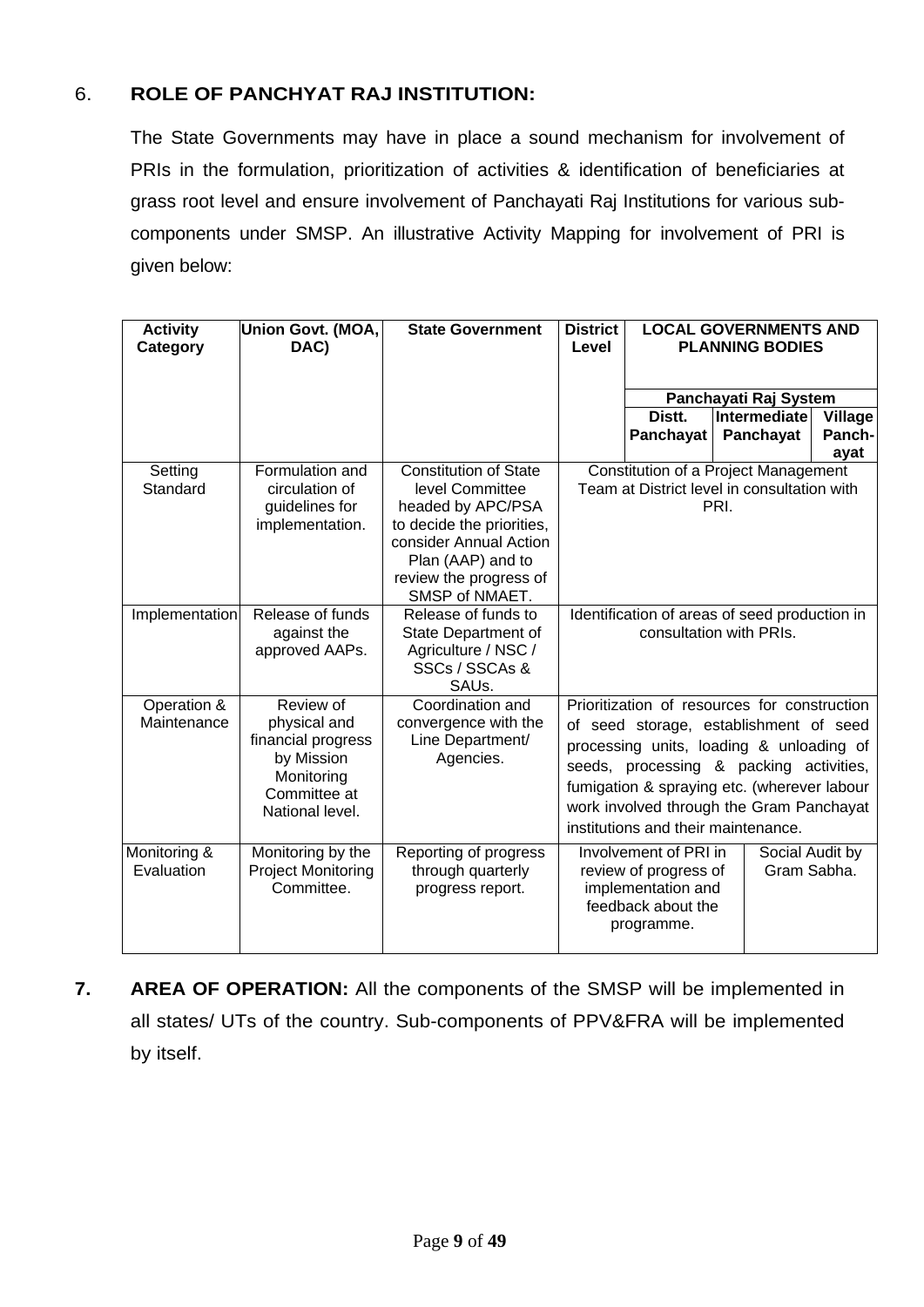## 6. ROLE OF PANCHYAT RAJ INSTITUTION:

The State Governments may have in place a sound mechanism for involvement of PRIs in the formulation, prioritization of activities & identification of beneficiaries at grass root level and ensure involvement of Panchayati Raj Institutions for various sub-components under SMSP. An illustrative Activity Mapping for involvement of PRI is given below:

| Activity Category | Union Govt. (MOA, DAC) | State Government | District Level | LOCAL GOVERNMENTS AND PLANNING BODIES | | |
|---|---|---|---|---|---|---|
| | | | | Panchayati Raj System | | |
| | | | | Distt. Panchayat | Intermediate Panchayat | Village Panch-ayat |
| Setting Standard | Formulation and circulation of guidelines for implementation. | Constitution of State level Committee headed by APC/PSA to decide the priorities, consider Annual Action Plan (AAP) and to review the progress of SMSP of NMAET. | Constitution of a Project Management Team at District level in consultation with PRI. | | | |
| Implementation | Release of funds against the approved AAPs. | Release of funds to State Department of Agriculture / NSC / SSCs / SSCAs & SAUs. | Identification of areas of seed production in consultation with PRIs. | | | |
| Operation & Maintenance | Review of physical and financial progress by Mission Monitoring Committee at National level. | Coordination and convergence with the Line Department/ Agencies. | Prioritization of resources for construction of seed storage, establishment of seed processing units, loading & unloading of seeds, processing & packing activities, fumigation & spraying etc. (wherever labour work involved through the Gram Panchayat institutions and their maintenance. | | | |
| Monitoring & Evaluation | Monitoring by the Project Monitoring Committee. | Reporting of progress through quarterly progress report. | Involvement of PRI in review of progress of implementation and feedback about the programme. | | Social Audit by Gram Sabha. | |

**7. AREA OF OPERATION:** All the components of the SMSP will be implemented in all states/ UTs of the country. Sub-components of PPV&FRA will be implemented by itself.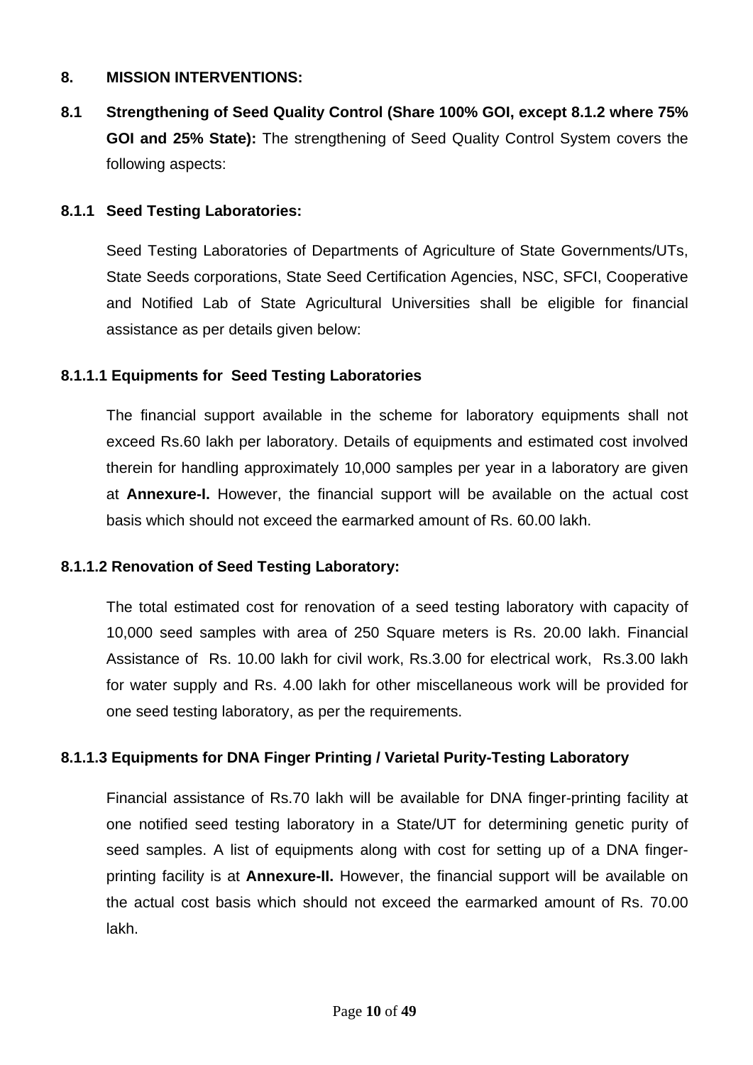## 8. MISSION INTERVENTIONS:

**8.1 Strengthening of Seed Quality Control (Share 100% GOI, except 8.1.2 where 75% GOI and 25% State):** The strengthening of Seed Quality Control System covers the following aspects:

### 8.1.1 Seed Testing Laboratories:

Seed Testing Laboratories of Departments of Agriculture of State Governments/UTs, State Seeds corporations, State Seed Certification Agencies, NSC, SFCI, Cooperative and Notified Lab of State Agricultural Universities shall be eligible for financial assistance as per details given below:

#### 8.1.1.1 Equipments for Seed Testing Laboratories

The financial support available in the scheme for laboratory equipments shall not exceed Rs.60 lakh per laboratory. Details of equipments and estimated cost involved therein for handling approximately 10,000 samples per year in a laboratory are given at **Annexure-I.** However, the financial support will be available on the actual cost basis which should not exceed the earmarked amount of Rs. 60.00 lakh.

#### 8.1.1.2 Renovation of Seed Testing Laboratory:

The total estimated cost for renovation of a seed testing laboratory with capacity of 10,000 seed samples with area of 250 Square meters is Rs. 20.00 lakh. Financial Assistance of Rs. 10.00 lakh for civil work, Rs.3.00 for electrical work, Rs.3.00 lakh for water supply and Rs. 4.00 lakh for other miscellaneous work will be provided for one seed testing laboratory, as per the requirements.

#### 8.1.1.3 Equipments for DNA Finger Printing / Varietal Purity-Testing Laboratory

Financial assistance of Rs.70 lakh will be available for DNA finger-printing facility at one notified seed testing laboratory in a State/UT for determining genetic purity of seed samples. A list of equipments along with cost for setting up of a DNA finger-printing facility is at **Annexure-II.** However, the financial support will be available on the actual cost basis which should not exceed the earmarked amount of Rs. 70.00 lakh.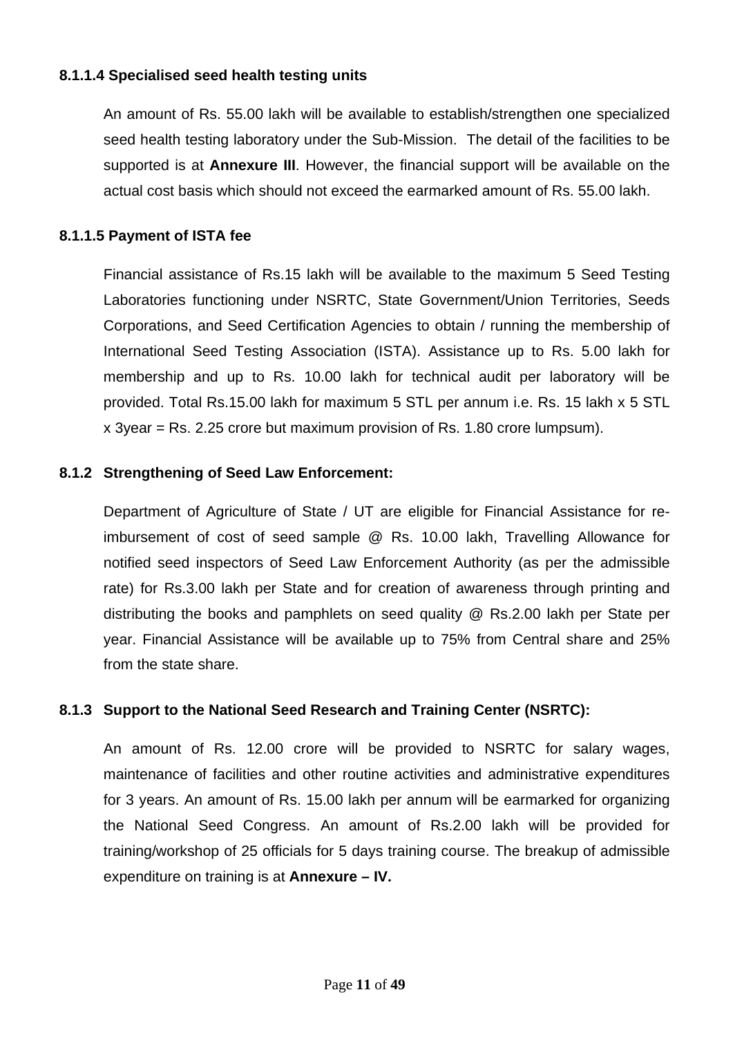#### 8.1.1.4 Specialised seed health testing units

An amount of Rs. 55.00 lakh will be available to establish/strengthen one specialized seed health testing laboratory under the Sub-Mission. The detail of the facilities to be supported is at **Annexure III**. However, the financial support will be available on the actual cost basis which should not exceed the earmarked amount of Rs. 55.00 lakh.

#### 8.1.1.5 Payment of ISTA fee

Financial assistance of Rs.15 lakh will be available to the maximum 5 Seed Testing Laboratories functioning under NSRTC, State Government/Union Territories, Seeds Corporations, and Seed Certification Agencies to obtain / running the membership of International Seed Testing Association (ISTA). Assistance up to Rs. 5.00 lakh for membership and up to Rs. 10.00 lakh for technical audit per laboratory will be provided. Total Rs.15.00 lakh for maximum 5 STL per annum i.e. Rs. 15 lakh x 5 STL x 3year = Rs. 2.25 crore but maximum provision of Rs. 1.80 crore lumpsum).

### 8.1.2 Strengthening of Seed Law Enforcement:

Department of Agriculture of State / UT are eligible for Financial Assistance for re-imbursement of cost of seed sample @ Rs. 10.00 lakh, Travelling Allowance for notified seed inspectors of Seed Law Enforcement Authority (as per the admissible rate) for Rs.3.00 lakh per State and for creation of awareness through printing and distributing the books and pamphlets on seed quality @ Rs.2.00 lakh per State per year. Financial Assistance will be available up to 75% from Central share and 25% from the state share.

### 8.1.3 Support to the National Seed Research and Training Center (NSRTC):

An amount of Rs. 12.00 crore will be provided to NSRTC for salary wages, maintenance of facilities and other routine activities and administrative expenditures for 3 years. An amount of Rs. 15.00 lakh per annum will be earmarked for organizing the National Seed Congress. An amount of Rs.2.00 lakh will be provided for training/workshop of 25 officials for 5 days training course. The breakup of admissible expenditure on training is at **Annexure – IV.**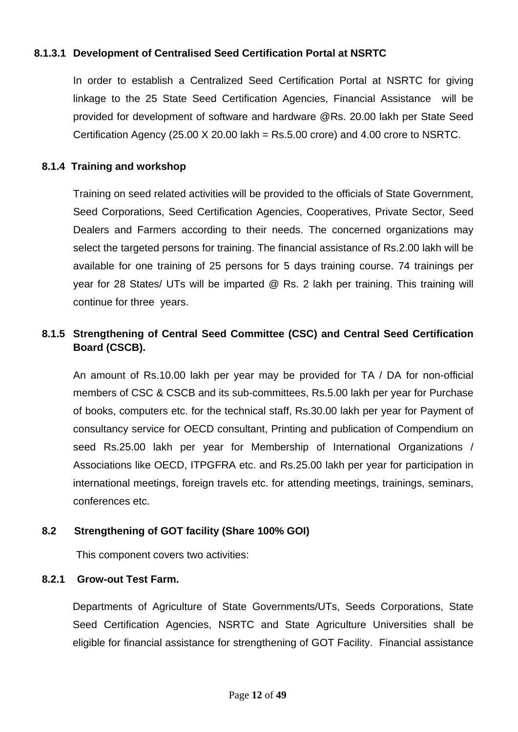#### 8.1.3.1 Development of Centralised Seed Certification Portal at NSRTC

In order to establish a Centralized Seed Certification Portal at NSRTC for giving linkage to the 25 State Seed Certification Agencies, Financial Assistance will be provided for development of software and hardware @Rs. 20.00 lakh per State Seed Certification Agency (25.00 X 20.00 lakh = Rs.5.00 crore) and 4.00 crore to NSRTC.

### 8.1.4 Training and workshop

Training on seed related activities will be provided to the officials of State Government, Seed Corporations, Seed Certification Agencies, Cooperatives, Private Sector, Seed Dealers and Farmers according to their needs. The concerned organizations may select the targeted persons for training. The financial assistance of Rs.2.00 lakh will be available for one training of 25 persons for 5 days training course. 74 trainings per year for 28 States/ UTs will be imparted @ Rs. 2 lakh per training. This training will continue for three years.

### 8.1.5 Strengthening of Central Seed Committee (CSC) and Central Seed Certification Board (CSCB).

An amount of Rs.10.00 lakh per year may be provided for TA / DA for non-official members of CSC & CSCB and its sub-committees, Rs.5.00 lakh per year for Purchase of books, computers etc. for the technical staff, Rs.30.00 lakh per year for Payment of consultancy service for OECD consultant, Printing and publication of Compendium on seed Rs.25.00 lakh per year for Membership of International Organizations / Associations like OECD, ITPGFRA etc. and Rs.25.00 lakh per year for participation in international meetings, foreign travels etc. for attending meetings, trainings, seminars, conferences etc.

## 8.2 Strengthening of GOT facility (Share 100% GOI)

This component covers two activities:

### 8.2.1 Grow-out Test Farm.

Departments of Agriculture of State Governments/UTs, Seeds Corporations, State Seed Certification Agencies, NSRTC and State Agriculture Universities shall be eligible for financial assistance for strengthening of GOT Facility. Financial assistance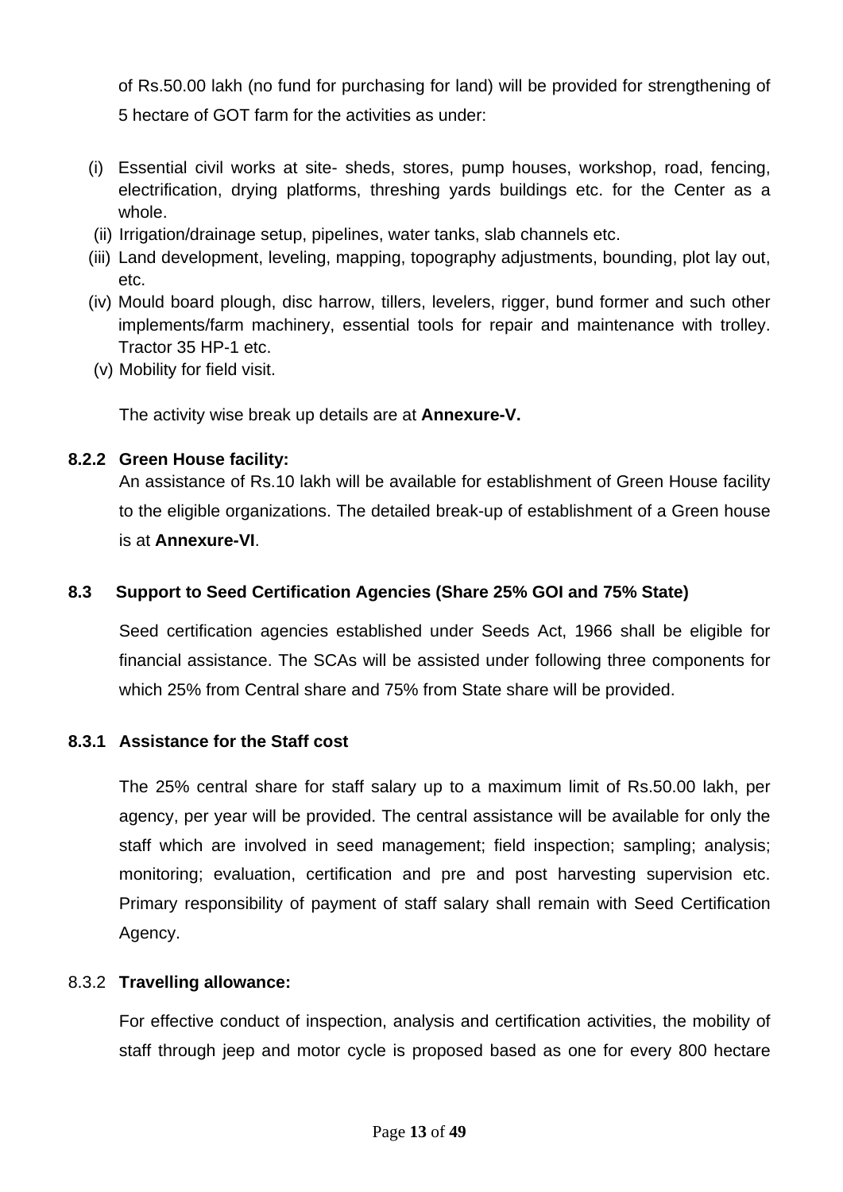of Rs.50.00 lakh (no fund for purchasing for land) will be provided for strengthening of 5 hectare of GOT farm for the activities as under:

(i) Essential civil works at site- sheds, stores, pump houses, workshop, road, fencing, electrification, drying platforms, threshing yards buildings etc. for the Center as a whole.
(ii) Irrigation/drainage setup, pipelines, water tanks, slab channels etc.
(iii) Land development, leveling, mapping, topography adjustments, bounding, plot lay out, etc.
(iv) Mould board plough, disc harrow, tillers, levelers, rigger, bund former and such other implements/farm machinery, essential tools for repair and maintenance with trolley. Tractor 35 HP-1 etc.
(v) Mobility for field visit.

The activity wise break up details are at **Annexure-V.**

**8.2.2 Green House facility:**

An assistance of Rs.10 lakh will be available for establishment of Green House facility to the eligible organizations. The detailed break-up of establishment of a Green house is at **Annexure-VI**.

**8.3 Support to Seed Certification Agencies (Share 25% GOI and 75% State)**

Seed certification agencies established under Seeds Act, 1966 shall be eligible for financial assistance. The SCAs will be assisted under following three components for which 25% from Central share and 75% from State share will be provided.

**8.3.1 Assistance for the Staff cost**

The 25% central share for staff salary up to a maximum limit of Rs.50.00 lakh, per agency, per year will be provided. The central assistance will be available for only the staff which are involved in seed management; field inspection; sampling; analysis; monitoring; evaluation, certification and pre and post harvesting supervision etc. Primary responsibility of payment of staff salary shall remain with Seed Certification Agency.

8.3.2 **Travelling allowance:**

For effective conduct of inspection, analysis and certification activities, the mobility of staff through jeep and motor cycle is proposed based as one for every 800 hectare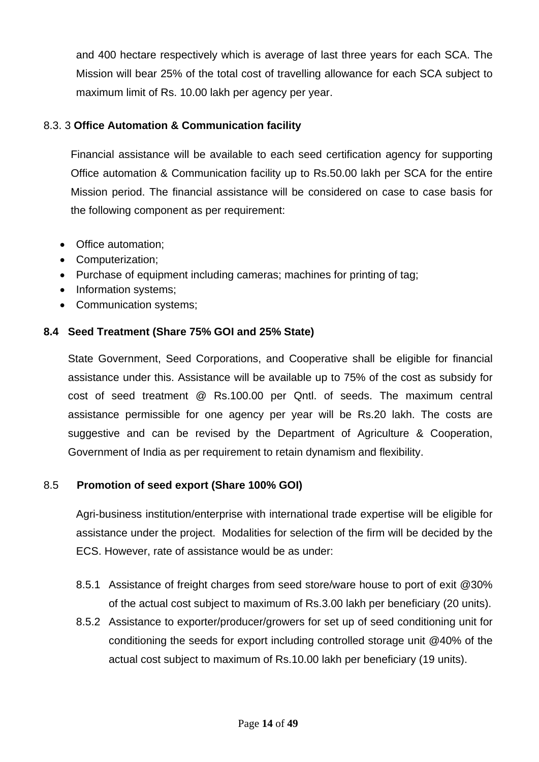and 400 hectare respectively which is average of last three years for each SCA. The Mission will bear 25% of the total cost of travelling allowance for each SCA subject to maximum limit of Rs. 10.00 lakh per agency per year.

### 8.3. 3 **Office Automation & Communication facility**

Financial assistance will be available to each seed certification agency for supporting Office automation & Communication facility up to Rs.50.00 lakh per SCA for the entire Mission period. The financial assistance will be considered on case to case basis for the following component as per requirement:

- Office automation;
- Computerization;
- Purchase of equipment including cameras; machines for printing of tag;
- Information systems;
- Communication systems;

## 8.4 Seed Treatment (Share 75% GOI and 25% State)

State Government, Seed Corporations, and Cooperative shall be eligible for financial assistance under this. Assistance will be available up to 75% of the cost as subsidy for cost of seed treatment @ Rs.100.00 per Qntl. of seeds. The maximum central assistance permissible for one agency per year will be Rs.20 lakh. The costs are suggestive and can be revised by the Department of Agriculture & Cooperation, Government of India as per requirement to retain dynamism and flexibility.

## 8.5 Promotion of seed export (Share 100% GOI)

Agri-business institution/enterprise with international trade expertise will be eligible for assistance under the project. Modalities for selection of the firm will be decided by the ECS. However, rate of assistance would be as under:

8.5.1 Assistance of freight charges from seed store/ware house to port of exit @30% of the actual cost subject to maximum of Rs.3.00 lakh per beneficiary (20 units).

8.5.2 Assistance to exporter/producer/growers for set up of seed conditioning unit for conditioning the seeds for export including controlled storage unit @40% of the actual cost subject to maximum of Rs.10.00 lakh per beneficiary (19 units).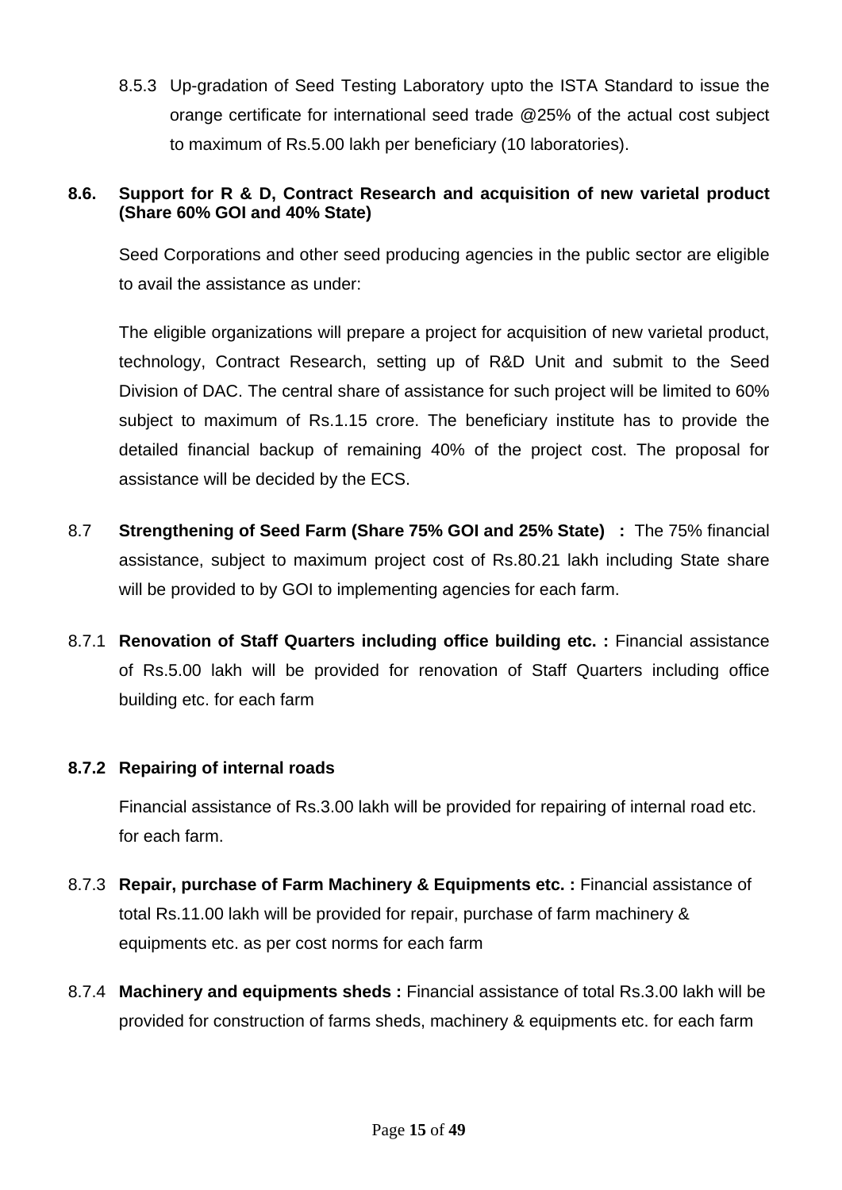8.5.3 Up-gradation of Seed Testing Laboratory upto the ISTA Standard to issue the orange certificate for international seed trade @25% of the actual cost subject to maximum of Rs.5.00 lakh per beneficiary (10 laboratories).

**8.6. Support for R & D, Contract Research and acquisition of new varietal product (Share 60% GOI and 40% State)**

Seed Corporations and other seed producing agencies in the public sector are eligible to avail the assistance as under:

The eligible organizations will prepare a project for acquisition of new varietal product, technology, Contract Research, setting up of R&D Unit and submit to the Seed Division of DAC. The central share of assistance for such project will be limited to 60% subject to maximum of Rs.1.15 crore. The beneficiary institute has to provide the detailed financial backup of remaining 40% of the project cost. The proposal for assistance will be decided by the ECS.

8.7 **Strengthening of Seed Farm (Share 75% GOI and 25% State) :** The 75% financial assistance, subject to maximum project cost of Rs.80.21 lakh including State share will be provided to by GOI to implementing agencies for each farm.

8.7.1 **Renovation of Staff Quarters including office building etc. :** Financial assistance of Rs.5.00 lakh will be provided for renovation of Staff Quarters including office building etc. for each farm

**8.7.2 Repairing of internal roads**

Financial assistance of Rs.3.00 lakh will be provided for repairing of internal road etc. for each farm.

8.7.3 **Repair, purchase of Farm Machinery & Equipments etc. :** Financial assistance of total Rs.11.00 lakh will be provided for repair, purchase of farm machinery & equipments etc. as per cost norms for each farm

8.7.4 **Machinery and equipments sheds :** Financial assistance of total Rs.3.00 lakh will be provided for construction of farms sheds, machinery & equipments etc. for each farm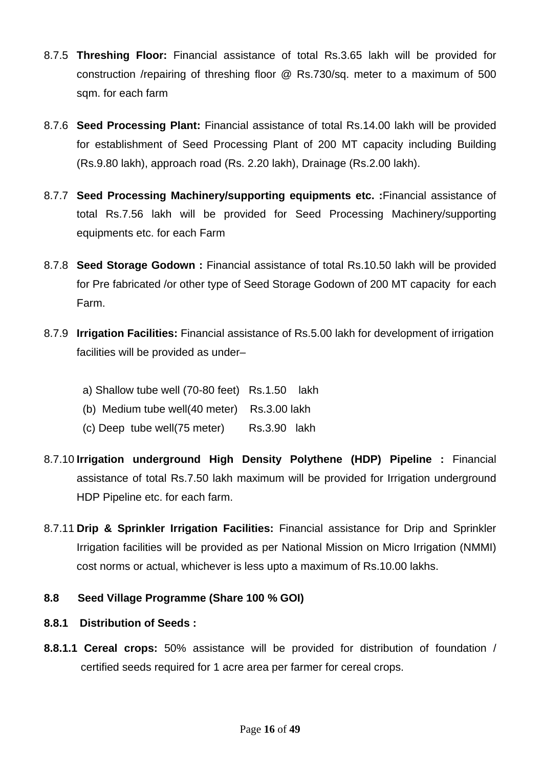8.7.5 **Threshing Floor:** Financial assistance of total Rs.3.65 lakh will be provided for construction /repairing of threshing floor @ Rs.730/sq. meter to a maximum of 500 sqm. for each farm

8.7.6 **Seed Processing Plant:** Financial assistance of total Rs.14.00 lakh will be provided for establishment of Seed Processing Plant of 200 MT capacity including Building (Rs.9.80 lakh), approach road (Rs. 2.20 lakh), Drainage (Rs.2.00 lakh).

8.7.7 **Seed Processing Machinery/supporting equipments etc. :**Financial assistance of total Rs.7.56 lakh will be provided for Seed Processing Machinery/supporting equipments etc. for each Farm

8.7.8 **Seed Storage Godown :** Financial assistance of total Rs.10.50 lakh will be provided for Pre fabricated /or other type of Seed Storage Godown of 200 MT capacity for each Farm.

8.7.9 **Irrigation Facilities:** Financial assistance of Rs.5.00 lakh for development of irrigation facilities will be provided as under–

a) Shallow tube well (70-80 feet) Rs.1.50 lakh
(b) Medium tube well(40 meter) Rs.3.00 lakh
(c) Deep tube well(75 meter) Rs.3.90 lakh

8.7.10 **Irrigation underground High Density Polythene (HDP) Pipeline :** Financial assistance of total Rs.7.50 lakh maximum will be provided for Irrigation underground HDP Pipeline etc. for each farm.

8.7.11 **Drip & Sprinkler Irrigation Facilities:** Financial assistance for Drip and Sprinkler Irrigation facilities will be provided as per National Mission on Micro Irrigation (NMMI) cost norms or actual, whichever is less upto a maximum of Rs.10.00 lakhs.

**8.8 Seed Village Programme (Share 100 % GOI)**

**8.8.1 Distribution of Seeds :**

**8.8.1.1 Cereal crops:** 50% assistance will be provided for distribution of foundation / certified seeds required for 1 acre area per farmer for cereal crops.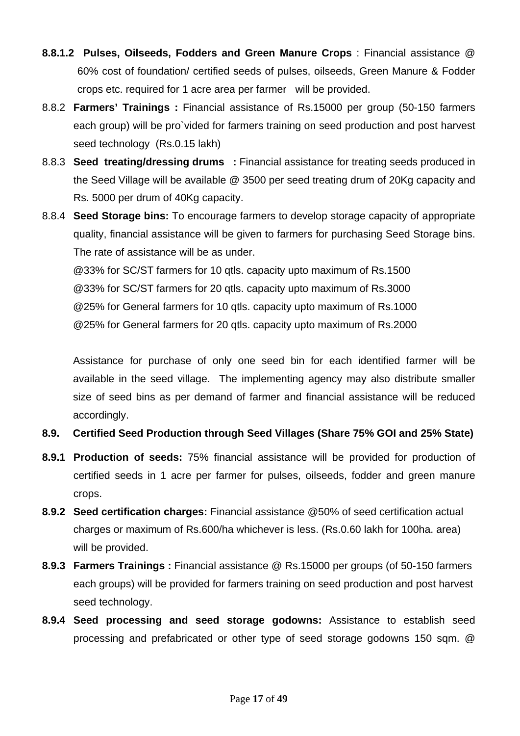**8.8.1.2 Pulses, Oilseeds, Fodders and Green Manure Crops** : Financial assistance @ 60% cost of foundation/ certified seeds of pulses, oilseeds, Green Manure & Fodder crops etc. required for 1 acre area per farmer will be provided.

8.8.2 **Farmers' Trainings :** Financial assistance of Rs.15000 per group (50-150 farmers each group) will be pro`vided for farmers training on seed production and post harvest seed technology (Rs.0.15 lakh)

8.8.3 **Seed treating/dressing drums :** Financial assistance for treating seeds produced in the Seed Village will be available @ 3500 per seed treating drum of 20Kg capacity and Rs. 5000 per drum of 40Kg capacity.

8.8.4 **Seed Storage bins:** To encourage farmers to develop storage capacity of appropriate quality, financial assistance will be given to farmers for purchasing Seed Storage bins. The rate of assistance will be as under.

@33% for SC/ST farmers for 10 qtls. capacity upto maximum of Rs.1500
@33% for SC/ST farmers for 20 qtls. capacity upto maximum of Rs.3000
@25% for General farmers for 10 qtls. capacity upto maximum of Rs.1000
@25% for General farmers for 20 qtls. capacity upto maximum of Rs.2000

Assistance for purchase of only one seed bin for each identified farmer will be available in the seed village. The implementing agency may also distribute smaller size of seed bins as per demand of farmer and financial assistance will be reduced accordingly.

**8.9. Certified Seed Production through Seed Villages (Share 75% GOI and 25% State)**

**8.9.1 Production of seeds:** 75% financial assistance will be provided for production of certified seeds in 1 acre per farmer for pulses, oilseeds, fodder and green manure crops.

**8.9.2 Seed certification charges:** Financial assistance @50% of seed certification actual charges or maximum of Rs.600/ha whichever is less. (Rs.0.60 lakh for 100ha. area) will be provided.

**8.9.3 Farmers Trainings :** Financial assistance @ Rs.15000 per groups (of 50-150 farmers each groups) will be provided for farmers training on seed production and post harvest seed technology.

**8.9.4 Seed processing and seed storage godowns:** Assistance to establish seed processing and prefabricated or other type of seed storage godowns 150 sqm. @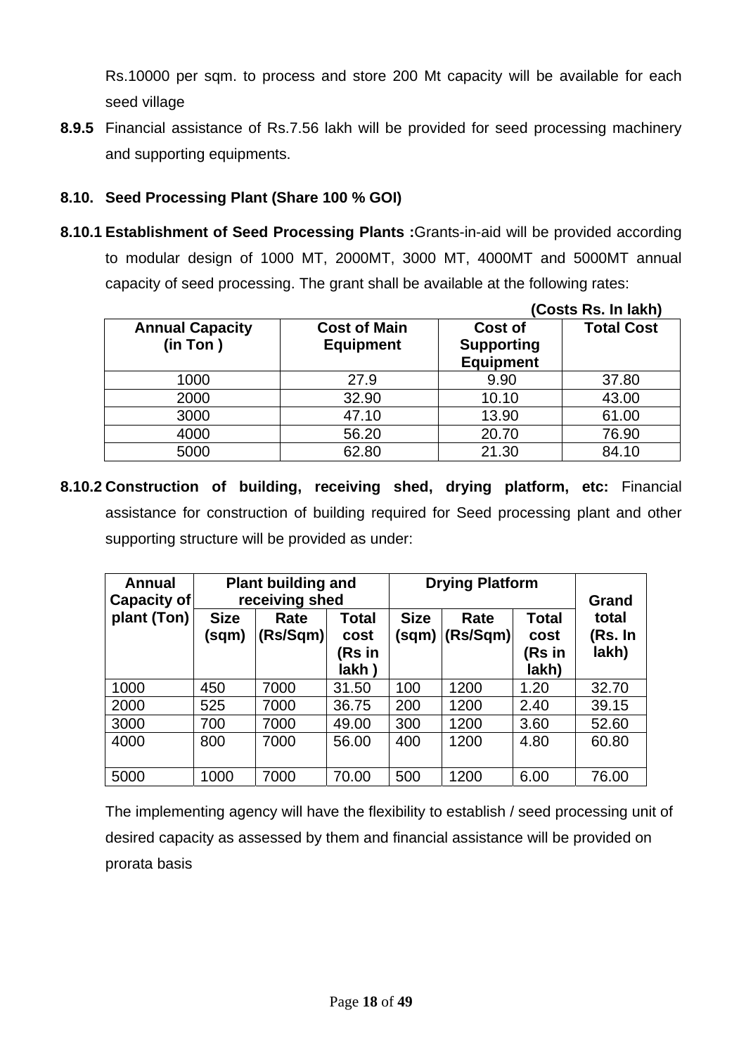Rs.10000 per sqm. to process and store 200 Mt capacity will be available for each seed village

**8.9.5** Financial assistance of Rs.7.56 lakh will be provided for seed processing machinery and supporting equipments.

### 8.10. Seed Processing Plant (Share 100 % GOI)

**8.10.1 Establishment of Seed Processing Plants :** Grants-in-aid will be provided according to modular design of 1000 MT, 2000MT, 3000 MT, 4000MT and 5000MT annual capacity of seed processing. The grant shall be available at the following rates:

**(Costs Rs. In lakh)**

| Annual Capacity (in Ton ) | Cost of Main Equipment | Cost of Supporting Equipment | Total Cost |
|---|---|---|---|
| 1000 | 27.9 | 9.90 | 37.80 |
| 2000 | 32.90 | 10.10 | 43.00 |
| 3000 | 47.10 | 13.90 | 61.00 |
| 4000 | 56.20 | 20.70 | 76.90 |
| 5000 | 62.80 | 21.30 | 84.10 |

**8.10.2 Construction of building, receiving shed, drying platform, etc:** Financial assistance for construction of building required for Seed processing plant and other supporting structure will be provided as under:

| Annual Capacity of plant (Ton) | Plant building and receiving shed | | | Drying Platform | | | Grand total (Rs. In lakh) |
|---|---|---|---|---|---|---|---|
| | Size (sqm) | Rate (Rs/Sqm) | Total cost (Rs in lakh ) | Size (sqm) | Rate (Rs/Sqm) | Total cost (Rs in lakh) | |
| 1000 | 450 | 7000 | 31.50 | 100 | 1200 | 1.20 | 32.70 |
| 2000 | 525 | 7000 | 36.75 | 200 | 1200 | 2.40 | 39.15 |
| 3000 | 700 | 7000 | 49.00 | 300 | 1200 | 3.60 | 52.60 |
| 4000 | 800 | 7000 | 56.00 | 400 | 1200 | 4.80 | 60.80 |
| 5000 | 1000 | 7000 | 70.00 | 500 | 1200 | 6.00 | 76.00 |

The implementing agency will have the flexibility to establish / seed processing unit of desired capacity as assessed by them and financial assistance will be provided on prorata basis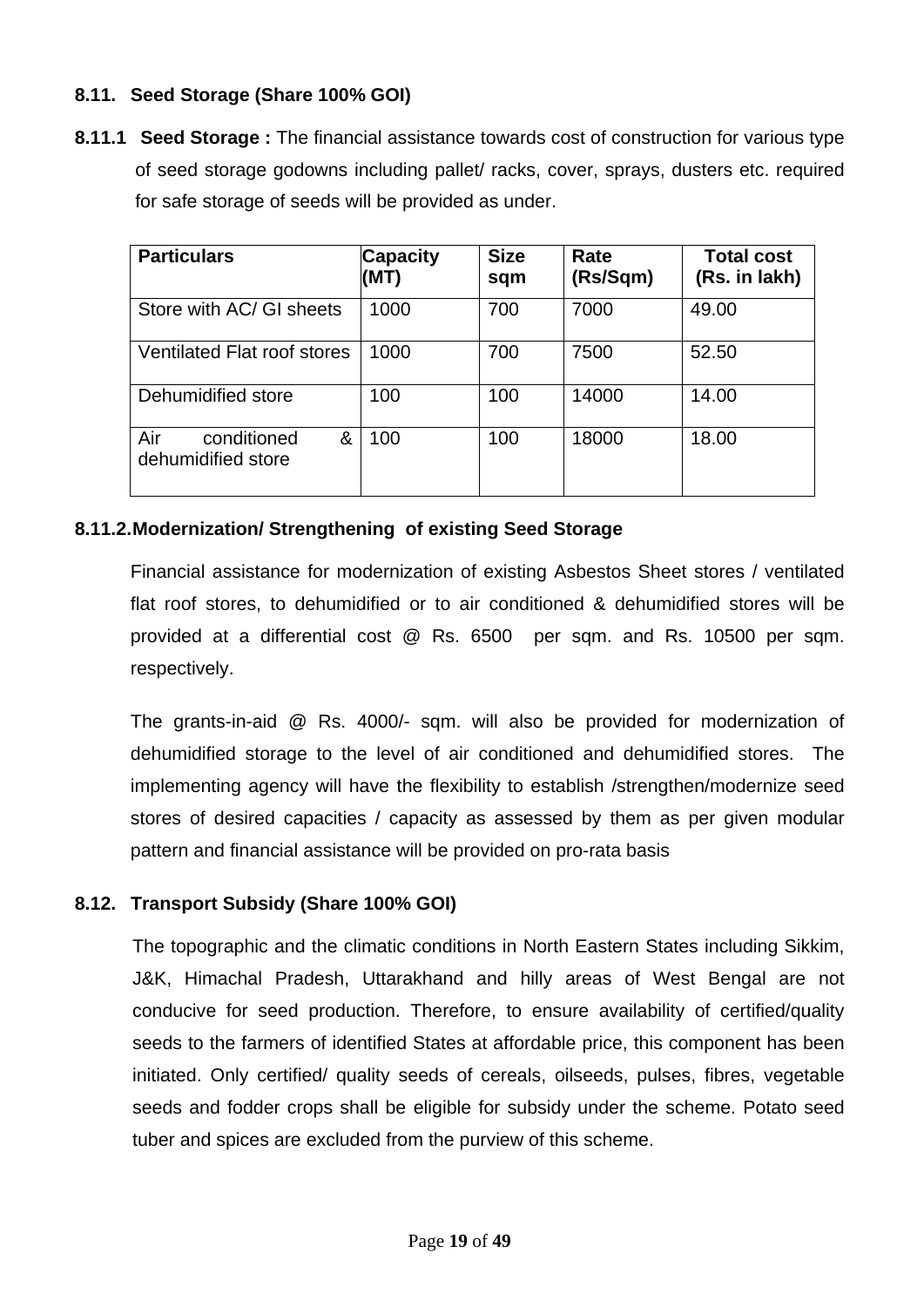### 8.11. Seed Storage (Share 100% GOI)

**8.11.1 Seed Storage :** The financial assistance towards cost of construction for various type of seed storage godowns including pallet/ racks, cover, sprays, dusters etc. required for safe storage of seeds will be provided as under.

| Particulars | Capacity (MT) | Size sqm | Rate (Rs/Sqm) | Total cost (Rs. in lakh) |
|---|---|---|---|---|
| Store with AC/ GI sheets | 1000 | 700 | 7000 | 49.00 |
| Ventilated Flat roof stores | 1000 | 700 | 7500 | 52.50 |
| Dehumidified store | 100 | 100 | 14000 | 14.00 |
| Air conditioned & dehumidified store | 100 | 100 | 18000 | 18.00 |

**8.11.2. Modernization/ Strengthening of existing Seed Storage**

Financial assistance for modernization of existing Asbestos Sheet stores / ventilated flat roof stores, to dehumidified or to air conditioned & dehumidified stores will be provided at a differential cost @ Rs. 6500 per sqm. and Rs. 10500 per sqm. respectively.

The grants-in-aid @ Rs. 4000/- sqm. will also be provided for modernization of dehumidified storage to the level of air conditioned and dehumidified stores. The implementing agency will have the flexibility to establish /strengthen/modernize seed stores of desired capacities / capacity as assessed by them as per given modular pattern and financial assistance will be provided on pro-rata basis

### 8.12. Transport Subsidy (Share 100% GOI)

The topographic and the climatic conditions in North Eastern States including Sikkim, J&K, Himachal Pradesh, Uttarakhand and hilly areas of West Bengal are not conducive for seed production. Therefore, to ensure availability of certified/quality seeds to the farmers of identified States at affordable price, this component has been initiated. Only certified/ quality seeds of cereals, oilseeds, pulses, fibres, vegetable seeds and fodder crops shall be eligible for subsidy under the scheme. Potato seed tuber and spices are excluded from the purview of this scheme.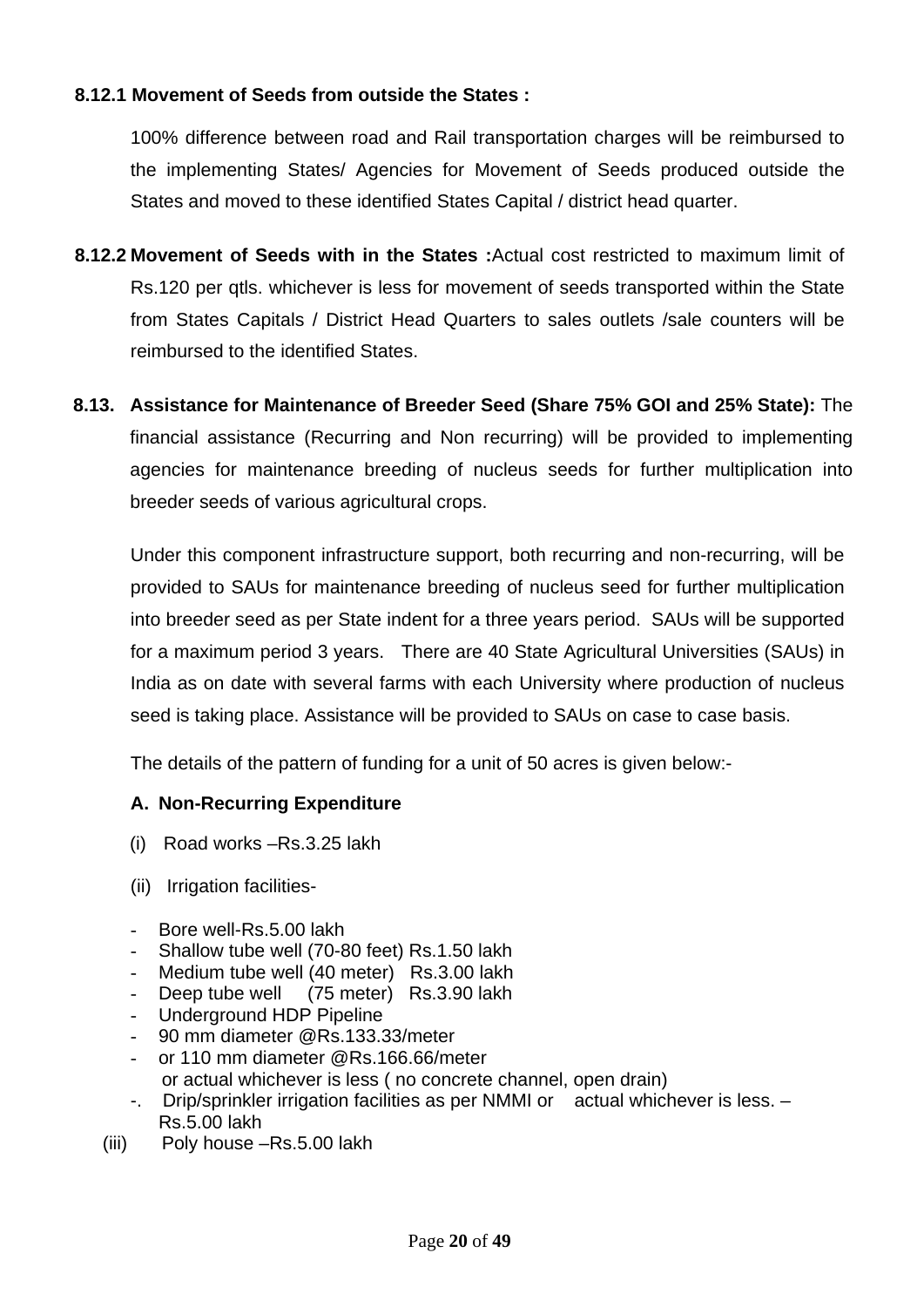**8.12.1 Movement of Seeds from outside the States :**

100% difference between road and Rail transportation charges will be reimbursed to the implementing States/ Agencies for Movement of Seeds produced outside the States and moved to these identified States Capital / district head quarter.

**8.12.2 Movement of Seeds with in the States :** Actual cost restricted to maximum limit of Rs.120 per qtls. whichever is less for movement of seeds transported within the State from States Capitals / District Head Quarters to sales outlets /sale counters will be reimbursed to the identified States.

**8.13. Assistance for Maintenance of Breeder Seed (Share 75% GOI and 25% State):** The financial assistance (Recurring and Non recurring) will be provided to implementing agencies for maintenance breeding of nucleus seeds for further multiplication into breeder seeds of various agricultural crops.

Under this component infrastructure support, both recurring and non-recurring, will be provided to SAUs for maintenance breeding of nucleus seed for further multiplication into breeder seed as per State indent for a three years period. SAUs will be supported for a maximum period 3 years. There are 40 State Agricultural Universities (SAUs) in India as on date with several farms with each University where production of nucleus seed is taking place. Assistance will be provided to SAUs on case to case basis.

The details of the pattern of funding for a unit of 50 acres is given below:-

**A. Non-Recurring Expenditure**

(i) Road works –Rs.3.25 lakh

(ii) Irrigation facilities-

- Bore well-Rs.5.00 lakh
- Shallow tube well (70-80 feet) Rs.1.50 lakh
- Medium tube well (40 meter) Rs.3.00 lakh
- Deep tube well (75 meter) Rs.3.90 lakh
- Underground HDP Pipeline
- 90 mm diameter @Rs.133.33/meter
- or 110 mm diameter @Rs.166.66/meter
  or actual whichever is less ( no concrete channel, open drain)
- Drip/sprinkler irrigation facilities as per NMMI or actual whichever is less. – Rs.5.00 lakh

(iii) Poly house –Rs.5.00 lakh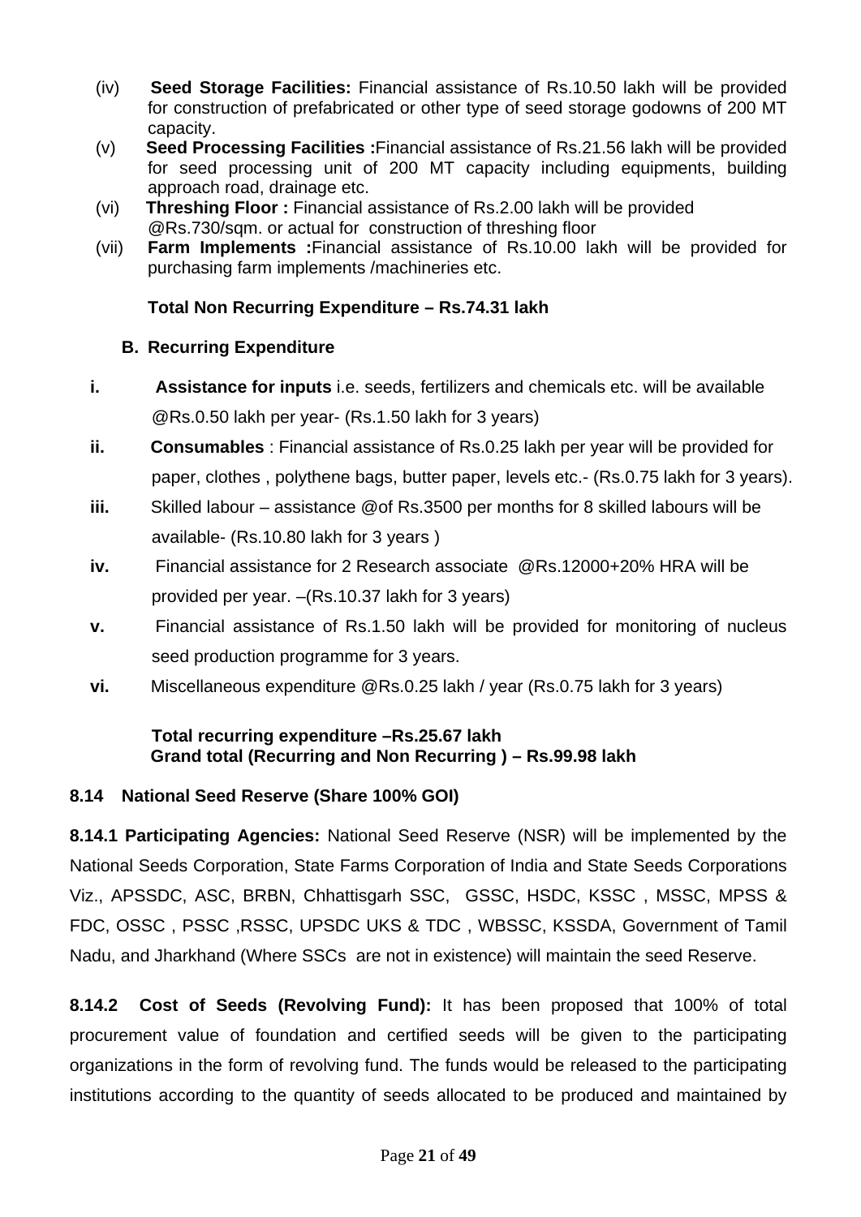(iv) **Seed Storage Facilities:** Financial assistance of Rs.10.50 lakh will be provided for construction of prefabricated or other type of seed storage godowns of 200 MT capacity.

(v) **Seed Processing Facilities :**Financial assistance of Rs.21.56 lakh will be provided for seed processing unit of 200 MT capacity including equipments, building approach road, drainage etc.

(vi) **Threshing Floor :** Financial assistance of Rs.2.00 lakh will be provided @Rs.730/sqm. or actual for construction of threshing floor

(vii) **Farm Implements :**Financial assistance of Rs.10.00 lakh will be provided for purchasing farm implements /machineries etc.

**Total Non Recurring Expenditure – Rs.74.31 lakh**

**B. Recurring Expenditure**

**i.** **Assistance for inputs** i.e. seeds, fertilizers and chemicals etc. will be available @Rs.0.50 lakh per year- (Rs.1.50 lakh for 3 years)

**ii.** **Consumables** : Financial assistance of Rs.0.25 lakh per year will be provided for paper, clothes , polythene bags, butter paper, levels etc.- (Rs.0.75 lakh for 3 years).

**iii.** Skilled labour – assistance @of Rs.3500 per months for 8 skilled labours will be available- (Rs.10.80 lakh for 3 years )

**iv.** Financial assistance for 2 Research associate @Rs.12000+20% HRA will be provided per year. –(Rs.10.37 lakh for 3 years)

**v.** Financial assistance of Rs.1.50 lakh will be provided for monitoring of nucleus seed production programme for 3 years.

**vi.** Miscellaneous expenditure @Rs.0.25 lakh / year (Rs.0.75 lakh for 3 years)

**Total recurring expenditure –Rs.25.67 lakh**
**Grand total (Recurring and Non Recurring ) – Rs.99.98 lakh**

### 8.14 National Seed Reserve (Share 100% GOI)

**8.14.1 Participating Agencies:** National Seed Reserve (NSR) will be implemented by the National Seeds Corporation, State Farms Corporation of India and State Seeds Corporations Viz., APSSDC, ASC, BRBN, Chhattisgarh SSC, GSSC, HSDC, KSSC , MSSC, MPSS & FDC, OSSC , PSSC ,RSSC, UPSDC UKS & TDC , WBSSC, KSSDA, Government of Tamil Nadu, and Jharkhand (Where SSCs are not in existence) will maintain the seed Reserve.

**8.14.2 Cost of Seeds (Revolving Fund):** It has been proposed that 100% of total procurement value of foundation and certified seeds will be given to the participating organizations in the form of revolving fund. The funds would be released to the participating institutions according to the quantity of seeds allocated to be produced and maintained by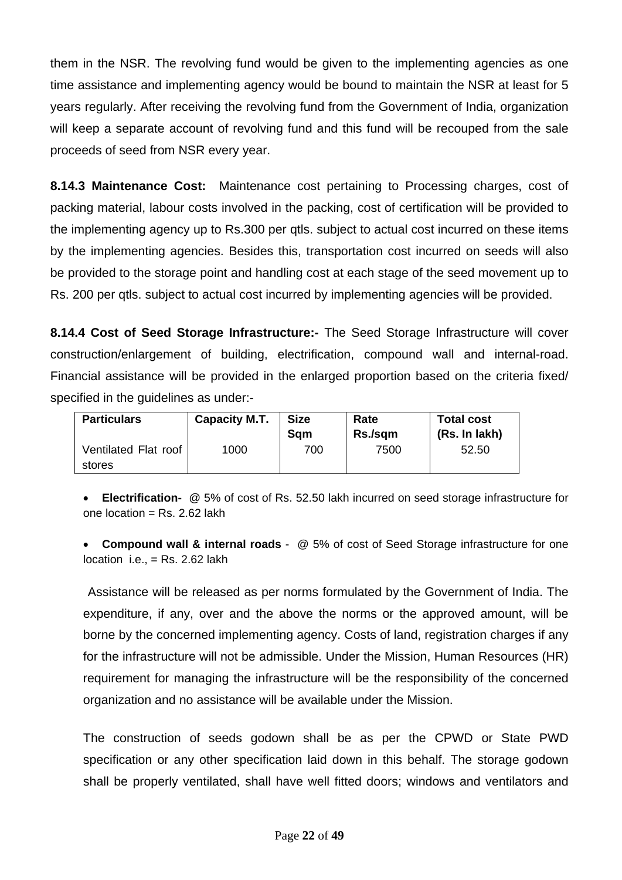them in the NSR. The revolving fund would be given to the implementing agencies as one time assistance and implementing agency would be bound to maintain the NSR at least for 5 years regularly. After receiving the revolving fund from the Government of India, organization will keep a separate account of revolving fund and this fund will be recouped from the sale proceeds of seed from NSR every year.

**8.14.3 Maintenance Cost:** Maintenance cost pertaining to Processing charges, cost of packing material, labour costs involved in the packing, cost of certification will be provided to the implementing agency up to Rs.300 per qtls. subject to actual cost incurred on these items by the implementing agencies. Besides this, transportation cost incurred on seeds will also be provided to the storage point and handling cost at each stage of the seed movement up to Rs. 200 per qtls. subject to actual cost incurred by implementing agencies will be provided.

**8.14.4 Cost of Seed Storage Infrastructure:-** The Seed Storage Infrastructure will cover construction/enlargement of building, electrification, compound wall and internal-road. Financial assistance will be provided in the enlarged proportion based on the criteria fixed/ specified in the guidelines as under:-

| Particulars | Capacity M.T. | Size Sqm | Rate Rs./sqm | Total cost (Rs. In lakh) |
|---|---|---|---|---|
| Ventilated Flat roof stores | 1000 | 700 | 7500 | 52.50 |

- **Electrification-** @ 5% of cost of Rs. 52.50 lakh incurred on seed storage infrastructure for one location = Rs. 2.62 lakh

- **Compound wall & internal roads** - @ 5% of cost of Seed Storage infrastructure for one location i.e., = Rs. 2.62 lakh

Assistance will be released as per norms formulated by the Government of India. The expenditure, if any, over and the above the norms or the approved amount, will be borne by the concerned implementing agency. Costs of land, registration charges if any for the infrastructure will not be admissible. Under the Mission, Human Resources (HR) requirement for managing the infrastructure will be the responsibility of the concerned organization and no assistance will be available under the Mission.

The construction of seeds godown shall be as per the CPWD or State PWD specification or any other specification laid down in this behalf. The storage godown shall be properly ventilated, shall have well fitted doors; windows and ventilators and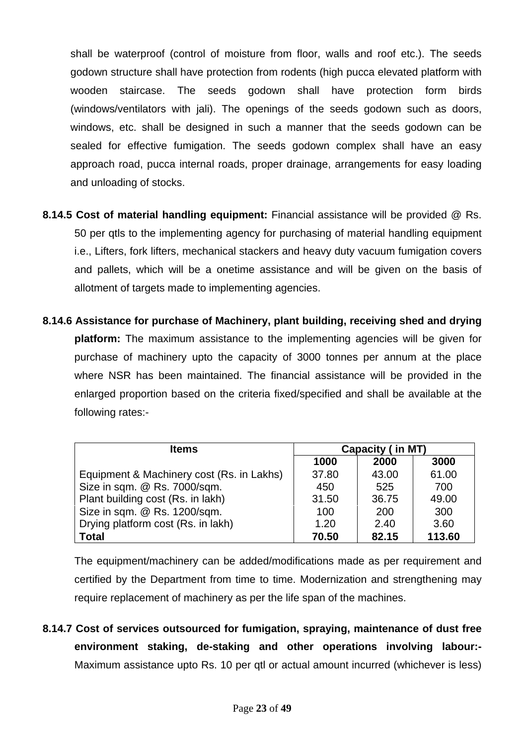shall be waterproof (control of moisture from floor, walls and roof etc.). The seeds godown structure shall have protection from rodents (high pucca elevated platform with wooden staircase. The seeds godown shall have protection form birds (windows/ventilators with jali). The openings of the seeds godown such as doors, windows, etc. shall be designed in such a manner that the seeds godown can be sealed for effective fumigation. The seeds godown complex shall have an easy approach road, pucca internal roads, proper drainage, arrangements for easy loading and unloading of stocks.

**8.14.5 Cost of material handling equipment:** Financial assistance will be provided @ Rs. 50 per qtls to the implementing agency for purchasing of material handling equipment i.e., Lifters, fork lifters, mechanical stackers and heavy duty vacuum fumigation covers and pallets, which will be a onetime assistance and will be given on the basis of allotment of targets made to implementing agencies.

**8.14.6 Assistance for purchase of Machinery, plant building, receiving shed and drying platform:** The maximum assistance to the implementing agencies will be given for purchase of machinery upto the capacity of 3000 tonnes per annum at the place where NSR has been maintained. The financial assistance will be provided in the enlarged proportion based on the criteria fixed/specified and shall be available at the following rates:-

| Items | Capacity ( in MT) | | |
|---|---|---|---|
| | **1000** | **2000** | **3000** |
| Equipment & Machinery cost (Rs. in Lakhs) | 37.80 | 43.00 | 61.00 |
| Size in sqm. @ Rs. 7000/sqm. | 450 | 525 | 700 |
| Plant building cost (Rs. in lakh) | 31.50 | 36.75 | 49.00 |
| Size in sqm. @ Rs. 1200/sqm. | 100 | 200 | 300 |
| Drying platform cost (Rs. in lakh) | 1.20 | 2.40 | 3.60 |
| **Total** | **70.50** | **82.15** | **113.60** |

The equipment/machinery can be added/modifications made as per requirement and certified by the Department from time to time. Modernization and strengthening may require replacement of machinery as per the life span of the machines.

**8.14.7 Cost of services outsourced for fumigation, spraying, maintenance of dust free environment staking, de-staking and other operations involving labour:-** Maximum assistance upto Rs. 10 per qtl or actual amount incurred (whichever is less)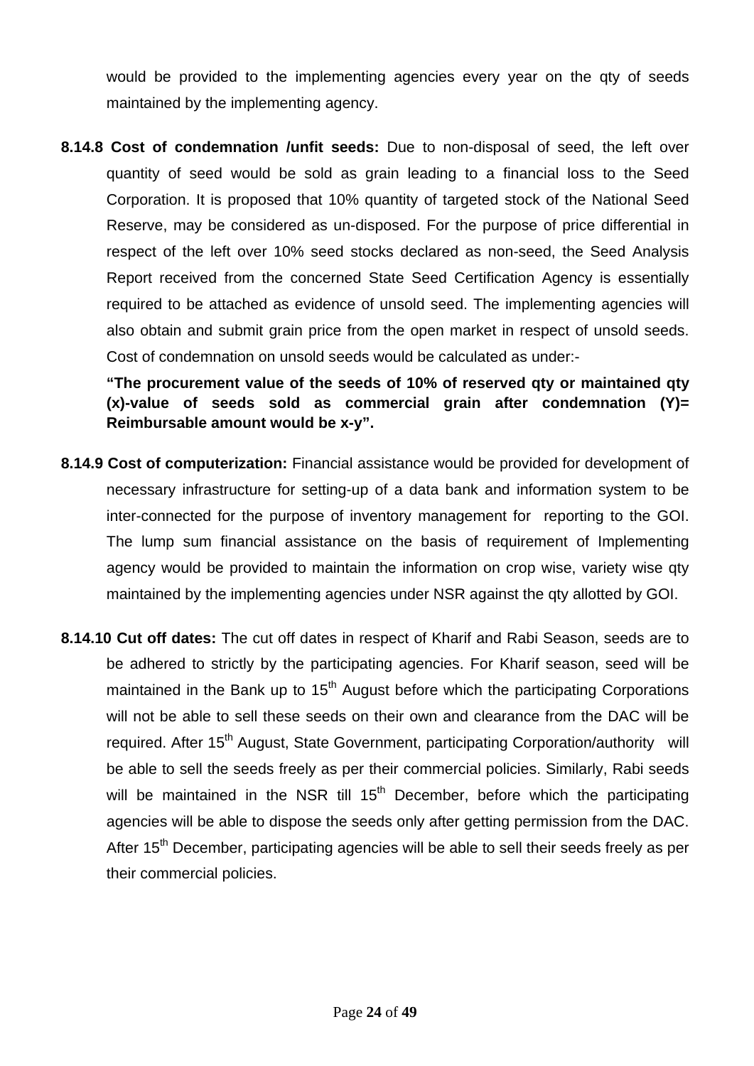would be provided to the implementing agencies every year on the qty of seeds maintained by the implementing agency.

**8.14.8 Cost of condemnation /unfit seeds:** Due to non-disposal of seed, the left over quantity of seed would be sold as grain leading to a financial loss to the Seed Corporation. It is proposed that 10% quantity of targeted stock of the National Seed Reserve, may be considered as un-disposed. For the purpose of price differential in respect of the left over 10% seed stocks declared as non-seed, the Seed Analysis Report received from the concerned State Seed Certification Agency is essentially required to be attached as evidence of unsold seed. The implementing agencies will also obtain and submit grain price from the open market in respect of unsold seeds. Cost of condemnation on unsold seeds would be calculated as under:-

**"The procurement value of the seeds of 10% of reserved qty or maintained qty (x)-value of seeds sold as commercial grain after condemnation (Y)= Reimbursable amount would be x-y".**

**8.14.9 Cost of computerization:** Financial assistance would be provided for development of necessary infrastructure for setting-up of a data bank and information system to be inter-connected for the purpose of inventory management for reporting to the GOI. The lump sum financial assistance on the basis of requirement of Implementing agency would be provided to maintain the information on crop wise, variety wise qty maintained by the implementing agencies under NSR against the qty allotted by GOI.

**8.14.10 Cut off dates:** The cut off dates in respect of Kharif and Rabi Season, seeds are to be adhered to strictly by the participating agencies. For Kharif season, seed will be maintained in the Bank up to 15th August before which the participating Corporations will not be able to sell these seeds on their own and clearance from the DAC will be required. After 15th August, State Government, participating Corporation/authority will be able to sell the seeds freely as per their commercial policies. Similarly, Rabi seeds will be maintained in the NSR till 15th December, before which the participating agencies will be able to dispose the seeds only after getting permission from the DAC. After 15th December, participating agencies will be able to sell their seeds freely as per their commercial policies.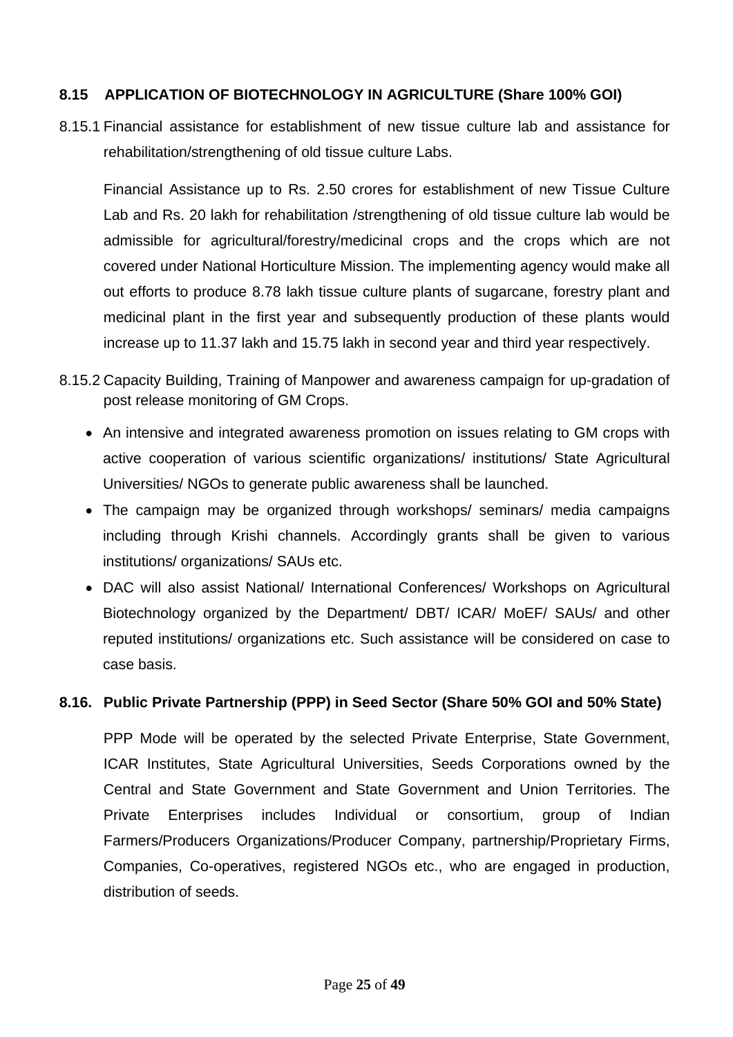### 8.15 APPLICATION OF BIOTECHNOLOGY IN AGRICULTURE (Share 100% GOI)

8.15.1 Financial assistance for establishment of new tissue culture lab and assistance for rehabilitation/strengthening of old tissue culture Labs.

Financial Assistance up to Rs. 2.50 crores for establishment of new Tissue Culture Lab and Rs. 20 lakh for rehabilitation /strengthening of old tissue culture lab would be admissible for agricultural/forestry/medicinal crops and the crops which are not covered under National Horticulture Mission. The implementing agency would make all out efforts to produce 8.78 lakh tissue culture plants of sugarcane, forestry plant and medicinal plant in the first year and subsequently production of these plants would increase up to 11.37 lakh and 15.75 lakh in second year and third year respectively.

8.15.2 Capacity Building, Training of Manpower and awareness campaign for up-gradation of post release monitoring of GM Crops.

- An intensive and integrated awareness promotion on issues relating to GM crops with active cooperation of various scientific organizations/ institutions/ State Agricultural Universities/ NGOs to generate public awareness shall be launched.
- The campaign may be organized through workshops/ seminars/ media campaigns including through Krishi channels. Accordingly grants shall be given to various institutions/ organizations/ SAUs etc.
- DAC will also assist National/ International Conferences/ Workshops on Agricultural Biotechnology organized by the Department/ DBT/ ICAR/ MoEF/ SAUs/ and other reputed institutions/ organizations etc. Such assistance will be considered on case to case basis.

### 8.16. Public Private Partnership (PPP) in Seed Sector (Share 50% GOI and 50% State)

PPP Mode will be operated by the selected Private Enterprise, State Government, ICAR Institutes, State Agricultural Universities, Seeds Corporations owned by the Central and State Government and State Government and Union Territories. The Private Enterprises includes Individual or consortium, group of Indian Farmers/Producers Organizations/Producer Company, partnership/Proprietary Firms, Companies, Co-operatives, registered NGOs etc., who are engaged in production, distribution of seeds.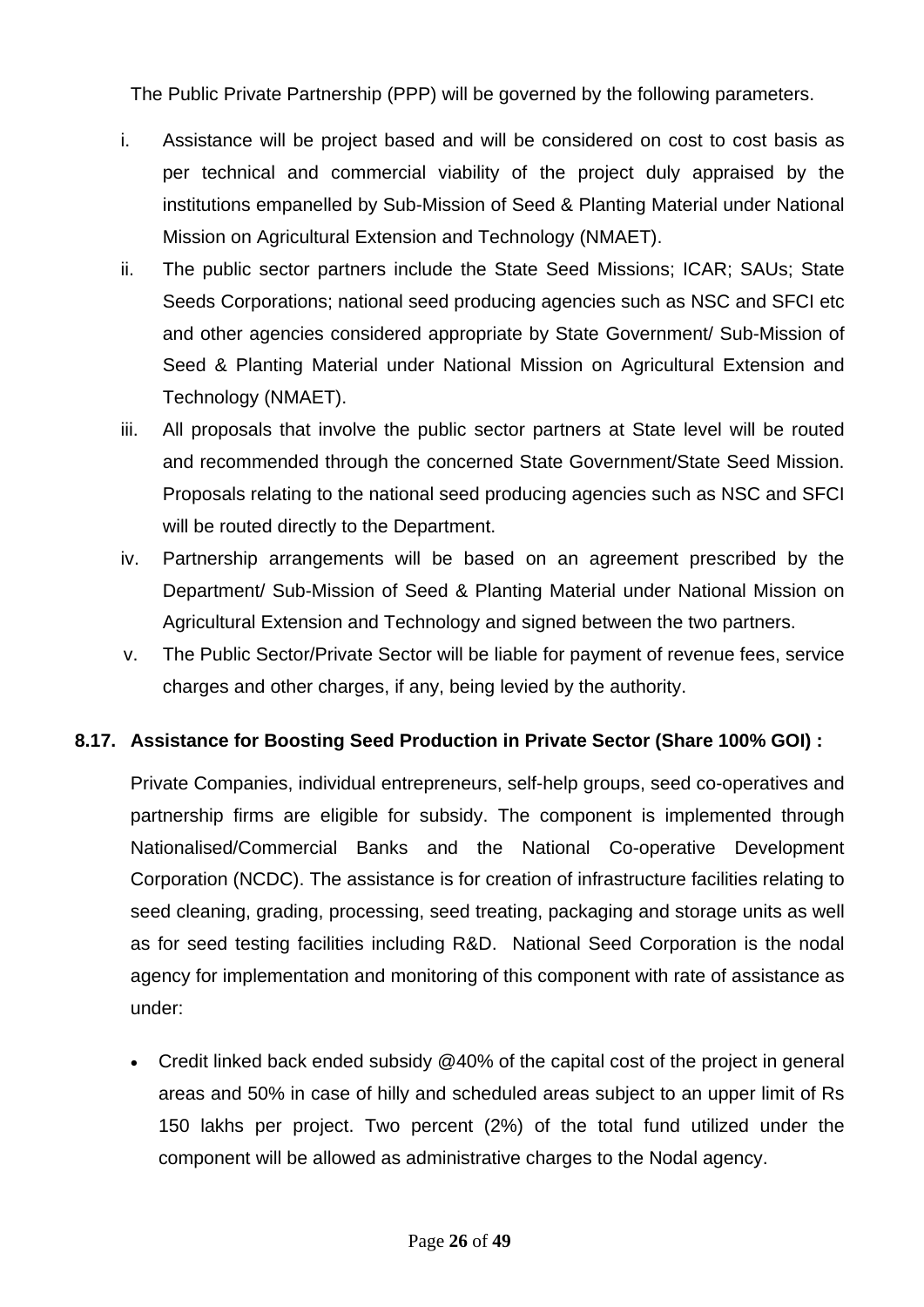The Public Private Partnership (PPP) will be governed by the following parameters.

i. Assistance will be project based and will be considered on cost to cost basis as per technical and commercial viability of the project duly appraised by the institutions empanelled by Sub-Mission of Seed & Planting Material under National Mission on Agricultural Extension and Technology (NMAET).

ii. The public sector partners include the State Seed Missions; ICAR; SAUs; State Seeds Corporations; national seed producing agencies such as NSC and SFCI etc and other agencies considered appropriate by State Government/ Sub-Mission of Seed & Planting Material under National Mission on Agricultural Extension and Technology (NMAET).

iii. All proposals that involve the public sector partners at State level will be routed and recommended through the concerned State Government/State Seed Mission. Proposals relating to the national seed producing agencies such as NSC and SFCI will be routed directly to the Department.

iv. Partnership arrangements will be based on an agreement prescribed by the Department/ Sub-Mission of Seed & Planting Material under National Mission on Agricultural Extension and Technology and signed between the two partners.

v. The Public Sector/Private Sector will be liable for payment of revenue fees, service charges and other charges, if any, being levied by the authority.

### 8.17. Assistance for Boosting Seed Production in Private Sector (Share 100% GOI) :

Private Companies, individual entrepreneurs, self-help groups, seed co-operatives and partnership firms are eligible for subsidy. The component is implemented through Nationalised/Commercial Banks and the National Co-operative Development Corporation (NCDC). The assistance is for creation of infrastructure facilities relating to seed cleaning, grading, processing, seed treating, packaging and storage units as well as for seed testing facilities including R&D. National Seed Corporation is the nodal agency for implementation and monitoring of this component with rate of assistance as under:

- Credit linked back ended subsidy @40% of the capital cost of the project in general areas and 50% in case of hilly and scheduled areas subject to an upper limit of Rs 150 lakhs per project. Two percent (2%) of the total fund utilized under the component will be allowed as administrative charges to the Nodal agency.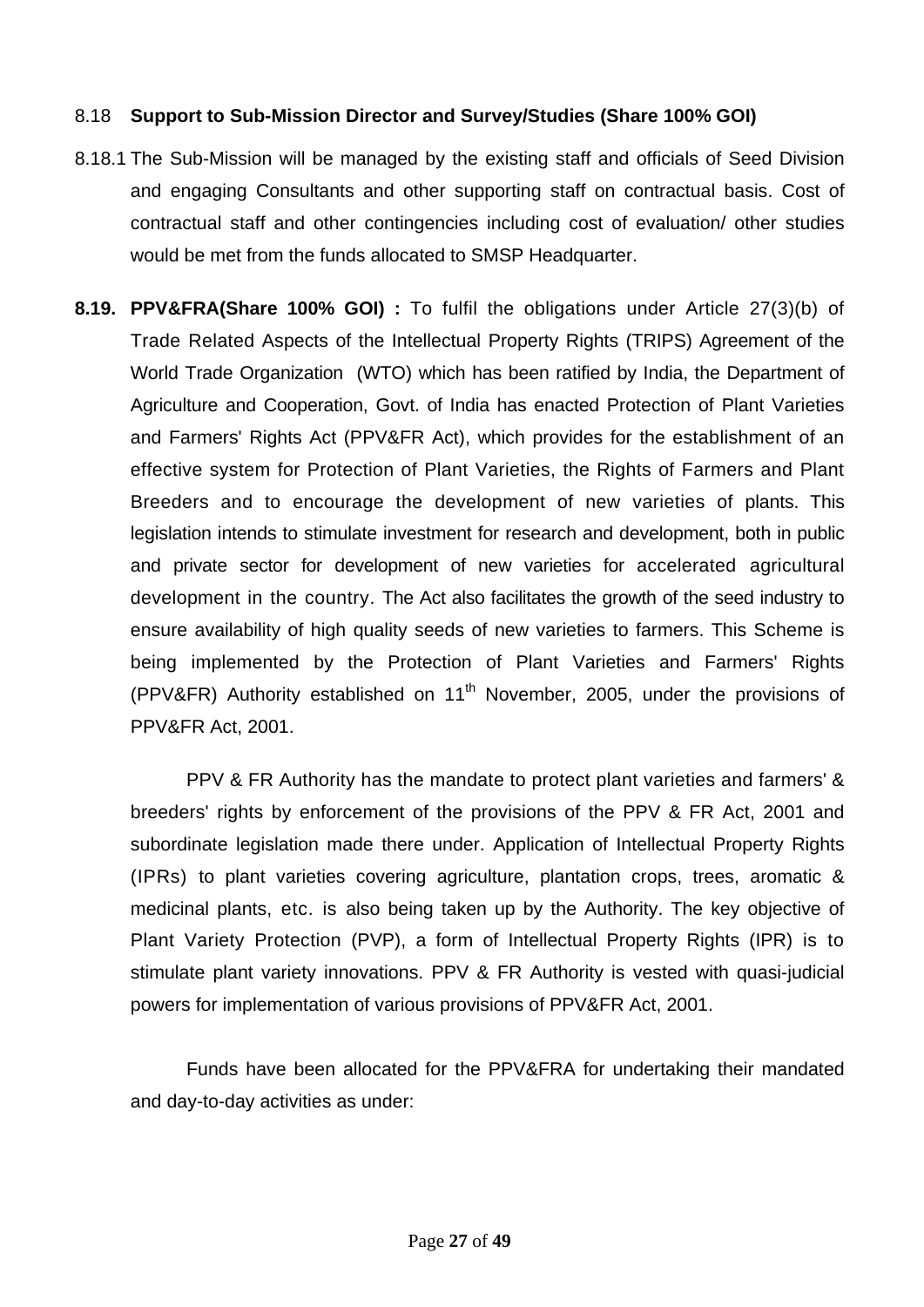8.18 **Support to Sub-Mission Director and Survey/Studies (Share 100% GOI)**

8.18.1 The Sub-Mission will be managed by the existing staff and officials of Seed Division and engaging Consultants and other supporting staff on contractual basis. Cost of contractual staff and other contingencies including cost of evaluation/ other studies would be met from the funds allocated to SMSP Headquarter.

**8.19. PPV&FRA(Share 100% GOI) :** To fulfil the obligations under Article 27(3)(b) of Trade Related Aspects of the Intellectual Property Rights (TRIPS) Agreement of the World Trade Organization (WTO) which has been ratified by India, the Department of Agriculture and Cooperation, Govt. of India has enacted Protection of Plant Varieties and Farmers' Rights Act (PPV&FR Act), which provides for the establishment of an effective system for Protection of Plant Varieties, the Rights of Farmers and Plant Breeders and to encourage the development of new varieties of plants. This legislation intends to stimulate investment for research and development, both in public and private sector for development of new varieties for accelerated agricultural development in the country. The Act also facilitates the growth of the seed industry to ensure availability of high quality seeds of new varieties to farmers. This Scheme is being implemented by the Protection of Plant Varieties and Farmers' Rights (PPV&FR) Authority established on 11th November, 2005, under the provisions of PPV&FR Act, 2001.

PPV & FR Authority has the mandate to protect plant varieties and farmers' & breeders' rights by enforcement of the provisions of the PPV & FR Act, 2001 and subordinate legislation made there under. Application of Intellectual Property Rights (IPRs) to plant varieties covering agriculture, plantation crops, trees, aromatic & medicinal plants, etc. is also being taken up by the Authority. The key objective of Plant Variety Protection (PVP), a form of Intellectual Property Rights (IPR) is to stimulate plant variety innovations. PPV & FR Authority is vested with quasi-judicial powers for implementation of various provisions of PPV&FR Act, 2001.

Funds have been allocated for the PPV&FRA for undertaking their mandated and day-to-day activities as under: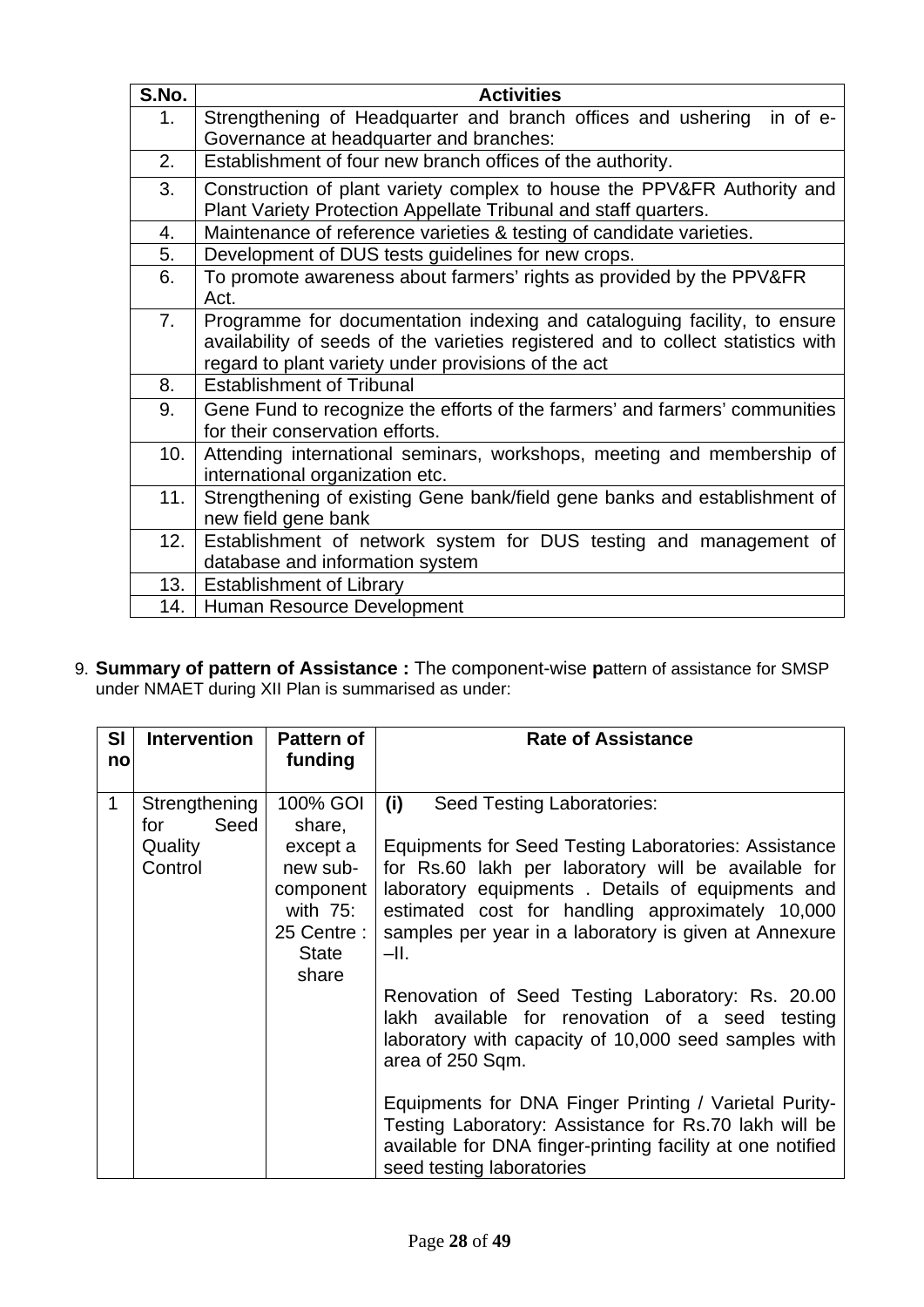| S.No. | Activities |
|---|---|
| 1. | Strengthening of Headquarter and branch offices and ushering in of e-Governance at headquarter and branches: |
| 2. | Establishment of four new branch offices of the authority. |
| 3. | Construction of plant variety complex to house the PPV&FR Authority and Plant Variety Protection Appellate Tribunal and staff quarters. |
| 4. | Maintenance of reference varieties & testing of candidate varieties. |
| 5. | Development of DUS tests guidelines for new crops. |
| 6. | To promote awareness about farmers' rights as provided by the PPV&FR Act. |
| 7. | Programme for documentation indexing and cataloguing facility, to ensure availability of seeds of the varieties registered and to collect statistics with regard to plant variety under provisions of the act |
| 8. | Establishment of Tribunal |
| 9. | Gene Fund to recognize the efforts of the farmers' and farmers' communities for their conservation efforts. |
| 10. | Attending international seminars, workshops, meeting and membership of international organization etc. |
| 11. | Strengthening of existing Gene bank/field gene banks and establishment of new field gene bank |
| 12. | Establishment of network system for DUS testing and management of database and information system |
| 13. | Establishment of Library |
| 14. | Human Resource Development |

9. **Summary of pattern of Assistance :** The component-wise **p**attern of assistance for SMSP under NMAET during XII Plan is summarised as under:

| Sl no | Intervention | Pattern of funding | Rate of Assistance |
|---|---|---|---|
| 1 | Strengthening for Seed Quality Control | 100% GOI share, except a new sub-component with 75: 25 Centre : State share | **(i)** Seed Testing Laboratories:<br><br>Equipments for Seed Testing Laboratories: Assistance for Rs.60 lakh per laboratory will be available for laboratory equipments . Details of equipments and estimated cost for handling approximately 10,000 samples per year in a laboratory is given at Annexure –II.<br><br>Renovation of Seed Testing Laboratory: Rs. 20.00 lakh available for renovation of a seed testing laboratory with capacity of 10,000 seed samples with area of 250 Sqm.<br><br>Equipments for DNA Finger Printing / Varietal Purity-Testing Laboratory: Assistance for Rs.70 lakh will be available for DNA finger-printing facility at one notified seed testing laboratories |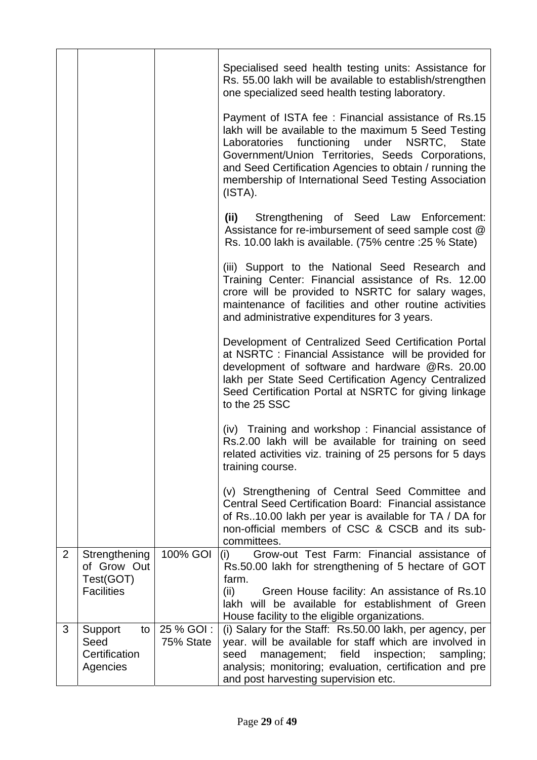| | | | |
|---|---|---|---|
| | | | Specialised seed health testing units: Assistance for Rs. 55.00 lakh will be available to establish/strengthen one specialized seed health testing laboratory.<br><br>Payment of ISTA fee : Financial assistance of Rs.15 lakh will be available to the maximum 5 Seed Testing Laboratories functioning under NSRTC, State Government/Union Territories, Seeds Corporations, and Seed Certification Agencies to obtain / running the membership of International Seed Testing Association (ISTA).<br><br>**(ii)** Strengthening of Seed Law Enforcement: Assistance for re-imbursement of seed sample cost @ Rs. 10.00 lakh is available. (75% centre :25 % State)<br><br>(iii) Support to the National Seed Research and Training Center: Financial assistance of Rs. 12.00 crore will be provided to NSRTC for salary wages, maintenance of facilities and other routine activities and administrative expenditures for 3 years.<br><br>Development of Centralized Seed Certification Portal at NSRTC : Financial Assistance will be provided for development of software and hardware @Rs. 20.00 lakh per State Seed Certification Agency Centralized Seed Certification Portal at NSRTC for giving linkage to the 25 SSC<br><br>(iv) Training and workshop : Financial assistance of Rs.2.00 lakh will be available for training on seed related activities viz. training of 25 persons for 5 days training course.<br><br>(v) Strengthening of Central Seed Committee and Central Seed Certification Board: Financial assistance of Rs..10.00 lakh per year is available for TA / DA for non-official members of CSC & CSCB and its sub-committees. |
| 2 | Strengthening of Grow Out Test(GOT) Facilities | 100% GOI | (i) Grow-out Test Farm: Financial assistance of Rs.50.00 lakh for strengthening of 5 hectare of GOT farm.<br>(ii) Green House facility: An assistance of Rs.10 lakh will be available for establishment of Green House facility to the eligible organizations. |
| 3 | Support to Seed Certification Agencies | 25 % GOI : 75% State | (i) Salary for the Staff: Rs.50.00 lakh, per agency, per year. will be available for staff which are involved in seed management; field inspection; sampling; analysis; monitoring; evaluation, certification and pre and post harvesting supervision etc. |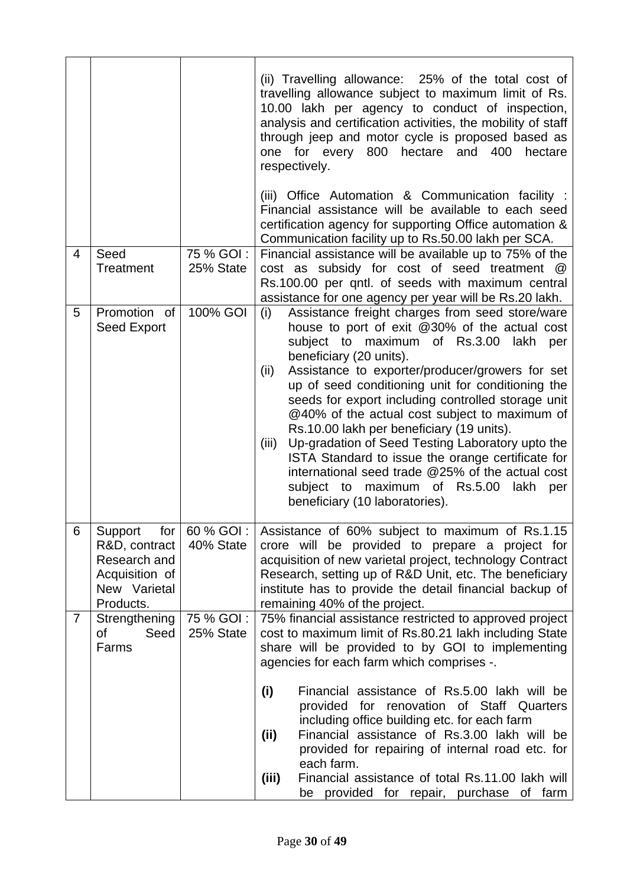| | | | |
|---|---|---|---|
| | | | (ii) Travelling allowance: 25% of the total cost of travelling allowance subject to maximum limit of Rs. 10.00 lakh per agency to conduct of inspection, analysis and certification activities, the mobility of staff through jeep and motor cycle is proposed based as one for every 800 hectare and 400 hectare respectively.<br><br>(iii) Office Automation & Communication facility : Financial assistance will be available to each seed certification agency for supporting Office automation & Communication facility up to Rs.50.00 lakh per SCA. |
| 4 | Seed Treatment | 75 % GOI : 25% State | Financial assistance will be available up to 75% of the cost as subsidy for cost of seed treatment @ Rs.100.00 per qntl. of seeds with maximum central assistance for one agency per year will be Rs.20 lakh. |
| 5 | Promotion of Seed Export | 100% GOI | (i) Assistance freight charges from seed store/ware house to port of exit @30% of the actual cost subject to maximum of Rs.3.00 lakh per beneficiary (20 units).<br>(ii) Assistance to exporter/producer/growers for set up of seed conditioning unit for conditioning the seeds for export including controlled storage unit @40% of the actual cost subject to maximum of Rs.10.00 lakh per beneficiary (19 units).<br>(iii) Up-gradation of Seed Testing Laboratory upto the ISTA Standard to issue the orange certificate for international seed trade @25% of the actual cost subject to maximum of Rs.5.00 lakh per beneficiary (10 laboratories). |
| 6 | Support for R&D, contract Research and Acquisition of New Varietal Products. | 60 % GOI : 40% State | Assistance of 60% subject to maximum of Rs.1.15 crore will be provided to prepare a project for acquisition of new varietal project, technology Contract Research, setting up of R&D Unit, etc. The beneficiary institute has to provide the detail financial backup of remaining 40% of the project. |
| 7 | Strengthening of Seed Farms | 75 % GOI : 25% State | 75% financial assistance restricted to approved project cost to maximum limit of Rs.80.21 lakh including State share will be provided to by GOI to implementing agencies for each farm which comprises -.<br><br>**(i)** Financial assistance of Rs.5.00 lakh will be provided for renovation of Staff Quarters including office building etc. for each farm<br>**(ii)** Financial assistance of Rs.3.00 lakh will be provided for repairing of internal road etc. for each farm.<br>**(iii)** Financial assistance of total Rs.11.00 lakh will be provided for repair, purchase of farm |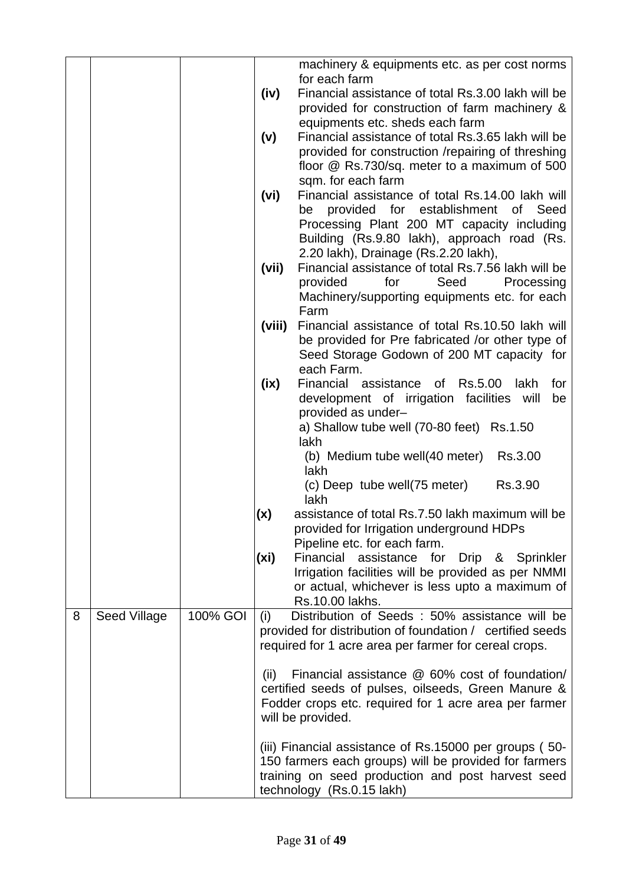| | | | |
|---|---|---|---|
| | | | machinery & equipments etc. as per cost norms for each farm<br>**(iv)** Financial assistance of total Rs.3.00 lakh will be provided for construction of farm machinery & equipments etc. sheds each farm<br>**(v)** Financial assistance of total Rs.3.65 lakh will be provided for construction /repairing of threshing floor @ Rs.730/sq. meter to a maximum of 500 sqm. for each farm<br>**(vi)** Financial assistance of total Rs.14.00 lakh will be provided for establishment of Seed Processing Plant 200 MT capacity including Building (Rs.9.80 lakh), approach road (Rs. 2.20 lakh), Drainage (Rs.2.20 lakh),<br>**(vii)** Financial assistance of total Rs.7.56 lakh will be provided for Seed Processing Machinery/supporting equipments etc. for each Farm<br>**(viii)** Financial assistance of total Rs.10.50 lakh will be provided for Pre fabricated /or other type of Seed Storage Godown of 200 MT capacity for each Farm.<br>**(ix)** Financial assistance of Rs.5.00 lakh for development of irrigation facilities will be provided as under–<br>a) Shallow tube well (70-80 feet) Rs.1.50 lakh<br>(b) Medium tube well(40 meter) Rs.3.00 lakh<br>(c) Deep tube well(75 meter) Rs.3.90 lakh<br>**(x)** assistance of total Rs.7.50 lakh maximum will be provided for Irrigation underground HDPs Pipeline etc. for each farm.<br>**(xi)** Financial assistance for Drip & Sprinkler Irrigation facilities will be provided as per NMMI or actual, whichever is less upto a maximum of Rs.10.00 lakhs. |
| 8 | Seed Village | 100% GOI | (i) Distribution of Seeds : 50% assistance will be provided for distribution of foundation / certified seeds required for 1 acre area per farmer for cereal crops.<br><br>(ii) Financial assistance @ 60% cost of foundation/ certified seeds of pulses, oilseeds, Green Manure & Fodder crops etc. required for 1 acre area per farmer will be provided.<br><br>(iii) Financial assistance of Rs.15000 per groups ( 50-150 farmers each groups) will be provided for farmers training on seed production and post harvest seed technology (Rs.0.15 lakh) |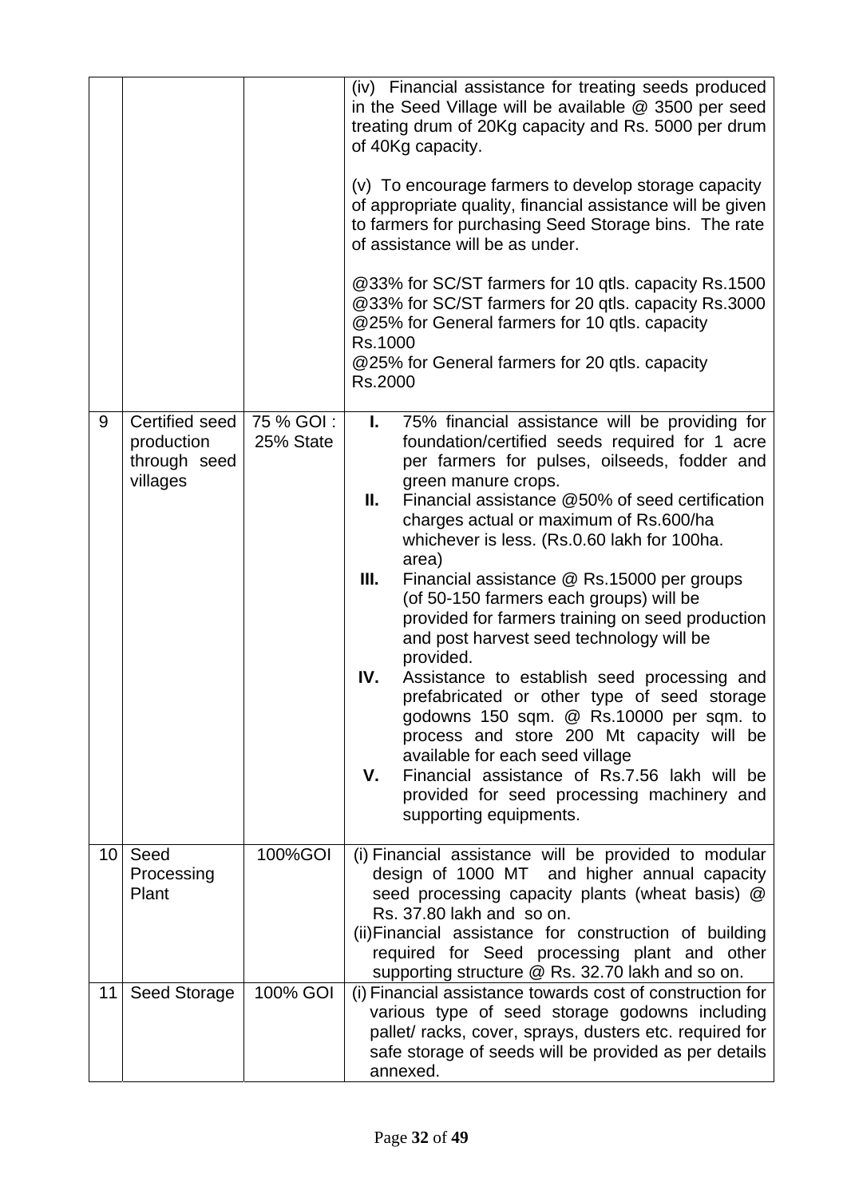| | | | |
|---|---|---|---|
| | | | (iv) Financial assistance for treating seeds produced in the Seed Village will be available @ 3500 per seed treating drum of 20Kg capacity and Rs. 5000 per drum of 40Kg capacity.<br><br>(v) To encourage farmers to develop storage capacity of appropriate quality, financial assistance will be given to farmers for purchasing Seed Storage bins. The rate of assistance will be as under.<br><br>@33% for SC/ST farmers for 10 qtls. capacity Rs.1500<br>@33% for SC/ST farmers for 20 qtls. capacity Rs.3000<br>@25% for General farmers for 10 qtls. capacity Rs.1000<br>@25% for General farmers for 20 qtls. capacity Rs.2000 |
| 9 | Certified seed production through seed villages | 75 % GOI : 25% State | **I.** 75% financial assistance will be providing for foundation/certified seeds required for 1 acre per farmers for pulses, oilseeds, fodder and green manure crops.<br>**II.** Financial assistance @50% of seed certification charges actual or maximum of Rs.600/ha whichever is less. (Rs.0.60 lakh for 100ha. area)<br>**III.** Financial assistance @ Rs.15000 per groups (of 50-150 farmers each groups) will be provided for farmers training on seed production and post harvest seed technology will be provided.<br>**IV.** Assistance to establish seed processing and prefabricated or other type of seed storage godowns 150 sqm. @ Rs.10000 per sqm. to process and store 200 Mt capacity will be available for each seed village<br>**V.** Financial assistance of Rs.7.56 lakh will be provided for seed processing machinery and supporting equipments. |
| 10 | Seed Processing Plant | 100%GOI | (i) Financial assistance will be provided to modular design of 1000 MT and higher annual capacity seed processing capacity plants (wheat basis) @ Rs. 37.80 lakh and so on.<br>(ii) Financial assistance for construction of building required for Seed processing plant and other supporting structure @ Rs. 32.70 lakh and so on. |
| 11 | Seed Storage | 100% GOI | (i) Financial assistance towards cost of construction for various type of seed storage godowns including pallet/ racks, cover, sprays, dusters etc. required for safe storage of seeds will be provided as per details annexed. |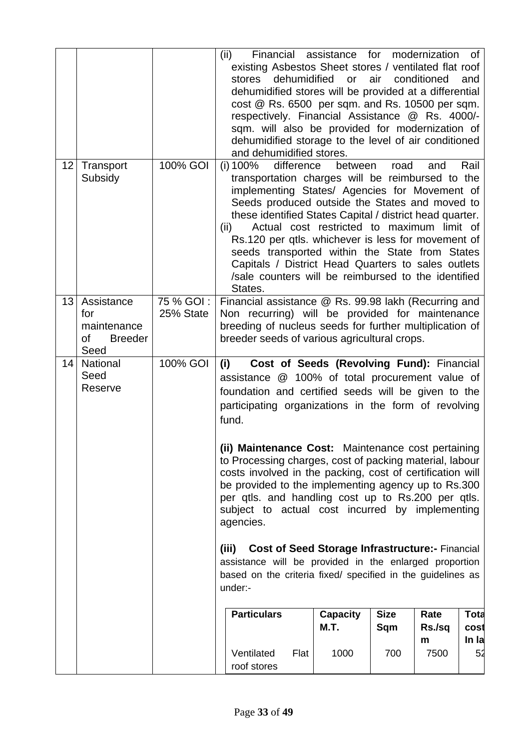| | | | |
|---|---|---|---|
| | | | (ii) Financial assistance for modernization of existing Asbestos Sheet stores / ventilated flat roof stores dehumidified or air conditioned and dehumidified stores will be provided at a differential cost @ Rs. 6500 per sqm. and Rs. 10500 per sqm. respectively. Financial Assistance @ Rs. 4000/- sqm. will also be provided for modernization of dehumidified storage to the level of air conditioned and dehumidified stores. |
| 12 | Transport Subsidy | 100% GOI | (i) 100% difference between road and Rail transportation charges will be reimbursed to the implementing States/ Agencies for Movement of Seeds produced outside the States and moved to these identified States Capital / district head quarter.<br>(ii) Actual cost restricted to maximum limit of Rs.120 per qtls. whichever is less for movement of seeds transported within the State from States Capitals / District Head Quarters to sales outlets /sale counters will be reimbursed to the identified States. |
| 13 | Assistance for maintenance of Breeder Seed | 75 % GOI : 25% State | Financial assistance @ Rs. 99.98 lakh (Recurring and Non recurring) will be provided for maintenance breeding of nucleus seeds for further multiplication of breeder seeds of various agricultural crops. |
| 14 | National Seed Reserve | 100% GOI | **(i) Cost of Seeds (Revolving Fund):** Financial assistance @ 100% of total procurement value of foundation and certified seeds will be given to the participating organizations in the form of revolving fund.<br><br>**(ii) Maintenance Cost:** Maintenance cost pertaining to Processing charges, cost of packing material, labour costs involved in the packing, cost of certification will be provided to the implementing agency up to Rs.300 per qtls. and handling cost up to Rs.200 per qtls. subject to actual cost incurred by implementing agencies.<br><br>**(iii) Cost of Seed Storage Infrastructure:-** Financial assistance will be provided in the enlarged proportion based on the criteria fixed/ specified in the guidelines as under:- |

| Particulars | Capacity M.T. | Size Sqm | Rate Rs./sqm | Total cost In la |
|---|---|---|---|---|
| Ventilated Flat roof stores | 1000 | 700 | 7500 | 52 |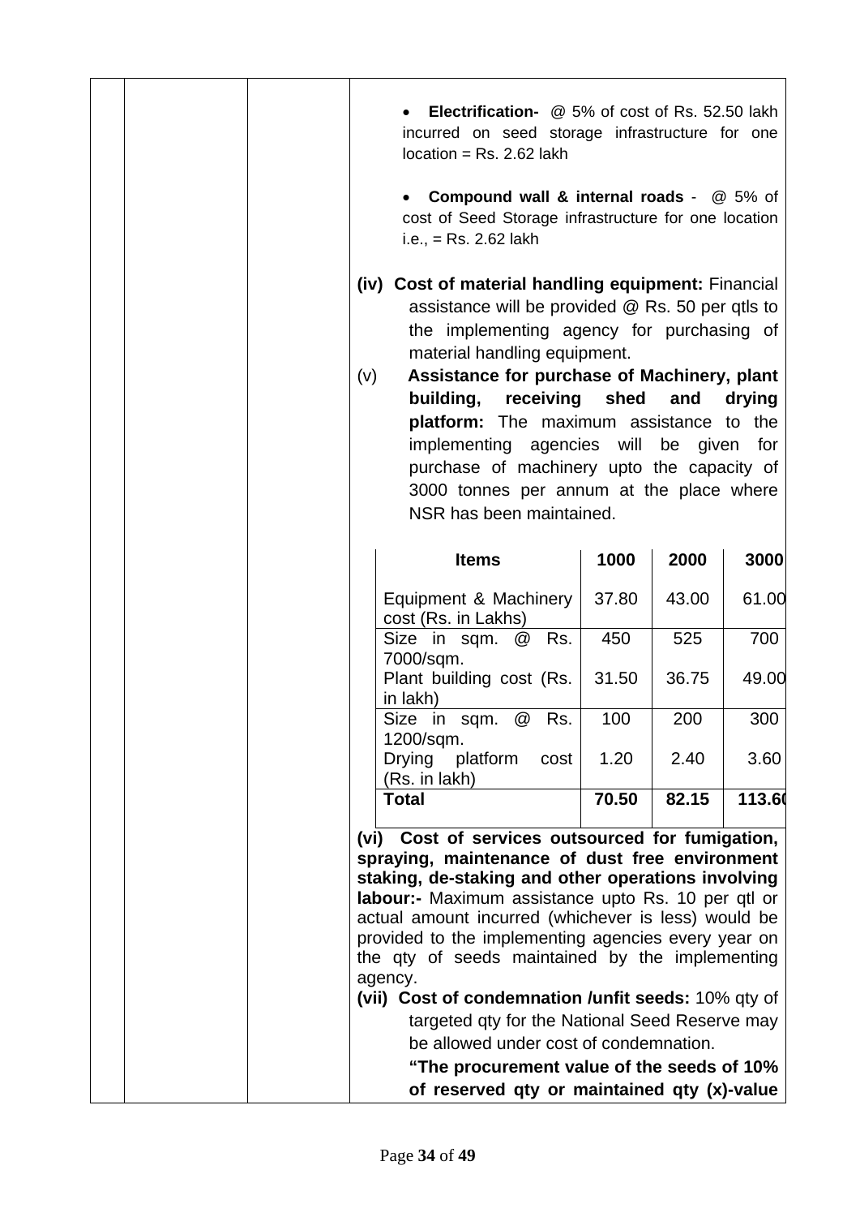- **Electrification-** @ 5% of cost of Rs. 52.50 lakh incurred on seed storage infrastructure for one location = Rs. 2.62 lakh

- **Compound wall & internal roads** - @ 5% of cost of Seed Storage infrastructure for one location i.e., = Rs. 2.62 lakh

**(iv) Cost of material handling equipment:** Financial assistance will be provided @ Rs. 50 per qtls to the implementing agency for purchasing of material handling equipment.

(v) **Assistance for purchase of Machinery, plant building, receiving shed and drying platform:** The maximum assistance to the implementing agencies will be given for purchase of machinery upto the capacity of 3000 tonnes per annum at the place where NSR has been maintained.

| **Items** | **1000** | **2000** | **3000** |
|---|---|---|---|
| Equipment & Machinery cost (Rs. in Lakhs) | 37.80 | 43.00 | 61.00 |
| Size in sqm. @ Rs. 7000/sqm. | 450 | 525 | 700 |
| Plant building cost (Rs. in lakh) | 31.50 | 36.75 | 49.00 |
| Size in sqm. @ Rs. 1200/sqm. | 100 | 200 | 300 |
| Drying platform cost (Rs. in lakh) | 1.20 | 2.40 | 3.60 |
| **Total** | **70.50** | **82.15** | **113.60** |

**(vi) Cost of services outsourced for fumigation, spraying, maintenance of dust free environment staking, de-staking and other operations involving labour:-** Maximum assistance upto Rs. 10 per qtl or actual amount incurred (whichever is less) would be provided to the implementing agencies every year on the qty of seeds maintained by the implementing agency.

**(vii) Cost of condemnation /unfit seeds:** 10% qty of targeted qty for the National Seed Reserve may be allowed under cost of condemnation.

**"The procurement value of the seeds of 10% of reserved qty or maintained qty (x)-value**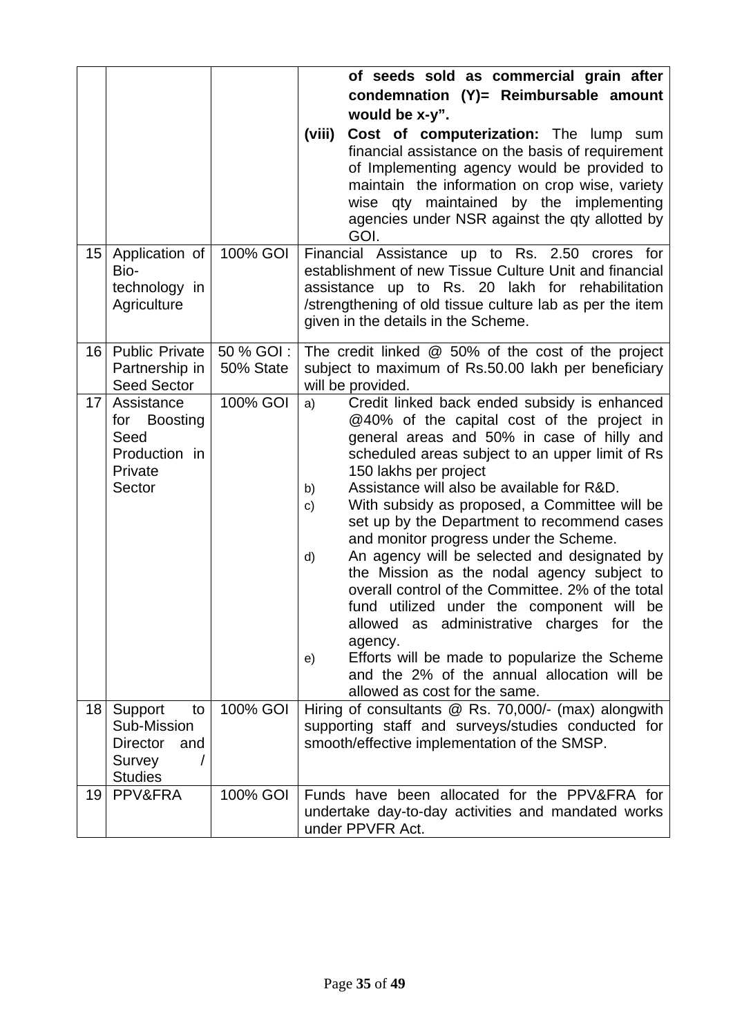|  |  |  |  |
|---|---|---|---|
|  |  |  | **of seeds sold as commercial grain after condemnation (Y)= Reimbursable amount would be x-y".**<br>**(viii) Cost of computerization:** The lump sum financial assistance on the basis of requirement of Implementing agency would be provided to maintain the information on crop wise, variety wise qty maintained by the implementing agencies under NSR against the qty allotted by GOI. |
| 15 | Application of Bio-technology in Agriculture | 100% GOI | Financial Assistance up to Rs. 2.50 crores for establishment of new Tissue Culture Unit and financial assistance up to Rs. 20 lakh for rehabilitation /strengthening of old tissue culture lab as per the item given in the details in the Scheme. |
| 16 | Public Private Partnership in Seed Sector | 50 % GOI : 50% State | The credit linked @ 50% of the cost of the project subject to maximum of Rs.50.00 lakh per beneficiary will be provided. |
| 17 | Assistance for Boosting Seed Production in Private Sector | 100% GOI | a) Credit linked back ended subsidy is enhanced @40% of the capital cost of the project in general areas and 50% in case of hilly and scheduled areas subject to an upper limit of Rs 150 lakhs per project<br>b) Assistance will also be available for R&D.<br>c) With subsidy as proposed, a Committee will be set up by the Department to recommend cases and monitor progress under the Scheme.<br>d) An agency will be selected and designated by the Mission as the nodal agency subject to overall control of the Committee. 2% of the total fund utilized under the component will be allowed as administrative charges for the agency.<br>e) Efforts will be made to popularize the Scheme and the 2% of the annual allocation will be allowed as cost for the same. |
| 18 | Support to Sub-Mission Director and Survey / Studies | 100% GOI | Hiring of consultants @ Rs. 70,000/- (max) alongwith supporting staff and surveys/studies conducted for smooth/effective implementation of the SMSP. |
| 19 | PPV&FRA | 100% GOI | Funds have been allocated for the PPV&FRA for undertake day-to-day activities and mandated works under PPVFR Act. |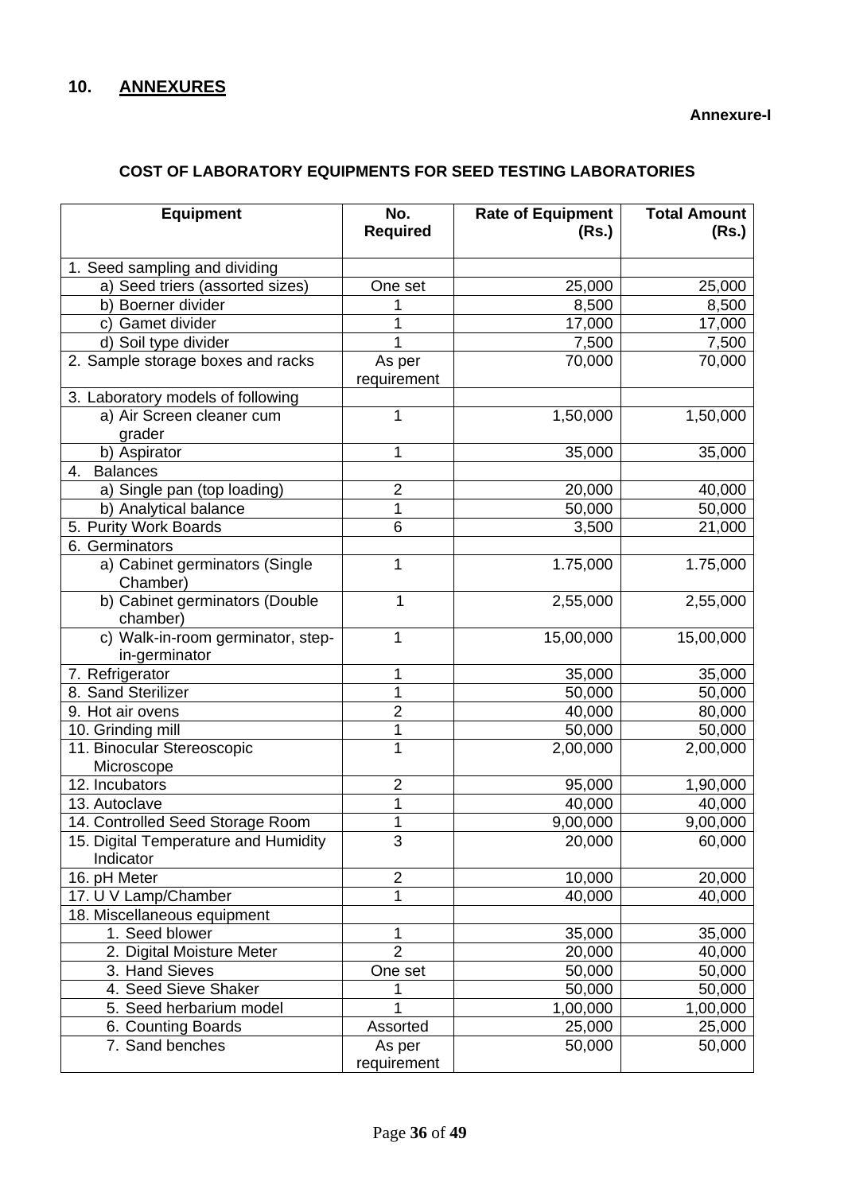## 10. ANNEXURES

**Annexure-I**

**COST OF LABORATORY EQUIPMENTS FOR SEED TESTING LABORATORIES**

| Equipment | No. Required | Rate of Equipment (Rs.) | Total Amount (Rs.) |
|---|---|---|---|
| 1. Seed sampling and dividing | | | |
| a) Seed triers (assorted sizes) | One set | 25,000 | 25,000 |
| b) Boerner divider | 1 | 8,500 | 8,500 |
| c) Gamet divider | 1 | 17,000 | 17,000 |
| d) Soil type divider | 1 | 7,500 | 7,500 |
| 2. Sample storage boxes and racks | As per requirement | 70,000 | 70,000 |
| 3. Laboratory models of following | | | |
| a) Air Screen cleaner cum grader | 1 | 1,50,000 | 1,50,000 |
| b) Aspirator | 1 | 35,000 | 35,000 |
| 4. Balances | | | |
| a) Single pan (top loading) | 2 | 20,000 | 40,000 |
| b) Analytical balance | 1 | 50,000 | 50,000 |
| 5. Purity Work Boards | 6 | 3,500 | 21,000 |
| 6. Germinators | | | |
| a) Cabinet germinators (Single Chamber) | 1 | 1.75,000 | 1.75,000 |
| b) Cabinet germinators (Double chamber) | 1 | 2,55,000 | 2,55,000 |
| c) Walk-in-room germinator, step-in-germinator | 1 | 15,00,000 | 15,00,000 |
| 7. Refrigerator | 1 | 35,000 | 35,000 |
| 8. Sand Sterilizer | 1 | 50,000 | 50,000 |
| 9. Hot air ovens | 2 | 40,000 | 80,000 |
| 10. Grinding mill | 1 | 50,000 | 50,000 |
| 11. Binocular Stereoscopic Microscope | 1 | 2,00,000 | 2,00,000 |
| 12. Incubators | 2 | 95,000 | 1,90,000 |
| 13. Autoclave | 1 | 40,000 | 40,000 |
| 14. Controlled Seed Storage Room | 1 | 9,00,000 | 9,00,000 |
| 15. Digital Temperature and Humidity Indicator | 3 | 20,000 | 60,000 |
| 16. pH Meter | 2 | 10,000 | 20,000 |
| 17. U V Lamp/Chamber | 1 | 40,000 | 40,000 |
| 18. Miscellaneous equipment | | | |
| 1. Seed blower | 1 | 35,000 | 35,000 |
| 2. Digital Moisture Meter | 2 | 20,000 | 40,000 |
| 3. Hand Sieves | One set | 50,000 | 50,000 |
| 4. Seed Sieve Shaker | 1 | 50,000 | 50,000 |
| 5. Seed herbarium model | 1 | 1,00,000 | 1,00,000 |
| 6. Counting Boards | Assorted | 25,000 | 25,000 |
| 7. Sand benches | As per requirement | 50,000 | 50,000 |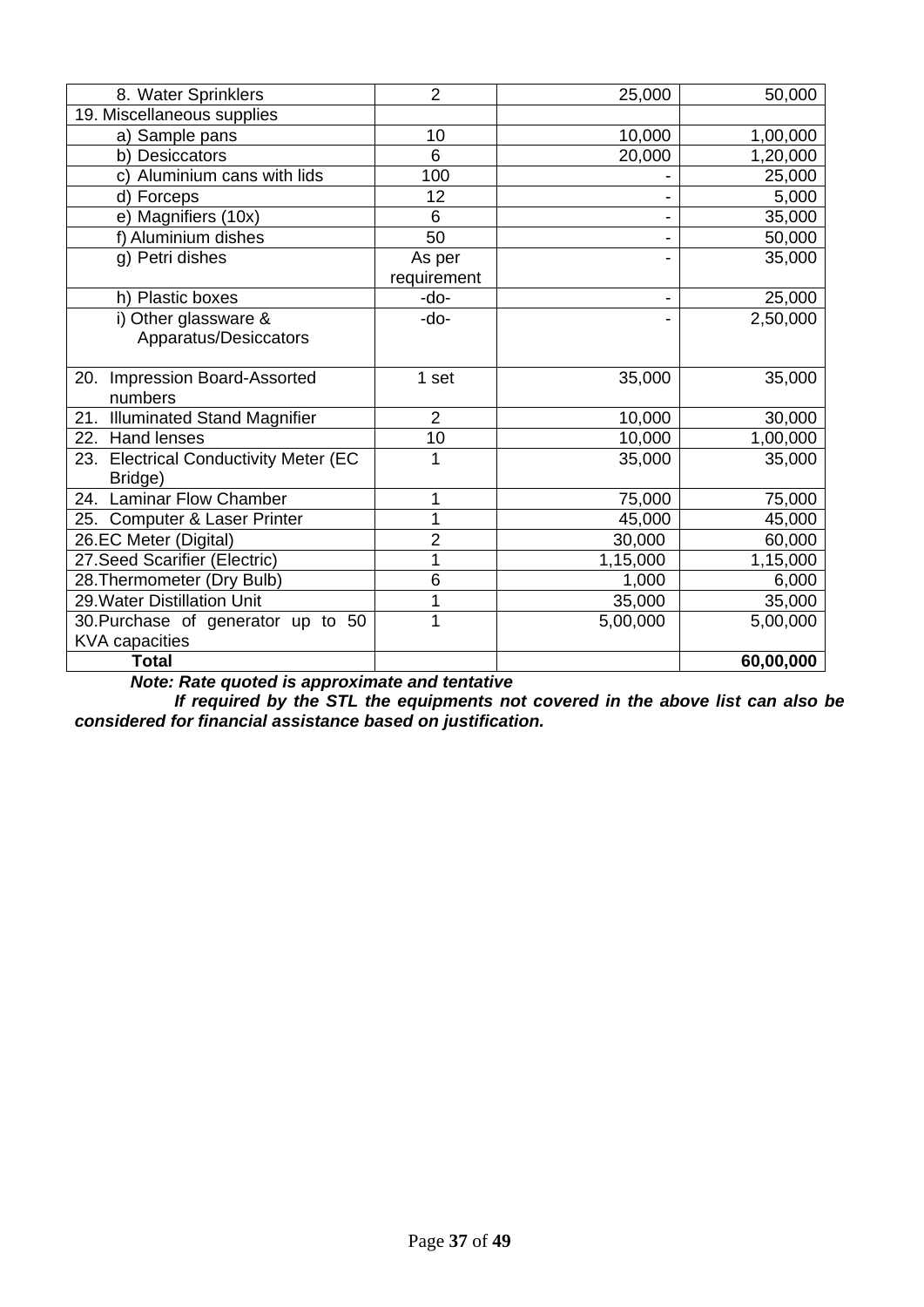| | | | |
|---|---|---|---|
| 8. Water Sprinklers | 2 | 25,000 | 50,000 |
| 19. Miscellaneous supplies | | | |
| a) Sample pans | 10 | 10,000 | 1,00,000 |
| b) Desiccators | 6 | 20,000 | 1,20,000 |
| c) Aluminium cans with lids | 100 | - | 25,000 |
| d) Forceps | 12 | - | 5,000 |
| e) Magnifiers (10x) | 6 | - | 35,000 |
| f) Aluminium dishes | 50 | - | 50,000 |
| g) Petri dishes | As per requirement | - | 35,000 |
| h) Plastic boxes | -do- | - | 25,000 |
| i) Other glassware & Apparatus/Desiccators | -do- | - | 2,50,000 |
| 20. Impression Board-Assorted numbers | 1 set | 35,000 | 35,000 |
| 21. Illuminated Stand Magnifier | 2 | 10,000 | 30,000 |
| 22. Hand lenses | 10 | 10,000 | 1,00,000 |
| 23. Electrical Conductivity Meter (EC Bridge) | 1 | 35,000 | 35,000 |
| 24. Laminar Flow Chamber | 1 | 75,000 | 75,000 |
| 25. Computer & Laser Printer | 1 | 45,000 | 45,000 |
| 26.EC Meter (Digital) | 2 | 30,000 | 60,000 |
| 27.Seed Scarifier (Electric) | 1 | 1,15,000 | 1,15,000 |
| 28.Thermometer (Dry Bulb) | 6 | 1,000 | 6,000 |
| 29.Water Distillation Unit | 1 | 35,000 | 35,000 |
| 30.Purchase of generator up to 50 KVA capacities | 1 | 5,00,000 | 5,00,000 |
| **Total** | | | **60,00,000** |

***Note: Rate quoted is approximate and tentative***

***If required by the STL the equipments not covered in the above list can also be considered for financial assistance based on justification.***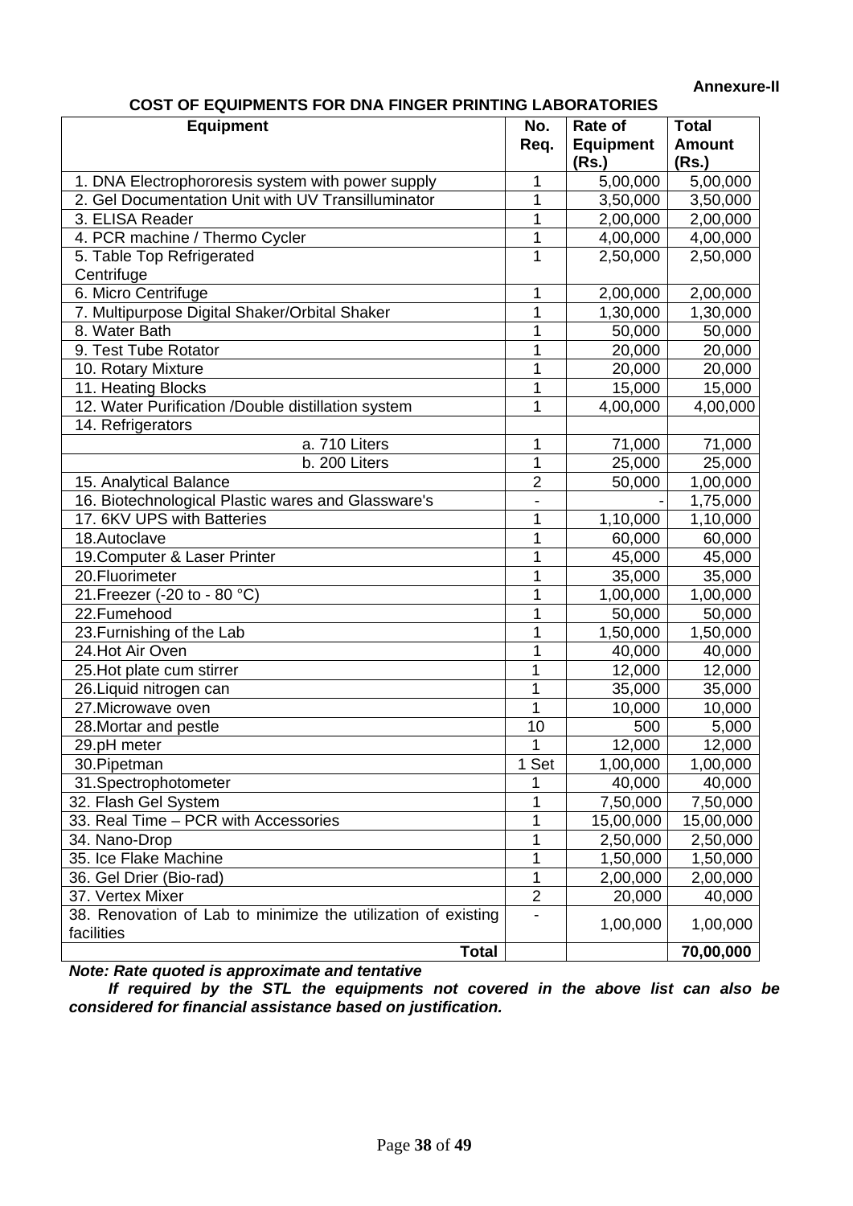**Annexure-II**

**COST OF EQUIPMENTS FOR DNA FINGER PRINTING LABORATORIES**

| Equipment | No. Req. | Rate of Equipment (Rs.) | Total Amount (Rs.) |
|---|---|---|---|
| 1. DNA Electrophororesis system with power supply | 1 | 5,00,000 | 5,00,000 |
| 2. Gel Documentation Unit with UV Transilluminator | 1 | 3,50,000 | 3,50,000 |
| 3. ELISA Reader | 1 | 2,00,000 | 2,00,000 |
| 4. PCR machine / Thermo Cycler | 1 | 4,00,000 | 4,00,000 |
| 5. Table Top Refrigerated Centrifuge | 1 | 2,50,000 | 2,50,000 |
| 6. Micro Centrifuge | 1 | 2,00,000 | 2,00,000 |
| 7. Multipurpose Digital Shaker/Orbital Shaker | 1 | 1,30,000 | 1,30,000 |
| 8. Water Bath | 1 | 50,000 | 50,000 |
| 9. Test Tube Rotator | 1 | 20,000 | 20,000 |
| 10. Rotary Mixture | 1 | 20,000 | 20,000 |
| 11. Heating Blocks | 1 | 15,000 | 15,000 |
| 12. Water Purification /Double distillation system | 1 | 4,00,000 | 4,00,000 |
| 14. Refrigerators | | | |
| a. 710 Liters | 1 | 71,000 | 71,000 |
| b. 200 Liters | 1 | 25,000 | 25,000 |
| 15. Analytical Balance | 2 | 50,000 | 1,00,000 |
| 16. Biotechnological Plastic wares and Glassware's | - | - | 1,75,000 |
| 17. 6KV UPS with Batteries | 1 | 1,10,000 | 1,10,000 |
| 18.Autoclave | 1 | 60,000 | 60,000 |
| 19.Computer & Laser Printer | 1 | 45,000 | 45,000 |
| 20.Fluorimeter | 1 | 35,000 | 35,000 |
| 21.Freezer (-20 to - 80 °C) | 1 | 1,00,000 | 1,00,000 |
| 22.Fumehood | 1 | 50,000 | 50,000 |
| 23.Furnishing of the Lab | 1 | 1,50,000 | 1,50,000 |
| 24.Hot Air Oven | 1 | 40,000 | 40,000 |
| 25.Hot plate cum stirrer | 1 | 12,000 | 12,000 |
| 26.Liquid nitrogen can | 1 | 35,000 | 35,000 |
| 27.Microwave oven | 1 | 10,000 | 10,000 |
| 28.Mortar and pestle | 10 | 500 | 5,000 |
| 29.pH meter | 1 | 12,000 | 12,000 |
| 30.Pipetman | 1 Set | 1,00,000 | 1,00,000 |
| 31.Spectrophotometer | 1 | 40,000 | 40,000 |
| 32. Flash Gel System | 1 | 7,50,000 | 7,50,000 |
| 33. Real Time – PCR with Accessories | 1 | 15,00,000 | 15,00,000 |
| 34. Nano-Drop | 1 | 2,50,000 | 2,50,000 |
| 35. Ice Flake Machine | 1 | 1,50,000 | 1,50,000 |
| 36. Gel Drier (Bio-rad) | 1 | 2,00,000 | 2,00,000 |
| 37. Vertex Mixer | 2 | 20,000 | 40,000 |
| 38. Renovation of Lab to minimize the utilization of existing facilities | - | 1,00,000 | 1,00,000 |
| **Total** | | | **70,00,000** |

***Note: Rate quoted is approximate and tentative***

***If required by the STL the equipments not covered in the above list can also be considered for financial assistance based on justification.***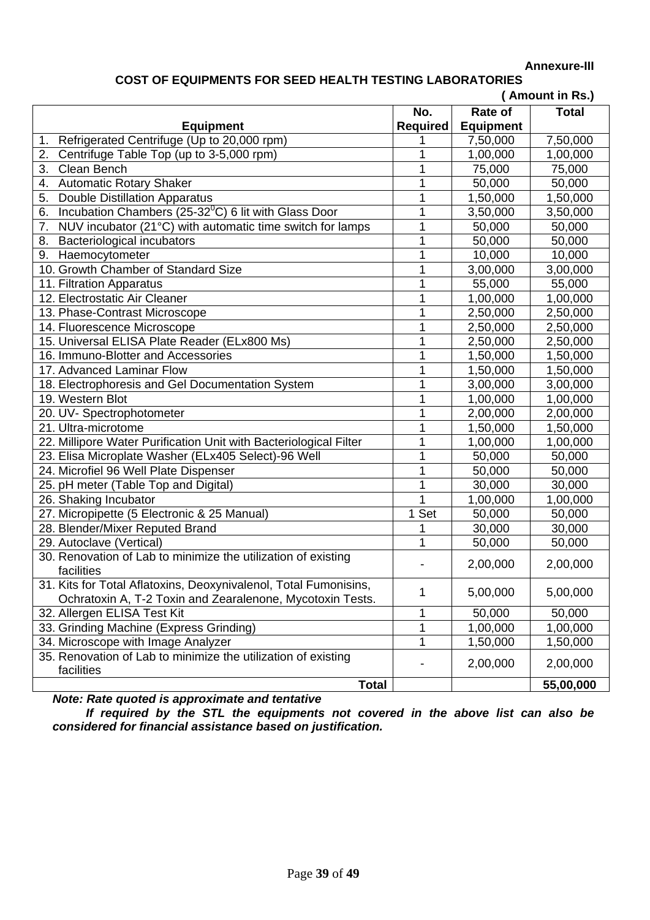**Annexure-III**

## COST OF EQUIPMENTS FOR SEED HEALTH TESTING LABORATORIES

**( Amount in Rs.)**

| Equipment | No. Required | Rate of Equipment | Total |
|---|---|---|---|
| 1. Refrigerated Centrifuge (Up to 20,000 rpm) | 1 | 7,50,000 | 7,50,000 |
| 2. Centrifuge Table Top (up to 3-5,000 rpm) | 1 | 1,00,000 | 1,00,000 |
| 3. Clean Bench | 1 | 75,000 | 75,000 |
| 4. Automatic Rotary Shaker | 1 | 50,000 | 50,000 |
| 5. Double Distillation Apparatus | 1 | 1,50,000 | 1,50,000 |
| 6. Incubation Chambers (25-32$^0$C) 6 lit with Glass Door | 1 | 3,50,000 | 3,50,000 |
| 7. NUV incubator (21°C) with automatic time switch for lamps | 1 | 50,000 | 50,000 |
| 8. Bacteriological incubators | 1 | 50,000 | 50,000 |
| 9. Haemocytometer | 1 | 10,000 | 10,000 |
| 10. Growth Chamber of Standard Size | 1 | 3,00,000 | 3,00,000 |
| 11. Filtration Apparatus | 1 | 55,000 | 55,000 |
| 12. Electrostatic Air Cleaner | 1 | 1,00,000 | 1,00,000 |
| 13. Phase-Contrast Microscope | 1 | 2,50,000 | 2,50,000 |
| 14. Fluorescence Microscope | 1 | 2,50,000 | 2,50,000 |
| 15. Universal ELISA Plate Reader (ELx800 Ms) | 1 | 2,50,000 | 2,50,000 |
| 16. Immuno-Blotter and Accessories | 1 | 1,50,000 | 1,50,000 |
| 17. Advanced Laminar Flow | 1 | 1,50,000 | 1,50,000 |
| 18. Electrophoresis and Gel Documentation System | 1 | 3,00,000 | 3,00,000 |
| 19. Western Blot | 1 | 1,00,000 | 1,00,000 |
| 20. UV- Spectrophotometer | 1 | 2,00,000 | 2,00,000 |
| 21. Ultra-microtome | 1 | 1,50,000 | 1,50,000 |
| 22. Millipore Water Purification Unit with Bacteriological Filter | 1 | 1,00,000 | 1,00,000 |
| 23. Elisa Microplate Washer (ELx405 Select)-96 Well | 1 | 50,000 | 50,000 |
| 24. Microfiel 96 Well Plate Dispenser | 1 | 50,000 | 50,000 |
| 25. pH meter (Table Top and Digital) | 1 | 30,000 | 30,000 |
| 26. Shaking Incubator | 1 | 1,00,000 | 1,00,000 |
| 27. Micropipette (5 Electronic & 25 Manual) | 1 Set | 50,000 | 50,000 |
| 28. Blender/Mixer Reputed Brand | 1 | 30,000 | 30,000 |
| 29. Autoclave (Vertical) | 1 | 50,000 | 50,000 |
| 30. Renovation of Lab to minimize the utilization of existing facilities | - | 2,00,000 | 2,00,000 |
| 31. Kits for Total Aflatoxins, Deoxynivalenol, Total Fumonisins, Ochratoxin A, T-2 Toxin and Zearalenone, Mycotoxin Tests. | 1 | 5,00,000 | 5,00,000 |
| 32. Allergen ELISA Test Kit | 1 | 50,000 | 50,000 |
| 33. Grinding Machine (Express Grinding) | 1 | 1,00,000 | 1,00,000 |
| 34. Microscope with Image Analyzer | 1 | 1,50,000 | 1,50,000 |
| 35. Renovation of Lab to minimize the utilization of existing facilities | - | 2,00,000 | 2,00,000 |
| **Total** | | | **55,00,000** |

***Note: Rate quoted is approximate and tentative***

***If required by the STL the equipments not covered in the above list can also be considered for financial assistance based on justification.***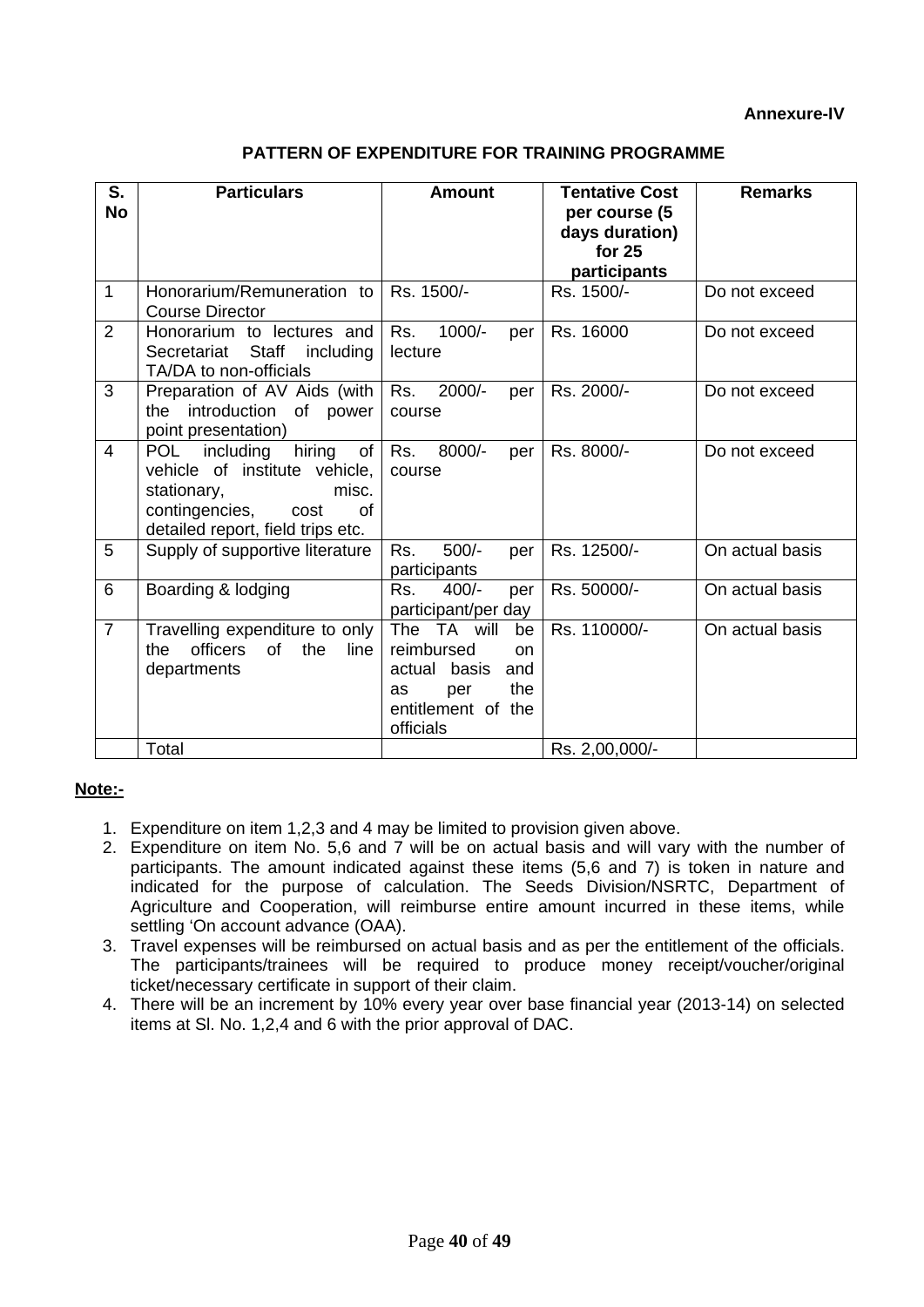**Annexure-IV**

## PATTERN OF EXPENDITURE FOR TRAINING PROGRAMME

| S. No | Particulars | Amount | Tentative Cost per course (5 days duration) for 25 participants | Remarks |
|---|---|---|---|---|
| 1 | Honorarium/Remuneration to Course Director | Rs. 1500/- | Rs. 1500/- | Do not exceed |
| 2 | Honorarium to lectures and Secretariat Staff including TA/DA to non-officials | Rs. 1000/- per lecture | Rs. 16000 | Do not exceed |
| 3 | Preparation of AV Aids (with the introduction of power point presentation) | Rs. 2000/- per course | Rs. 2000/- | Do not exceed |
| 4 | POL including hiring of vehicle of institute vehicle, stationary, misc. contingencies, cost of detailed report, field trips etc. | Rs. 8000/- per course | Rs. 8000/- | Do not exceed |
| 5 | Supply of supportive literature | Rs. 500/- per participants | Rs. 12500/- | On actual basis |
| 6 | Boarding & lodging | Rs. 400/- per participant/per day | Rs. 50000/- | On actual basis |
| 7 | Travelling expenditure to only the officers of the line departments | The TA will be reimbursed on actual basis and as per the entitlement of the officials | Rs. 110000/- | On actual basis |
| | Total | | Rs. 2,00,000/- | |

**Note:-**

1. Expenditure on item 1,2,3 and 4 may be limited to provision given above.
2. Expenditure on item No. 5,6 and 7 will be on actual basis and will vary with the number of participants. The amount indicated against these items (5,6 and 7) is token in nature and indicated for the purpose of calculation. The Seeds Division/NSRTC, Department of Agriculture and Cooperation, will reimburse entire amount incurred in these items, while settling 'On account advance (OAA).
3. Travel expenses will be reimbursed on actual basis and as per the entitlement of the officials. The participants/trainees will be required to produce money receipt/voucher/original ticket/necessary certificate in support of their claim.
4. There will be an increment by 10% every year over base financial year (2013-14) on selected items at Sl. No. 1,2,4 and 6 with the prior approval of DAC.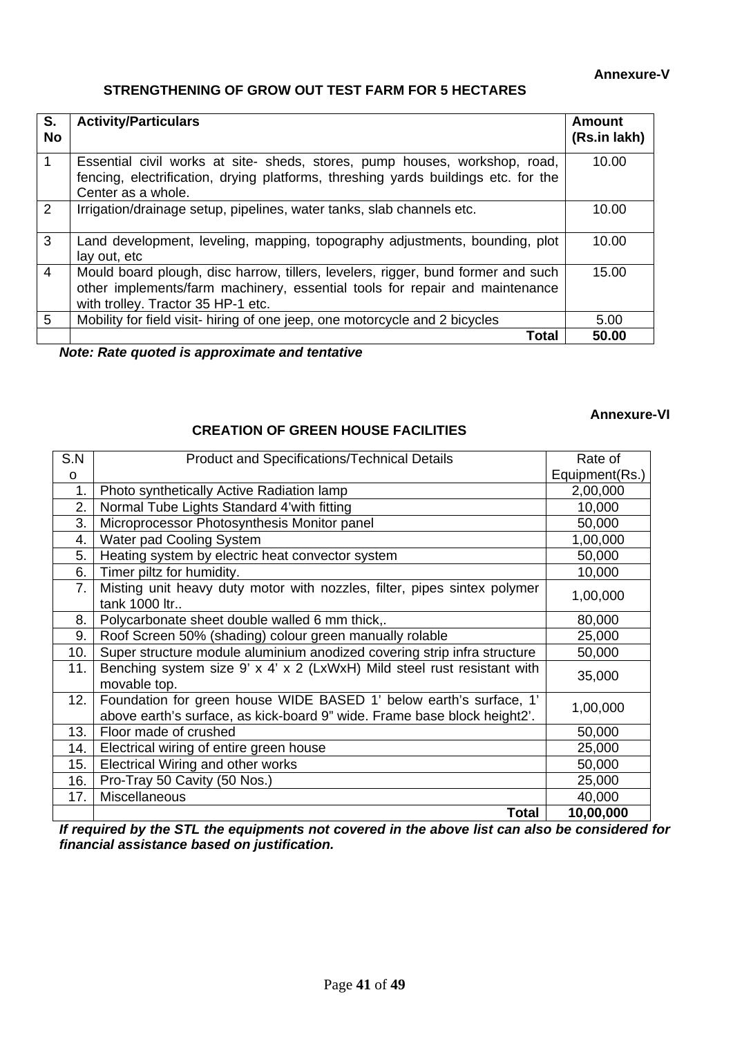**Annexure-V**

## STRENGTHENING OF GROW OUT TEST FARM FOR 5 HECTARES

| S. No | Activity/Particulars | Amount (Rs.in lakh) |
|---|---|---|
| 1 | Essential civil works at site- sheds, stores, pump houses, workshop, road, fencing, electrification, drying platforms, threshing yards buildings etc. for the Center as a whole. | 10.00 |
| 2 | Irrigation/drainage setup, pipelines, water tanks, slab channels etc. | 10.00 |
| 3 | Land development, leveling, mapping, topography adjustments, bounding, plot lay out, etc | 10.00 |
| 4 | Mould board plough, disc harrow, tillers, levelers, rigger, bund former and such other implements/farm machinery, essential tools for repair and maintenance with trolley. Tractor 35 HP-1 etc. | 15.00 |
| 5 | Mobility for field visit- hiring of one jeep, one motorcycle and 2 bicycles | 5.00 |
| | **Total** | **50.00** |

***Note: Rate quoted is approximate and tentative***

**Annexure-VI**

## CREATION OF GREEN HOUSE FACILITIES

| S.No | Product and Specifications/Technical Details | Rate of Equipment(Rs.) |
|---|---|---|
| 1. | Photo synthetically Active Radiation lamp | 2,00,000 |
| 2. | Normal Tube Lights Standard 4'with fitting | 10,000 |
| 3. | Microprocessor Photosynthesis Monitor panel | 50,000 |
| 4. | Water pad Cooling System | 1,00,000 |
| 5. | Heating system by electric heat convector system | 50,000 |
| 6. | Timer piltz for humidity. | 10,000 |
| 7. | Misting unit heavy duty motor with nozzles, filter, pipes sintex polymer tank 1000 ltr.. | 1,00,000 |
| 8. | Polycarbonate sheet double walled 6 mm thick,. | 80,000 |
| 9. | Roof Screen 50% (shading) colour green manually rolable | 25,000 |
| 10. | Super structure module aluminium anodized covering strip infra structure | 50,000 |
| 11. | Benching system size 9' x 4' x 2 (LxWxH) Mild steel rust resistant with movable top. | 35,000 |
| 12. | Foundation for green house WIDE BASED 1' below earth's surface, 1' above earth's surface, as kick-board 9" wide. Frame base block height2'. | 1,00,000 |
| 13. | Floor made of crushed | 50,000 |
| 14. | Electrical wiring of entire green house | 25,000 |
| 15. | Electrical Wiring and other works | 50,000 |
| 16. | Pro-Tray 50 Cavity (50 Nos.) | 25,000 |
| 17. | Miscellaneous | 40,000 |
| | **Total** | **10,00,000** |

***If required by the STL the equipments not covered in the above list can also be considered for financial assistance based on justification.***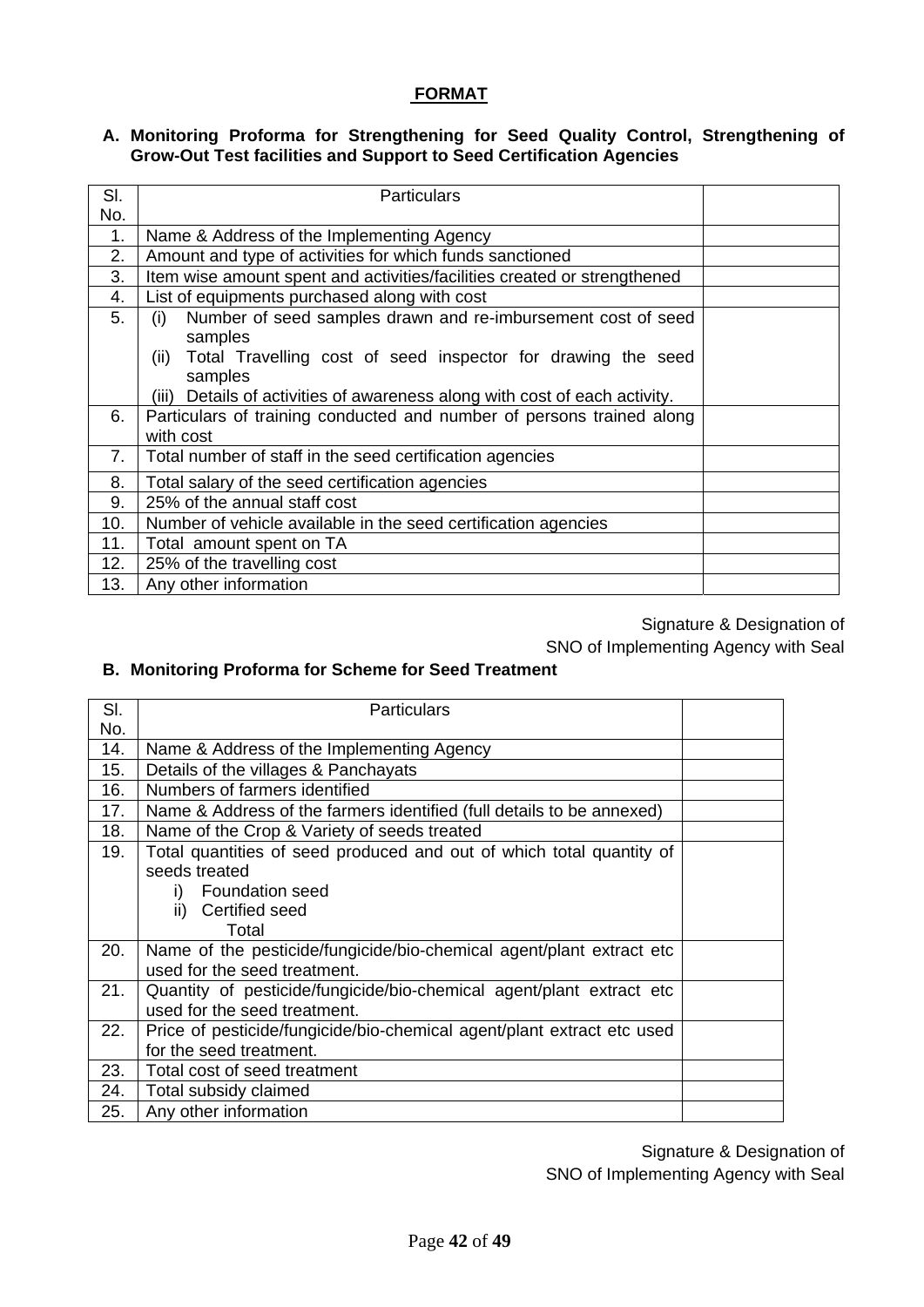# FORMAT

**A. Monitoring Proforma for Strengthening for Seed Quality Control, Strengthening of Grow-Out Test facilities and Support to Seed Certification Agencies**

| Sl. No. | Particulars | |
|---|---|---|
| 1. | Name & Address of the Implementing Agency | |
| 2. | Amount and type of activities for which funds sanctioned | |
| 3. | Item wise amount spent and activities/facilities created or strengthened | |
| 4. | List of equipments purchased along with cost | |
| 5. | (i) Number of seed samples drawn and re-imbursement cost of seed samples<br>(ii) Total Travelling cost of seed inspector for drawing the seed samples<br>(iii) Details of activities of awareness along with cost of each activity. | |
| 6. | Particulars of training conducted and number of persons trained along with cost | |
| 7. | Total number of staff in the seed certification agencies | |
| 8. | Total salary of the seed certification agencies | |
| 9. | 25% of the annual staff cost | |
| 10. | Number of vehicle available in the seed certification agencies | |
| 11. | Total amount spent on TA | |
| 12. | 25% of the travelling cost | |
| 13. | Any other information | |

Signature & Designation of
SNO of Implementing Agency with Seal

**B. Monitoring Proforma for Scheme for Seed Treatment**

| Sl. No. | Particulars | |
|---|---|---|
| 14. | Name & Address of the Implementing Agency | |
| 15. | Details of the villages & Panchayats | |
| 16. | Numbers of farmers identified | |
| 17. | Name & Address of the farmers identified (full details to be annexed) | |
| 18. | Name of the Crop & Variety of seeds treated | |
| 19. | Total quantities of seed produced and out of which total quantity of seeds treated<br>i) Foundation seed<br>ii) Certified seed<br>Total | |
| 20. | Name of the pesticide/fungicide/bio-chemical agent/plant extract etc used for the seed treatment. | |
| 21. | Quantity of pesticide/fungicide/bio-chemical agent/plant extract etc used for the seed treatment. | |
| 22. | Price of pesticide/fungicide/bio-chemical agent/plant extract etc used for the seed treatment. | |
| 23. | Total cost of seed treatment | |
| 24. | Total subsidy claimed | |
| 25. | Any other information | |

Signature & Designation of
SNO of Implementing Agency with Seal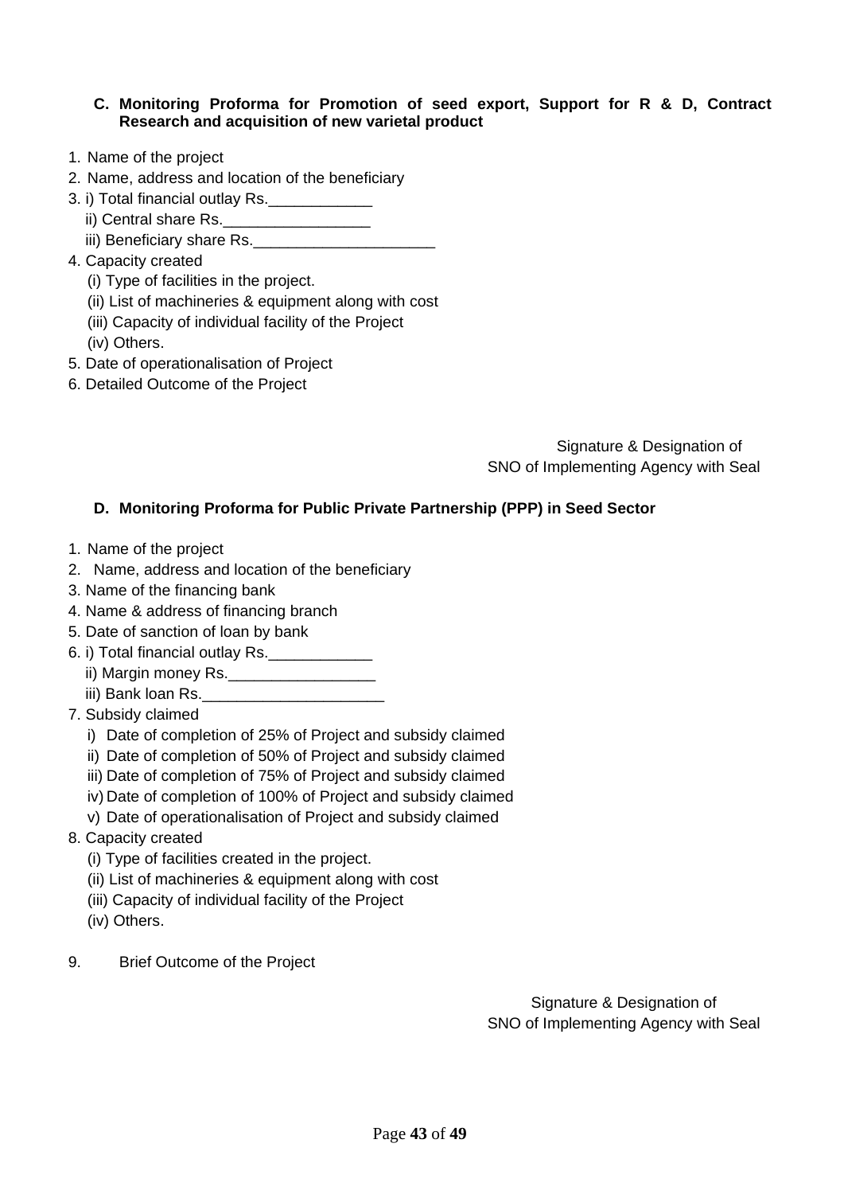### C. Monitoring Proforma for Promotion of seed export, Support for R & D, Contract Research and acquisition of new varietal product

1. Name of the project
2. Name, address and location of the beneficiary
3. i) Total financial outlay Rs.____________
   ii) Central share Rs._________________
   iii) Beneficiary share Rs._____________________
4. Capacity created
   (i) Type of facilities in the project.
   (ii) List of machineries & equipment along with cost
   (iii) Capacity of individual facility of the Project
   (iv) Others.
5. Date of operationalisation of Project
6. Detailed Outcome of the Project

Signature & Designation of
SNO of Implementing Agency with Seal

### D. Monitoring Proforma for Public Private Partnership (PPP) in Seed Sector

1. Name of the project
2. Name, address and location of the beneficiary
3. Name of the financing bank
4. Name & address of financing branch
5. Date of sanction of loan by bank
6. i) Total financial outlay Rs.____________
   ii) Margin money Rs._________________
   iii) Bank loan Rs._____________________
7. Subsidy claimed
   i) Date of completion of 25% of Project and subsidy claimed
   ii) Date of completion of 50% of Project and subsidy claimed
   iii) Date of completion of 75% of Project and subsidy claimed
   iv) Date of completion of 100% of Project and subsidy claimed
   v) Date of operationalisation of Project and subsidy claimed
8. Capacity created
   (i) Type of facilities created in the project.
   (ii) List of machineries & equipment along with cost
   (iii) Capacity of individual facility of the Project
   (iv) Others.
9. Brief Outcome of the Project

Signature & Designation of
SNO of Implementing Agency with Seal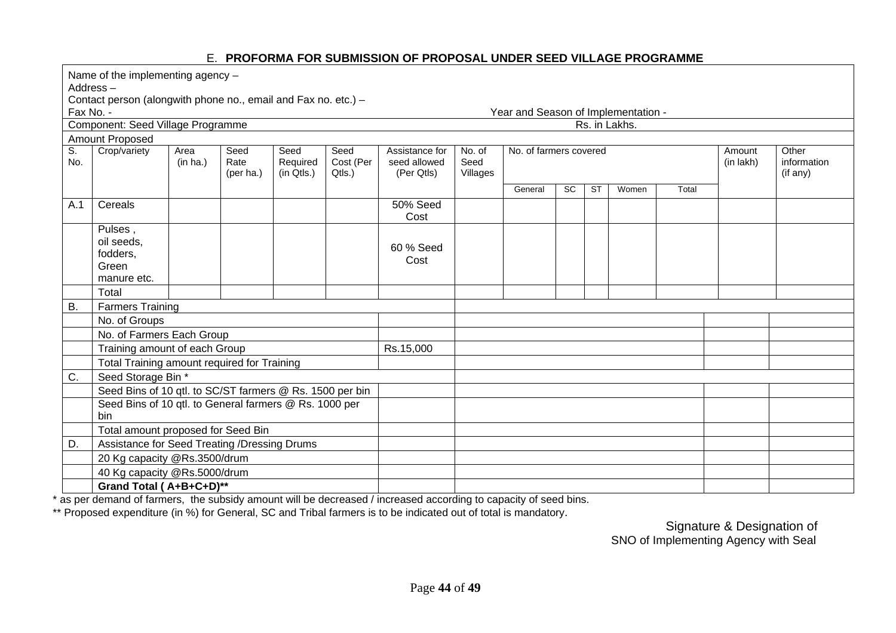## E. **PROFORMA FOR SUBMISSION OF PROPOSAL UNDER SEED VILLAGE PROGRAMME**

Name of the implementing agency –
Address –
Contact person (alongwith phone no., email and Fax no. etc.) –
Fax No. -

Year and Season of Implementation -

Component: Seed Village Programme

Rs. in Lakhs.

Amount Proposed

| S. No. | Crop/variety | Area (in ha.) | Seed Rate (per ha.) | Seed Required (in Qtls.) | Seed Cost (Per Qtls.) | Assistance for seed allowed (Per Qtls) | No. of Seed Villages | No. of farmers covered | | | | | Amount (in lakh) | Other information (if any) |
|---|---|---|---|---|---|---|---|---|---|---|---|---|---|---|
| | | | | | | | | General | SC | ST | Women | Total | | |
| A.1 | Cereals | | | | | 50% Seed Cost | | | | | | | | |
| | Pulses , oil seeds, fodders, Green manure etc. | | | | | 60 % Seed Cost | | | | | | | | |
| | Total | | | | | | | | | | | | | |
| B. | Farmers Training | | | | | | | | | | | | | |
| | No. of Groups | | | | | | | | | | | | | |
| | No. of Farmers Each Group | | | | | | | | | | | | | |
| | Training amount of each Group | | | | | Rs.15,000 | | | | | | | | |
| | Total Training amount required for Training | | | | | | | | | | | | | |
| C. | Seed Storage Bin * | | | | | | | | | | | | | |
| | Seed Bins of 10 qtl. to SC/ST farmers @ Rs. 1500 per bin | | | | | | | | | | | | | |
| | Seed Bins of 10 qtl. to General farmers @ Rs. 1000 per bin | | | | | | | | | | | | | |
| | Total amount proposed for Seed Bin | | | | | | | | | | | | | |
| D. | Assistance for Seed Treating /Dressing Drums | | | | | | | | | | | | | |
| | 20 Kg capacity @Rs.3500/drum | | | | | | | | | | | | | |
| | 40 Kg capacity @Rs.5000/drum | | | | | | | | | | | | | |
| | **Grand Total ( A+B+C+D)**** | | | | | | | | | | | | | |

\* as per demand of farmers, the subsidy amount will be decreased / increased according to capacity of seed bins.

** Proposed expenditure (in %) for General, SC and Tribal farmers is to be indicated out of total is mandatory.

Signature & Designation of
SNO of Implementing Agency with Seal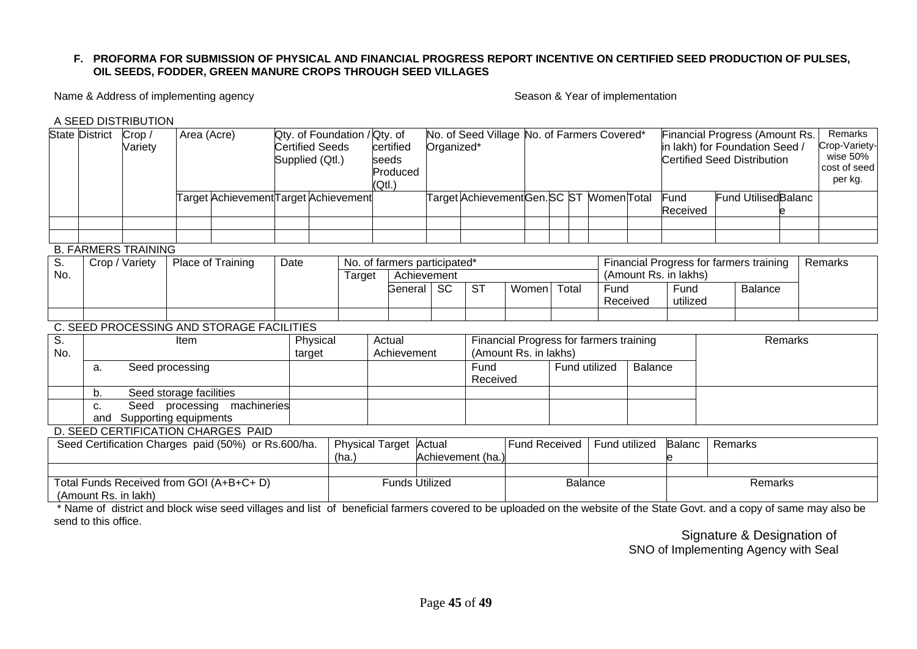**F. PROFORMA FOR SUBMISSION OF PHYSICAL AND FINANCIAL PROGRESS REPORT INCENTIVE ON CERTIFIED SEED PRODUCTION OF PULSES, OIL SEEDS, FODDER, GREEN MANURE CROPS THROUGH SEED VILLAGES**

Name & Address of implementing agency

Season & Year of implementation

A SEED DISTRIBUTION

| State | District | Crop / Variety | Area (Acre) | | Qty. of Foundation / Certified Seeds Supplied (Qtl.) | | Qty. of certified seeds Produced (Qtl.) | No. of Seed Village Organized* | | No. of Farmers Covered* | | | | | Financial Progress (Amount Rs. in lakh) for Foundation Seed / Certified Seed Distribution | | | Remarks Crop-Variety-wise 50% cost of seed per kg. |
|---|---|---|---|---|---|---|---|---|---|---|---|---|---|---|---|---|---|---|
| | | | Target | Achievement | Target | Achievement | | Target | Achievement | Gen. | SC | ST | Women | Total | Fund Received | Fund Utilised | Balance | |
| | | | | | | | | | | | | | | | | | | |
| | | | | | | | | | | | | | | | | | | |

B. FARMERS TRAINING

| S. No. | Crop / Variety | Place of Training | Date | No. of farmers participated* | | | | | | Financial Progress for farmers training (Amount Rs. in lakhs) | | | Remarks |
|---|---|---|---|---|---|---|---|---|---|---|---|---|---|
| | | | | Target | Achievement | | | | | | | | |
| | | | | | General | SC | ST | Women | Total | Fund Received | Fund utilized | Balance | |
| | | | | | | | | | | | | | |

C. SEED PROCESSING AND STORAGE FACILITIES

| S. No. | Item | Physical target | Actual Achievement | Financial Progress for farmers training (Amount Rs. in lakhs) | | | Remarks |
|---|---|---|---|---|---|---|---|
| | a. Seed processing | | | Fund Received | Fund utilized | Balance | |
| | b. Seed storage facilities | | | | | | |
| | c. Seed processing machineries and Supporting equipments | | | | | | |

D. SEED CERTIFICATION CHARGES PAID

| Seed Certification Charges paid (50%) or Rs.600/ha. | Physical Target (ha.) | Actual Achievement (ha.) | Fund Received | Fund utilized | Balance | Remarks |
|---|---|---|---|---|---|---|
| | | | | | | |

| Total Funds Received from GOI (A+B+C+ D) (Amount Rs. in lakh) | Funds Utilized | Balance | Remarks |
|---|---|---|---|

\* Name of district and block wise seed villages and list of beneficial farmers covered to be uploaded on the website of the State Govt. and a copy of same may also be send to this office.

Signature & Designation of
SNO of Implementing Agency with Seal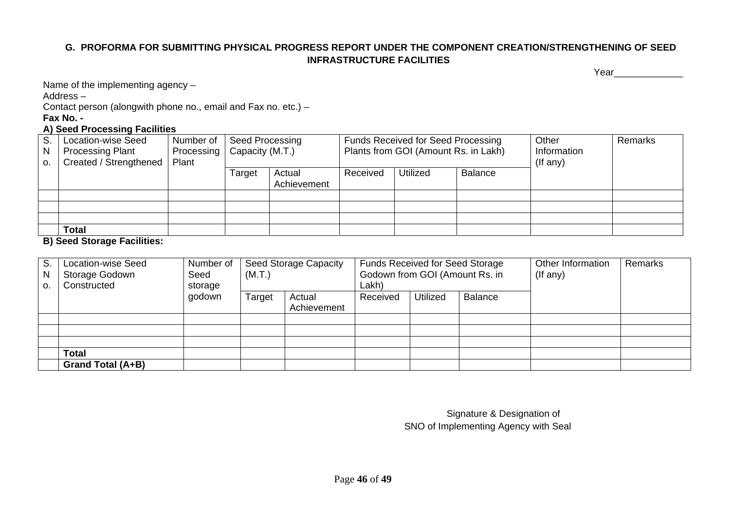## G. PROFORMA FOR SUBMITTING PHYSICAL PROGRESS REPORT UNDER THE COMPONENT CREATION/STRENGTHENING OF SEED INFRASTRUCTURE FACILITIES

Year_____________

Name of the implementing agency –

Address –

Contact person (alongwith phone no., email and Fax no. etc.) –

**Fax No. -**

**A) Seed Processing Facilities**

| S. No. | Location-wise Seed Processing Plant Created / Strengthened | Number of Processing Plant | Seed Processing Capacity (M.T.) | | Funds Received for Seed Processing Plants from GOI (Amount Rs. in Lakh) | | | Other Information (If any) | Remarks |
|---|---|---|---|---|---|---|---|---|---|
| | | | Target | Actual Achievement | Received | Utilized | Balance | | |
| | | | | | | | | | |
| | | | | | | | | | |
| | | | | | | | | | |
| | **Total** | | | | | | | | |

**B) Seed Storage Facilities:**

| S. No. | Location-wise Seed Storage Godown Constructed | Number of Seed storage godown | Seed Storage Capacity (M.T.) | | Funds Received for Seed Storage Godown from GOI (Amount Rs. in Lakh) | | | Other Information (If any) | Remarks |
|---|---|---|---|---|---|---|---|---|---|
| | | | Target | Actual Achievement | Received | Utilized | Balance | | |
| | | | | | | | | | |
| | | | | | | | | | |
| | | | | | | | | | |
| | **Total** | | | | | | | | |
| | **Grand Total (A+B)** | | | | | | | | |

Signature & Designation of
SNO of Implementing Agency with Seal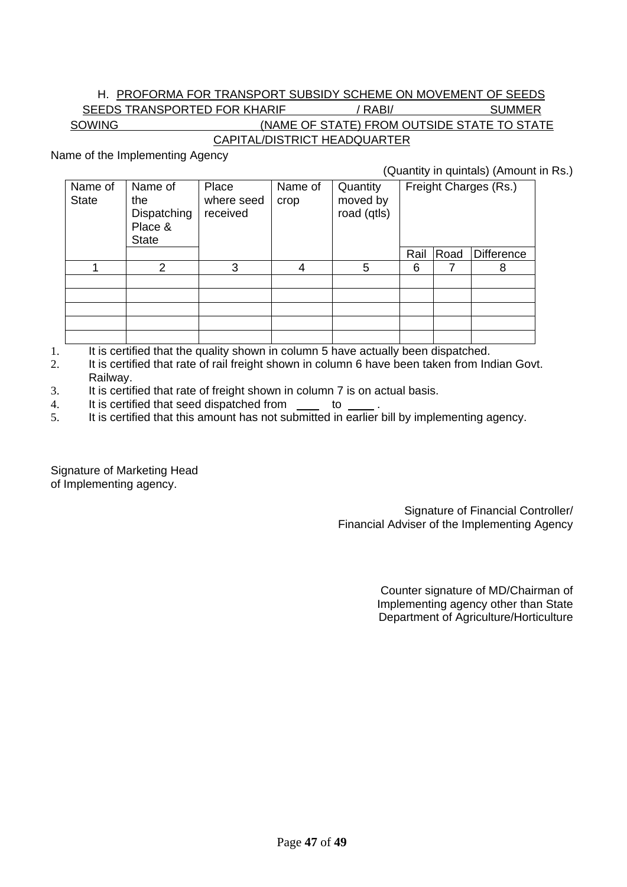## H. PROFORMA FOR TRANSPORT SUBSIDY SCHEME ON MOVEMENT OF SEEDS SEEDS TRANSPORTED FOR KHARIF / RABI/ SUMMER SOWING (NAME OF STATE) FROM OUTSIDE STATE TO STATE CAPITAL/DISTRICT HEADQUARTER

Name of the Implementing Agency

(Quantity in quintals) (Amount in Rs.)

| Name of State | Name of the Dispatching Place & State | Place where seed received | Name of crop | Quantity moved by road (qtls) | Freight Charges (Rs.) | | |
|---|---|---|---|---|---|---|---|
| | | | | | Rail | Road | Difference |
| 1 | 2 | 3 | 4 | 5 | 6 | 7 | 8 |
| | | | | | | | |
| | | | | | | | |
| | | | | | | | |
| | | | | | | | |
| | | | | | | | |

1. It is certified that the quality shown in column 5 have actually been dispatched.
2. It is certified that rate of rail freight shown in column 6 have been taken from Indian Govt. Railway.
3. It is certified that rate of freight shown in column 7 is on actual basis.
4. It is certified that seed dispatched from ____ to ____ .
5. It is certified that this amount has not submitted in earlier bill by implementing agency.

Signature of Marketing Head
of Implementing agency.

Signature of Financial Controller/
Financial Adviser of the Implementing Agency

Counter signature of MD/Chairman of
Implementing agency other than State
Department of Agriculture/Horticulture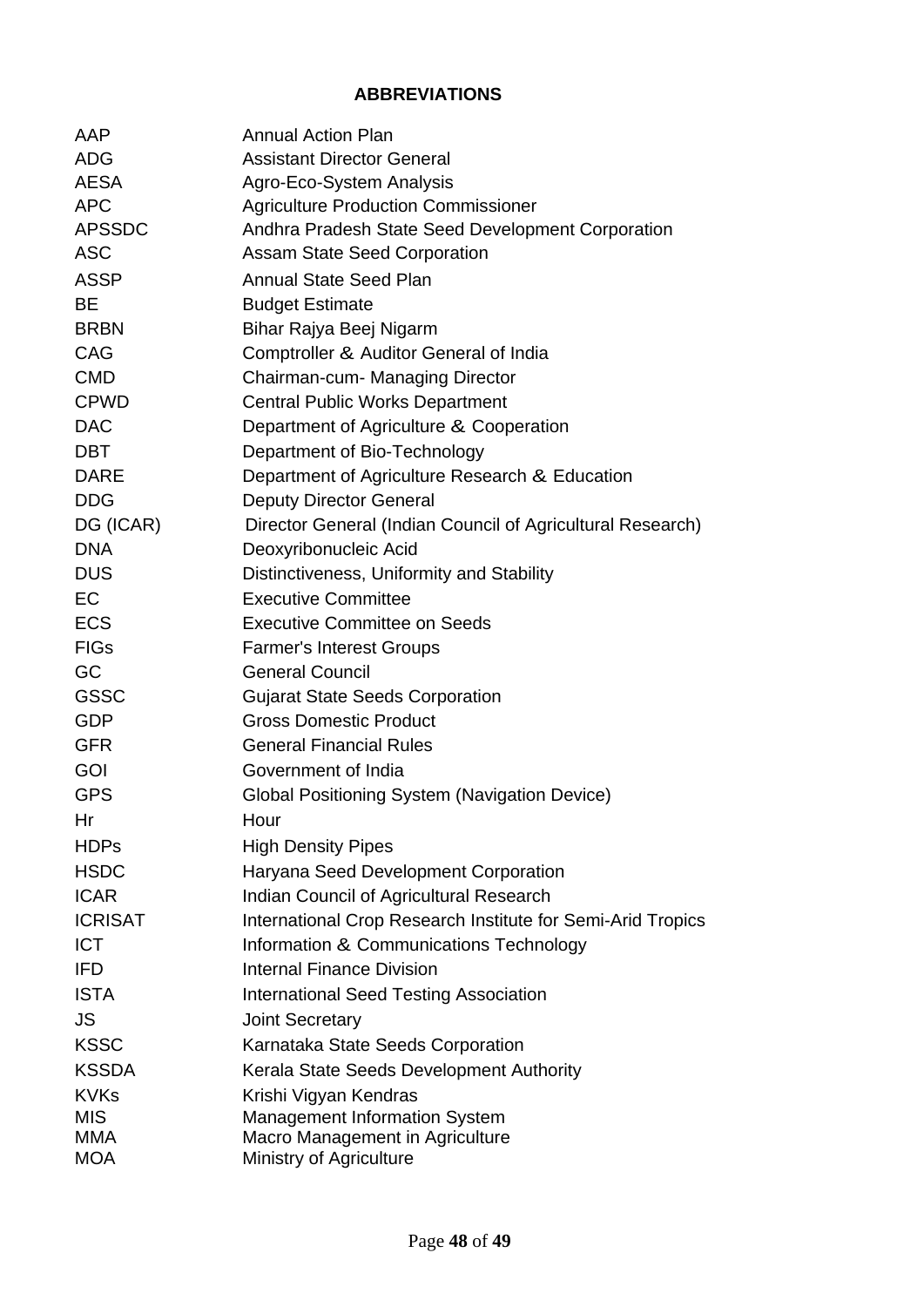## ABBREVIATIONS

| | |
|---|---|
| AAP | Annual Action Plan |
| ADG | Assistant Director General |
| AESA | Agro-Eco-System Analysis |
| APC | Agriculture Production Commissioner |
| APSSDC | Andhra Pradesh State Seed Development Corporation |
| ASC | Assam State Seed Corporation |
| ASSP | Annual State Seed Plan |
| BE | Budget Estimate |
| BRBN | Bihar Rajya Beej Nigarm |
| CAG | Comptroller & Auditor General of India |
| CMD | Chairman-cum- Managing Director |
| CPWD | Central Public Works Department |
| DAC | Department of Agriculture & Cooperation |
| DBT | Department of Bio-Technology |
| DARE | Department of Agriculture Research & Education |
| DDG | Deputy Director General |
| DG (ICAR) | Director General (Indian Council of Agricultural Research) |
| DNA | Deoxyribonucleic Acid |
| DUS | Distinctiveness, Uniformity and Stability |
| EC | Executive Committee |
| ECS | Executive Committee on Seeds |
| FIGs | Farmer's Interest Groups |
| GC | General Council |
| GSSC | Gujarat State Seeds Corporation |
| GDP | Gross Domestic Product |
| GFR | General Financial Rules |
| GOI | Government of India |
| GPS | Global Positioning System (Navigation Device) |
| Hr | Hour |
| HDPs | High Density Pipes |
| HSDC | Haryana Seed Development Corporation |
| ICAR | Indian Council of Agricultural Research |
| ICRISAT | International Crop Research Institute for Semi-Arid Tropics |
| ICT | Information & Communications Technology |
| IFD | Internal Finance Division |
| ISTA | International Seed Testing Association |
| JS | Joint Secretary |
| KSSC | Karnataka State Seeds Corporation |
| KSSDA | Kerala State Seeds Development Authority |
| KVKs | Krishi Vigyan Kendras |
| MIS | Management Information System |
| MMA | Macro Management in Agriculture |
| MOA | Ministry of Agriculture |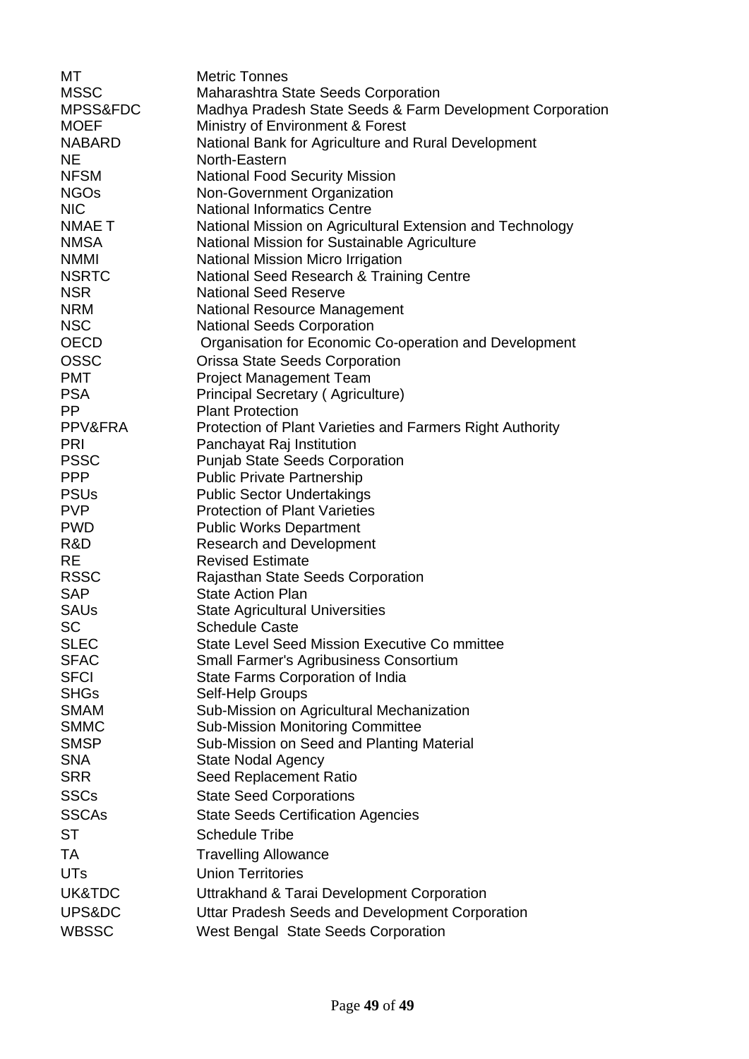| | |
|---|---|
| MT | Metric Tonnes |
| MSSC | Maharashtra State Seeds Corporation |
| MPSS&FDC | Madhya Pradesh State Seeds & Farm Development Corporation |
| MOEF | Ministry of Environment & Forest |
| NABARD | National Bank for Agriculture and Rural Development |
| NE | North-Eastern |
| NFSM | National Food Security Mission |
| NGOs | Non-Government Organization |
| NIC | National Informatics Centre |
| NMAE T | National Mission on Agricultural Extension and Technology |
| NMSA | National Mission for Sustainable Agriculture |
| NMMI | National Mission Micro Irrigation |
| NSRTC | National Seed Research & Training Centre |
| NSR | National Seed Reserve |
| NRM | National Resource Management |
| NSC | National Seeds Corporation |
| OECD | Organisation for Economic Co-operation and Development |
| OSSC | Orissa State Seeds Corporation |
| PMT | Project Management Team |
| PSA | Principal Secretary ( Agriculture) |
| PP | Plant Protection |
| PPV&FRA | Protection of Plant Varieties and Farmers Right Authority |
| PRI | Panchayat Raj Institution |
| PSSC | Punjab State Seeds Corporation |
| PPP | Public Private Partnership |
| PSUs | Public Sector Undertakings |
| PVP | Protection of Plant Varieties |
| PWD | Public Works Department |
| R&D | Research and Development |
| RE | Revised Estimate |
| RSSC | Rajasthan State Seeds Corporation |
| SAP | State Action Plan |
| SAUs | State Agricultural Universities |
| SC | Schedule Caste |
| SLEC | State Level Seed Mission Executive Co mmittee |
| SFAC | Small Farmer's Agribusiness Consortium |
| SFCI | State Farms Corporation of India |
| SHGs | Self-Help Groups |
| SMAM | Sub-Mission on Agricultural Mechanization |
| SMMC | Sub-Mission Monitoring Committee |
| SMSP | Sub-Mission on Seed and Planting Material |
| SNA | State Nodal Agency |
| SRR | Seed Replacement Ratio |
| SSCs | State Seed Corporations |
| SSCAs | State Seeds Certification Agencies |
| ST | Schedule Tribe |
| TA | Travelling Allowance |
| UTs | Union Territories |
| UK&TDC | Uttrakhand & Tarai Development Corporation |
| UPS&DC | Uttar Pradesh Seeds and Development Corporation |
| WBSSC | West Bengal State Seeds Corporation |